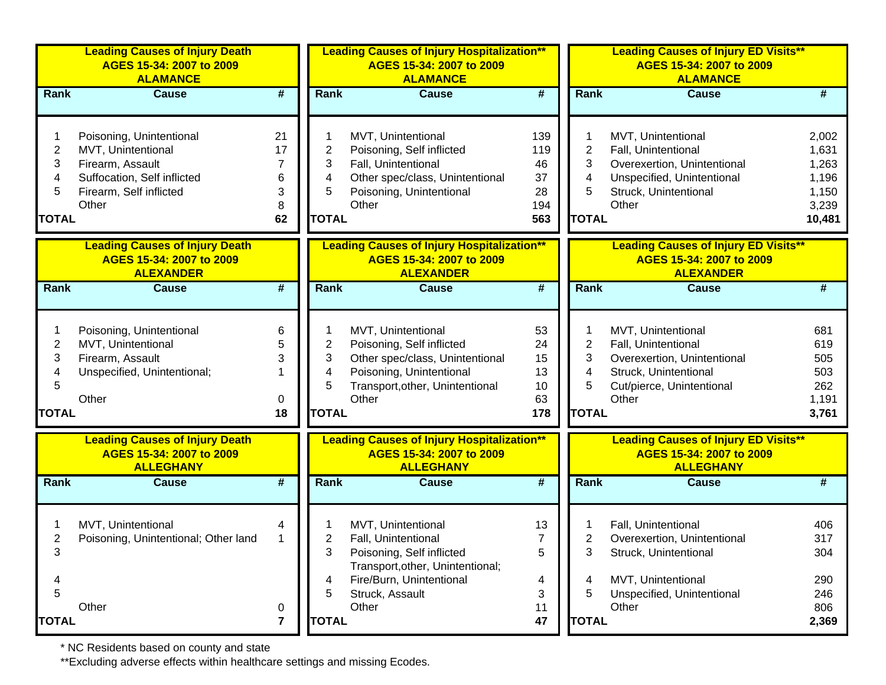## Leading Causes of Injury Death — AGES 15-34: 2007 to 2009 — ALAMANCE

| Rank | Cause | # |
|---|---|---|
| 1 | Poisoning, Unintentional | 21 |
| 2 | MVT, Unintentional | 17 |
| 3 | Firearm, Assault | 7 |
| 4 | Suffocation, Self inflicted | 6 |
| 5 | Firearm, Self inflicted | 3 |
| | Other | 8 |
| TOTAL | | 62 |

## Leading Causes of Injury Hospitalization** — AGES 15-34: 2007 to 2009 — ALAMANCE

| Rank | Cause | # |
|---|---|---|
| 1 | MVT, Unintentional | 139 |
| 2 | Poisoning, Self inflicted | 119 |
| 3 | Fall, Unintentional | 46 |
| 4 | Other spec/class, Unintentional | 37 |
| 5 | Poisoning, Unintentional | 28 |
| | Other | 194 |
| TOTAL | | 563 |

## Leading Causes of Injury ED Visits** — AGES 15-34: 2007 to 2009 — ALAMANCE

| Rank | Cause | # |
|---|---|---|
| 1 | MVT, Unintentional | 2,002 |
| 2 | Fall, Unintentional | 1,631 |
| 3 | Overexertion, Unintentional | 1,263 |
| 4 | Unspecified, Unintentional | 1,196 |
| 5 | Struck, Unintentional | 1,150 |
| | Other | 3,239 |
| TOTAL | | 10,481 |

## Leading Causes of Injury Death — AGES 15-34: 2007 to 2009 — ALEXANDER

| Rank | Cause | # |
|---|---|---|
| 1 | Poisoning, Unintentional | 6 |
| 2 | MVT, Unintentional | 5 |
| 3 | Firearm, Assault | 3 |
| 4 | Unspecified, Unintentional; | 1 |
| 5 | | |
| | Other | 0 |
| TOTAL | | 18 |

## Leading Causes of Injury Hospitalization** — AGES 15-34: 2007 to 2009 — ALEXANDER

| Rank | Cause | # |
|---|---|---|
| 1 | MVT, Unintentional | 53 |
| 2 | Poisoning, Self inflicted | 24 |
| 3 | Other spec/class, Unintentional | 15 |
| 4 | Poisoning, Unintentional | 13 |
| 5 | Transport,other, Unintentional | 10 |
| | Other | 63 |
| TOTAL | | 178 |

## Leading Causes of Injury ED Visits** — AGES 15-34: 2007 to 2009 — ALEXANDER

| Rank | Cause | # |
|---|---|---|
| 1 | MVT, Unintentional | 681 |
| 2 | Fall, Unintentional | 619 |
| 3 | Overexertion, Unintentional | 505 |
| 4 | Struck, Unintentional | 503 |
| 5 | Cut/pierce, Unintentional | 262 |
| | Other | 1,191 |
| TOTAL | | 3,761 |

## Leading Causes of Injury Death — AGES 15-34: 2007 to 2009 — ALLEGHANY

| Rank | Cause | # |
|---|---|---|
| 1 | MVT, Unintentional | 4 |
| 2 | Poisoning, Unintentional; Other land | 1 |
| 3 | | |
| 4 | | |
| 5 | | |
| | Other | 0 |
| TOTAL | | 7 |

## Leading Causes of Injury Hospitalization** — AGES 15-34: 2007 to 2009 — ALLEGHANY

| Rank | Cause | # |
|---|---|---|
| 1 | MVT, Unintentional | 13 |
| 2 | Fall, Unintentional | 7 |
| 3 | Poisoning, Self inflicted | 5 |
| 4 | Transport,other, Unintentional; Fire/Burn, Unintentional | 4 |
| 5 | Struck, Assault | 3 |
| | Other | 11 |
| TOTAL | | 47 |

## Leading Causes of Injury ED Visits** — AGES 15-34: 2007 to 2009 — ALLEGHANY

| Rank | Cause | # |
|---|---|---|
| 1 | Fall, Unintentional | 406 |
| 2 | Overexertion, Unintentional | 317 |
| 3 | Struck, Unintentional | 304 |
| 4 | MVT, Unintentional | 290 |
| 5 | Unspecified, Unintentional | 246 |
| | Other | 806 |
| TOTAL | | 2,369 |

* NC Residents based on county and state

**Excluding adverse effects within healthcare settings and missing Ecodes.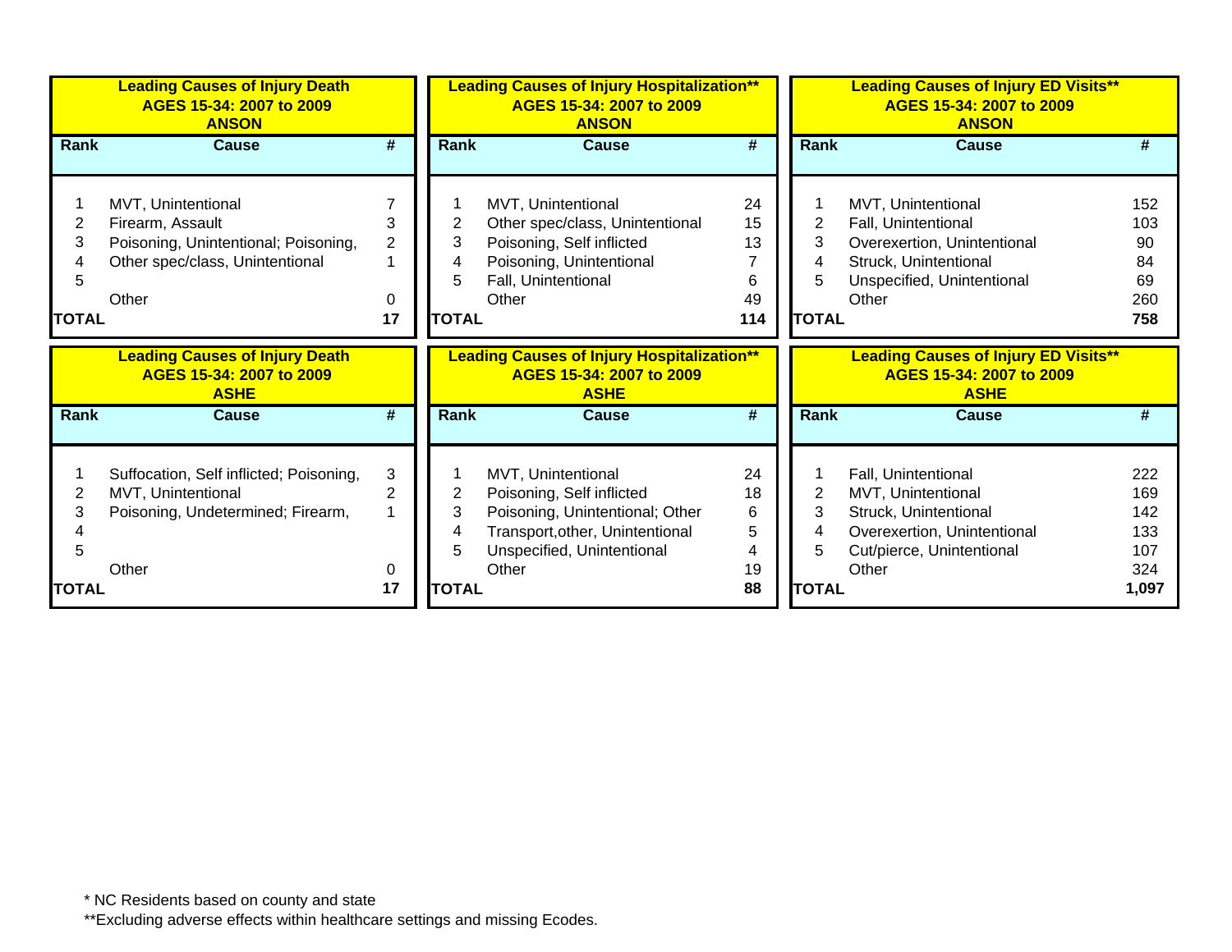### Leading Causes of Injury Death AGES 15-34: 2007 to 2009 ANSON

| Rank | Cause | # |
|---|---|---|
| 1 | MVT, Unintentional | 7 |
| 2 | Firearm, Assault | 3 |
| 3 | Poisoning, Unintentional; Poisoning, | 2 |
| 4 | Other spec/class, Unintentional | 1 |
| 5 | | |
| | Other | 0 |
| **TOTAL** | | **17** |

### Leading Causes of Injury Hospitalization** AGES 15-34: 2007 to 2009 ANSON

| Rank | Cause | # |
|---|---|---|
| 1 | MVT, Unintentional | 24 |
| 2 | Other spec/class, Unintentional | 15 |
| 3 | Poisoning, Self inflicted | 13 |
| 4 | Poisoning, Unintentional | 7 |
| 5 | Fall, Unintentional | 6 |
| | Other | 49 |
| **TOTAL** | | **114** |

### Leading Causes of Injury ED Visits** AGES 15-34: 2007 to 2009 ANSON

| Rank | Cause | # |
|---|---|---|
| 1 | MVT, Unintentional | 152 |
| 2 | Fall, Unintentional | 103 |
| 3 | Overexertion, Unintentional | 90 |
| 4 | Struck, Unintentional | 84 |
| 5 | Unspecified, Unintentional | 69 |
| | Other | 260 |
| **TOTAL** | | **758** |

### Leading Causes of Injury Death AGES 15-34: 2007 to 2009 ASHE

| Rank | Cause | # |
|---|---|---|
| 1 | Suffocation, Self inflicted; Poisoning, | 3 |
| 2 | MVT, Unintentional | 2 |
| 3 | Poisoning, Undetermined; Firearm, | 1 |
| 4 | | |
| 5 | | |
| | Other | 0 |
| **TOTAL** | | **17** |

### Leading Causes of Injury Hospitalization** AGES 15-34: 2007 to 2009 ASHE

| Rank | Cause | # |
|---|---|---|
| 1 | MVT, Unintentional | 24 |
| 2 | Poisoning, Self inflicted | 18 |
| 3 | Poisoning, Unintentional; Other | 6 |
| 4 | Transport,other, Unintentional | 5 |
| 5 | Unspecified, Unintentional | 4 |
| | Other | 19 |
| **TOTAL** | | **88** |

### Leading Causes of Injury ED Visits** AGES 15-34: 2007 to 2009 ASHE

| Rank | Cause | # |
|---|---|---|
| 1 | Fall, Unintentional | 222 |
| 2 | MVT, Unintentional | 169 |
| 3 | Struck, Unintentional | 142 |
| 4 | Overexertion, Unintentional | 133 |
| 5 | Cut/pierce, Unintentional | 107 |
| | Other | 324 |
| **TOTAL** | | **1,097** |

* NC Residents based on county and state

**Excluding adverse effects within healthcare settings and missing Ecodes.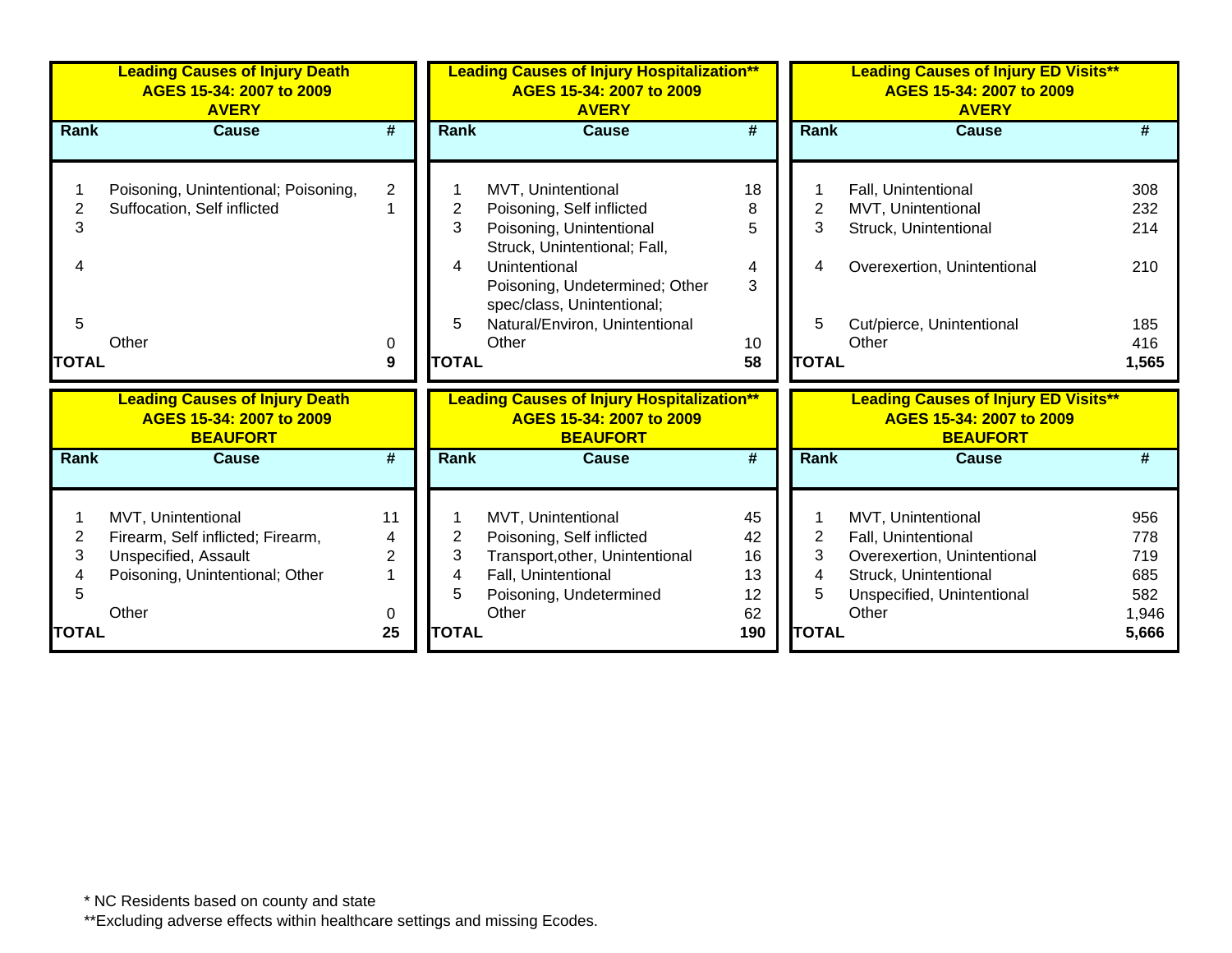## Leading Causes of Injury Death AGES 15-34: 2007 to 2009 AVERY

| Rank | Cause | # |
|---|---|---|
| 1 | Poisoning, Unintentional; Poisoning, | 2 |
| 2 | Suffocation, Self inflicted | 1 |
| 3 | | |
| 4 | | |
| 5 | | |
| | Other | 0 |
| **TOTAL** | | **9** |

## Leading Causes of Injury Hospitalization** AGES 15-34: 2007 to 2009 AVERY

| Rank | Cause | # |
|---|---|---|
| 1 | MVT, Unintentional | 18 |
| 2 | Poisoning, Self inflicted | 8 |
| 3 | Poisoning, Unintentional | 5 |
| 4 | Struck, Unintentional; Fall, Unintentional | 4 |
| 5 | Poisoning, Undetermined; Other spec/class, Unintentional; Natural/Environ, Unintentional | 3 |
| | Other | 10 |
| **TOTAL** | | **58** |

## Leading Causes of Injury ED Visits** AGES 15-34: 2007 to 2009 AVERY

| Rank | Cause | # |
|---|---|---|
| 1 | Fall, Unintentional | 308 |
| 2 | MVT, Unintentional | 232 |
| 3 | Struck, Unintentional | 214 |
| 4 | Overexertion, Unintentional | 210 |
| 5 | Cut/pierce, Unintentional | 185 |
| | Other | 416 |
| **TOTAL** | | **1,565** |

## Leading Causes of Injury Death AGES 15-34: 2007 to 2009 BEAUFORT

| Rank | Cause | # |
|---|---|---|
| 1 | MVT, Unintentional | 11 |
| 2 | Firearm, Self inflicted; Firearm, | 4 |
| 3 | Unspecified, Assault | 2 |
| 4 | Poisoning, Unintentional; Other | 1 |
| 5 | | |
| | Other | 0 |
| **TOTAL** | | **25** |

## Leading Causes of Injury Hospitalization** AGES 15-34: 2007 to 2009 BEAUFORT

| Rank | Cause | # |
|---|---|---|
| 1 | MVT, Unintentional | 45 |
| 2 | Poisoning, Self inflicted | 42 |
| 3 | Transport,other, Unintentional | 16 |
| 4 | Fall, Unintentional | 13 |
| 5 | Poisoning, Undetermined | 12 |
| | Other | 62 |
| **TOTAL** | | **190** |

## Leading Causes of Injury ED Visits** AGES 15-34: 2007 to 2009 BEAUFORT

| Rank | Cause | # |
|---|---|---|
| 1 | MVT, Unintentional | 956 |
| 2 | Fall, Unintentional | 778 |
| 3 | Overexertion, Unintentional | 719 |
| 4 | Struck, Unintentional | 685 |
| 5 | Unspecified, Unintentional | 582 |
| | Other | 1,946 |
| **TOTAL** | | **5,666** |

* NC Residents based on county and state

**Excluding adverse effects within healthcare settings and missing Ecodes.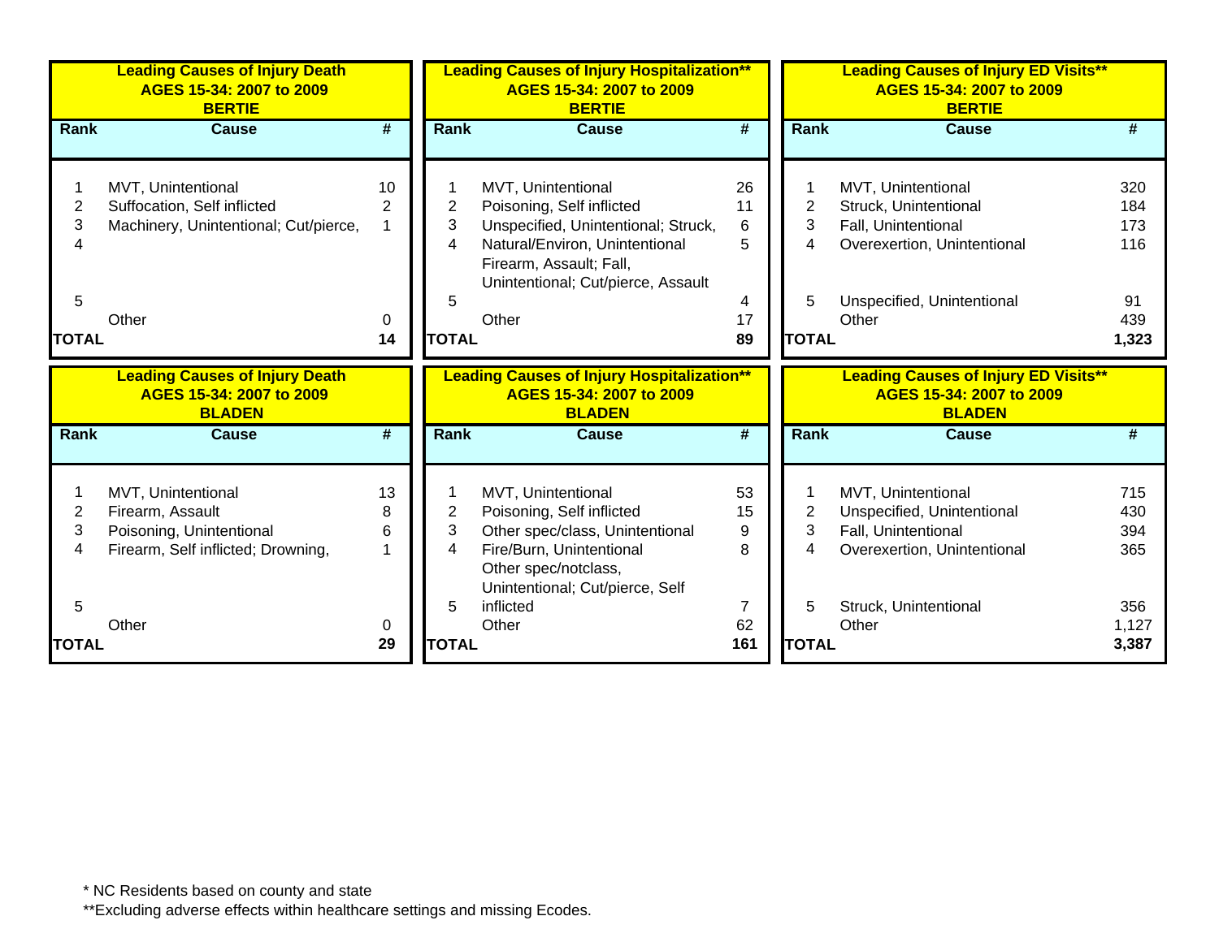**Leading Causes of Injury Death**
**AGES 15-34: 2007 to 2009**
**BERTIE**

| Rank | Cause | # |
|---|---|---|
| 1 | MVT, Unintentional | 10 |
| 2 | Suffocation, Self inflicted | 2 |
| 3 | Machinery, Unintentional; Cut/pierce, | 1 |
| 4 | | |
| 5 | | |
| | Other | 0 |
| **TOTAL** | | **14** |

**Leading Causes of Injury Hospitalization****
**AGES 15-34: 2007 to 2009**
**BERTIE**

| Rank | Cause | # |
|---|---|---|
| 1 | MVT, Unintentional | 26 |
| 2 | Poisoning, Self inflicted | 11 |
| 3 | Unspecified, Unintentional; Struck, | 6 |
| 4 | Natural/Environ, Unintentional | 5 |
| 5 | Firearm, Assault; Fall, Unintentional; Cut/pierce, Assault | 4 |
| | Other | 17 |
| **TOTAL** | | **89** |

**Leading Causes of Injury ED Visits****
**AGES 15-34: 2007 to 2009**
**BERTIE**

| Rank | Cause | # |
|---|---|---|
| 1 | MVT, Unintentional | 320 |
| 2 | Struck, Unintentional | 184 |
| 3 | Fall, Unintentional | 173 |
| 4 | Overexertion, Unintentional | 116 |
| 5 | Unspecified, Unintentional | 91 |
| | Other | 439 |
| **TOTAL** | | **1,323** |

**Leading Causes of Injury Death**
**AGES 15-34: 2007 to 2009**
**BLADEN**

| Rank | Cause | # |
|---|---|---|
| 1 | MVT, Unintentional | 13 |
| 2 | Firearm, Assault | 8 |
| 3 | Poisoning, Unintentional | 6 |
| 4 | Firearm, Self inflicted; Drowning, | 1 |
| 5 | | |
| | Other | 0 |
| **TOTAL** | | **29** |

**Leading Causes of Injury Hospitalization****
**AGES 15-34: 2007 to 2009**
**BLADEN**

| Rank | Cause | # |
|---|---|---|
| 1 | MVT, Unintentional | 53 |
| 2 | Poisoning, Self inflicted | 15 |
| 3 | Other spec/class, Unintentional | 9 |
| 4 | Fire/Burn, Unintentional | 8 |
| 5 | Other spec/notclass, Unintentional; Cut/pierce, Self inflicted | 7 |
| | Other | 62 |
| **TOTAL** | | **161** |

**Leading Causes of Injury ED Visits****
**AGES 15-34: 2007 to 2009**
**BLADEN**

| Rank | Cause | # |
|---|---|---|
| 1 | MVT, Unintentional | 715 |
| 2 | Unspecified, Unintentional | 430 |
| 3 | Fall, Unintentional | 394 |
| 4 | Overexertion, Unintentional | 365 |
| 5 | Struck, Unintentional | 356 |
| | Other | 1,127 |
| **TOTAL** | | **3,387** |

* NC Residents based on county and state
**Excluding adverse effects within healthcare settings and missing Ecodes.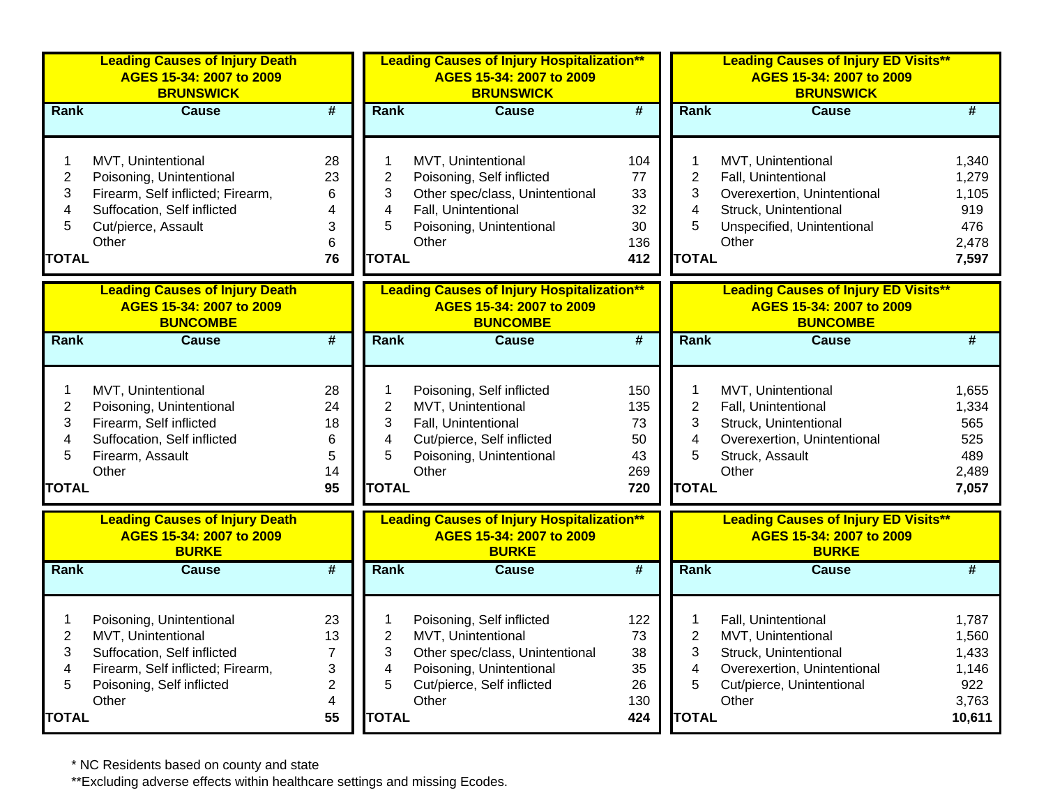## Leading Causes of Injury Death AGES 15-34: 2007 to 2009 BRUNSWICK

| Rank | Cause | # |
|---|---|---|
| 1 | MVT, Unintentional | 28 |
| 2 | Poisoning, Unintentional | 23 |
| 3 | Firearm, Self inflicted; Firearm, | 6 |
| 4 | Suffocation, Self inflicted | 4 |
| 5 | Cut/pierce, Assault | 3 |
| | Other | 6 |
| **TOTAL** | | **76** |

## Leading Causes of Injury Hospitalization** AGES 15-34: 2007 to 2009 BRUNSWICK

| Rank | Cause | # |
|---|---|---|
| 1 | MVT, Unintentional | 104 |
| 2 | Poisoning, Self inflicted | 77 |
| 3 | Other spec/class, Unintentional | 33 |
| 4 | Fall, Unintentional | 32 |
| 5 | Poisoning, Unintentional | 30 |
| | Other | 136 |
| **TOTAL** | | **412** |

## Leading Causes of Injury ED Visits** AGES 15-34: 2007 to 2009 BRUNSWICK

| Rank | Cause | # |
|---|---|---|
| 1 | MVT, Unintentional | 1,340 |
| 2 | Fall, Unintentional | 1,279 |
| 3 | Overexertion, Unintentional | 1,105 |
| 4 | Struck, Unintentional | 919 |
| 5 | Unspecified, Unintentional | 476 |
| | Other | 2,478 |
| **TOTAL** | | **7,597** |

## Leading Causes of Injury Death AGES 15-34: 2007 to 2009 BUNCOMBE

| Rank | Cause | # |
|---|---|---|
| 1 | MVT, Unintentional | 28 |
| 2 | Poisoning, Unintentional | 24 |
| 3 | Firearm, Self inflicted | 18 |
| 4 | Suffocation, Self inflicted | 6 |
| 5 | Firearm, Assault | 5 |
| | Other | 14 |
| **TOTAL** | | **95** |

## Leading Causes of Injury Hospitalization** AGES 15-34: 2007 to 2009 BUNCOMBE

| Rank | Cause | # |
|---|---|---|
| 1 | Poisoning, Self inflicted | 150 |
| 2 | MVT, Unintentional | 135 |
| 3 | Fall, Unintentional | 73 |
| 4 | Cut/pierce, Self inflicted | 50 |
| 5 | Poisoning, Unintentional | 43 |
| | Other | 269 |
| **TOTAL** | | **720** |

## Leading Causes of Injury ED Visits** AGES 15-34: 2007 to 2009 BUNCOMBE

| Rank | Cause | # |
|---|---|---|
| 1 | MVT, Unintentional | 1,655 |
| 2 | Fall, Unintentional | 1,334 |
| 3 | Struck, Unintentional | 565 |
| 4 | Overexertion, Unintentional | 525 |
| 5 | Struck, Assault | 489 |
| | Other | 2,489 |
| **TOTAL** | | **7,057** |

## Leading Causes of Injury Death AGES 15-34: 2007 to 2009 BURKE

| Rank | Cause | # |
|---|---|---|
| 1 | Poisoning, Unintentional | 23 |
| 2 | MVT, Unintentional | 13 |
| 3 | Suffocation, Self inflicted | 7 |
| 4 | Firearm, Self inflicted; Firearm, | 3 |
| 5 | Poisoning, Self inflicted | 2 |
| | Other | 4 |
| **TOTAL** | | **55** |

## Leading Causes of Injury Hospitalization** AGES 15-34: 2007 to 2009 BURKE

| Rank | Cause | # |
|---|---|---|
| 1 | Poisoning, Self inflicted | 122 |
| 2 | MVT, Unintentional | 73 |
| 3 | Other spec/class, Unintentional | 38 |
| 4 | Poisoning, Unintentional | 35 |
| 5 | Cut/pierce, Self inflicted | 26 |
| | Other | 130 |
| **TOTAL** | | **424** |

## Leading Causes of Injury ED Visits** AGES 15-34: 2007 to 2009 BURKE

| Rank | Cause | # |
|---|---|---|
| 1 | Fall, Unintentional | 1,787 |
| 2 | MVT, Unintentional | 1,560 |
| 3 | Struck, Unintentional | 1,433 |
| 4 | Overexertion, Unintentional | 1,146 |
| 5 | Cut/pierce, Unintentional | 922 |
| | Other | 3,763 |
| **TOTAL** | | **10,611** |

* NC Residents based on county and state

**Excluding adverse effects within healthcare settings and missing Ecodes.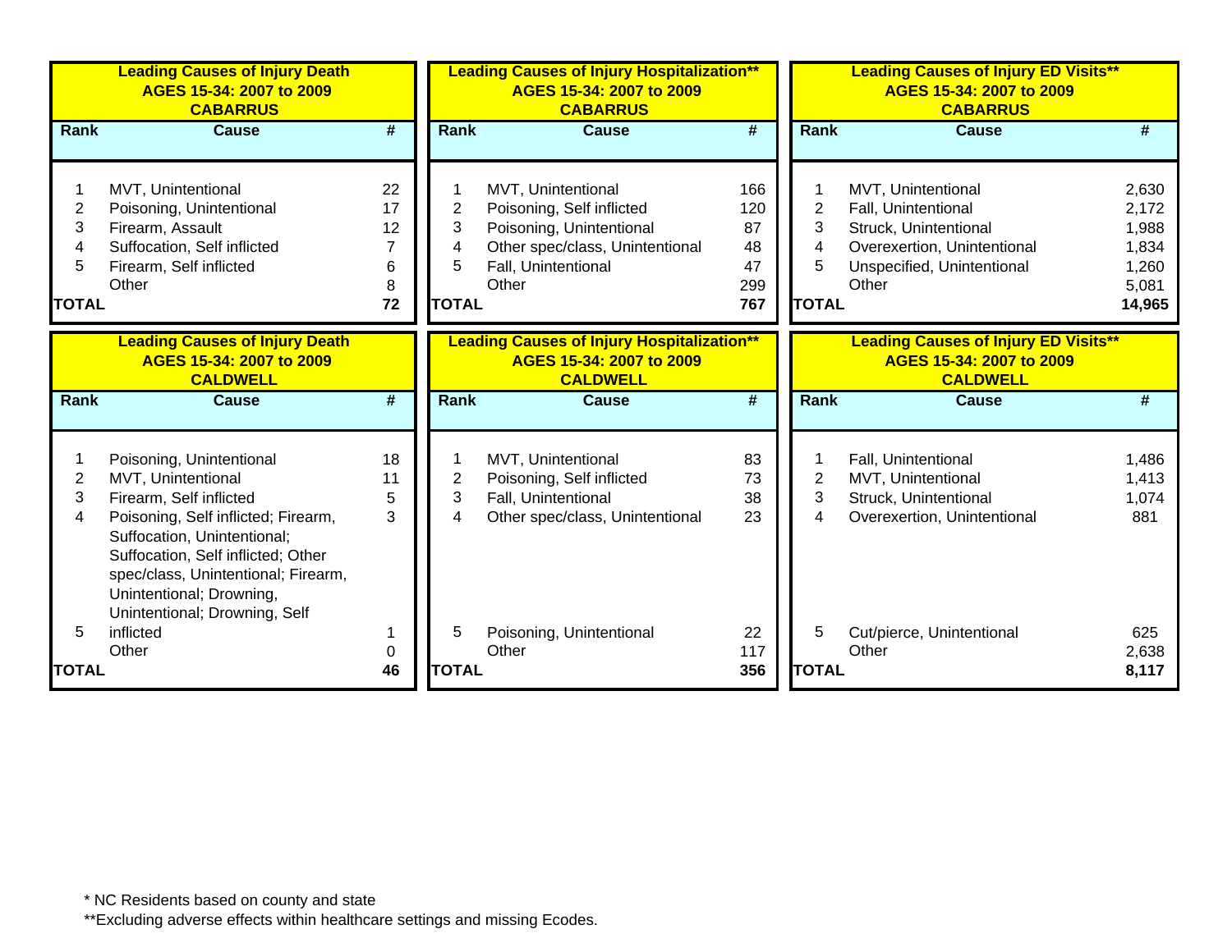**Leading Causes of Injury Death**
**AGES 15-34: 2007 to 2009**
**CABARRUS**

| Rank | Cause | # |
|---|---|---|
| 1 | MVT, Unintentional | 22 |
| 2 | Poisoning, Unintentional | 17 |
| 3 | Firearm, Assault | 12 |
| 4 | Suffocation, Self inflicted | 7 |
| 5 | Firearm, Self inflicted | 6 |
| | Other | 8 |
| **TOTAL** | | **72** |

**Leading Causes of Injury Hospitalization****
**AGES 15-34: 2007 to 2009**
**CABARRUS**

| Rank | Cause | # |
|---|---|---|
| 1 | MVT, Unintentional | 166 |
| 2 | Poisoning, Self inflicted | 120 |
| 3 | Poisoning, Unintentional | 87 |
| 4 | Other spec/class, Unintentional | 48 |
| 5 | Fall, Unintentional | 47 |
| | Other | 299 |
| **TOTAL** | | **767** |

**Leading Causes of Injury ED Visits****
**AGES 15-34: 2007 to 2009**
**CABARRUS**

| Rank | Cause | # |
|---|---|---|
| 1 | MVT, Unintentional | 2,630 |
| 2 | Fall, Unintentional | 2,172 |
| 3 | Struck, Unintentional | 1,988 |
| 4 | Overexertion, Unintentional | 1,834 |
| 5 | Unspecified, Unintentional | 1,260 |
| | Other | 5,081 |
| **TOTAL** | | **14,965** |

**Leading Causes of Injury Death**
**AGES 15-34: 2007 to 2009**
**CALDWELL**

| Rank | Cause | # |
|---|---|---|
| 1 | Poisoning, Unintentional | 18 |
| 2 | MVT, Unintentional | 11 |
| 3 | Firearm, Self inflicted | 5 |
| 4 | Poisoning, Self inflicted; Firearm, Suffocation, Unintentional; Suffocation, Self inflicted; Other spec/class, Unintentional; Firearm, Unintentional; Drowning, Unintentional; Drowning, Self | 3 |
| 5 | inflicted | 1 |
| | Other | 0 |
| **TOTAL** | | **46** |

**Leading Causes of Injury Hospitalization****
**AGES 15-34: 2007 to 2009**
**CALDWELL**

| Rank | Cause | # |
|---|---|---|
| 1 | MVT, Unintentional | 83 |
| 2 | Poisoning, Self inflicted | 73 |
| 3 | Fall, Unintentional | 38 |
| 4 | Other spec/class, Unintentional | 23 |
| 5 | Poisoning, Unintentional | 22 |
| | Other | 117 |
| **TOTAL** | | **356** |

**Leading Causes of Injury ED Visits****
**AGES 15-34: 2007 to 2009**
**CALDWELL**

| Rank | Cause | # |
|---|---|---|
| 1 | Fall, Unintentional | 1,486 |
| 2 | MVT, Unintentional | 1,413 |
| 3 | Struck, Unintentional | 1,074 |
| 4 | Overexertion, Unintentional | 881 |
| 5 | Cut/pierce, Unintentional | 625 |
| | Other | 2,638 |
| **TOTAL** | | **8,117** |

* NC Residents based on county and state

**Excluding adverse effects within healthcare settings and missing Ecodes.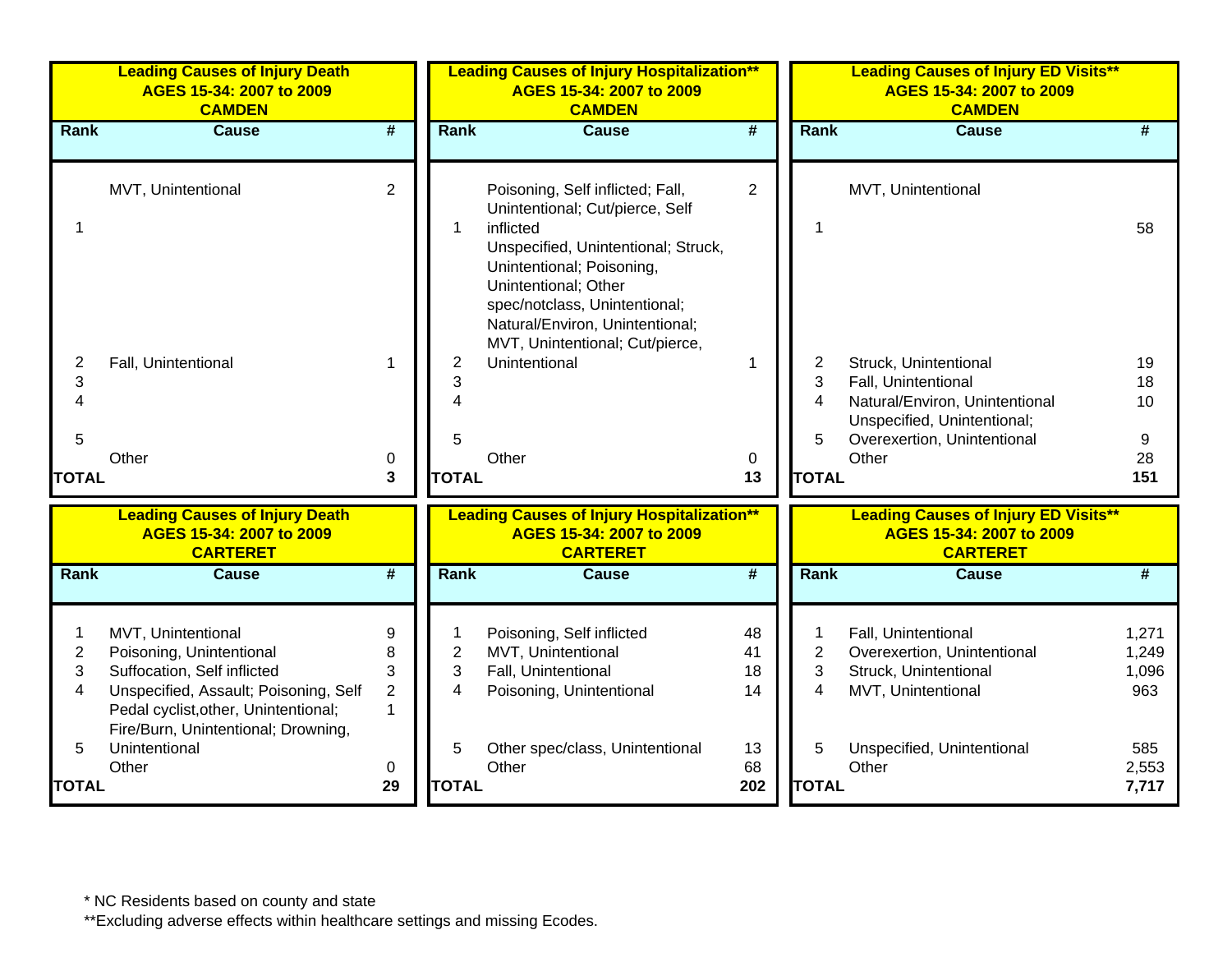### Leading Causes of Injury Death AGES 15-34: 2007 to 2009 CAMDEN

| Rank | Cause | # |
|---|---|---|
| 1 | MVT, Unintentional | 2 |
| 2 | Fall, Unintentional | 1 |
| 3 | | |
| 4 | | |
| 5 | | |
| | Other | 0 |
| **TOTAL** | | **3** |

### Leading Causes of Injury Hospitalization** AGES 15-34: 2007 to 2009 CAMDEN

| Rank | Cause | # |
|---|---|---|
| 1 | Poisoning, Self inflicted; Fall, Unintentional; Cut/pierce, Self inflicted | 2 |
| 2 | Unspecified, Unintentional; Struck, Unintentional; Poisoning, Unintentional; Other spec/notclass, Unintentional; Natural/Environ, Unintentional; MVT, Unintentional; Cut/pierce, Unintentional | 1 |
| 3 | | |
| 4 | | |
| 5 | | |
| | Other | 0 |
| **TOTAL** | | **13** |

### Leading Causes of Injury ED Visits** AGES 15-34: 2007 to 2009 CAMDEN

| Rank | Cause | # |
|---|---|---|
| 1 | MVT, Unintentional | 58 |
| 2 | Struck, Unintentional | 19 |
| 3 | Fall, Unintentional | 18 |
| 4 | Natural/Environ, Unintentional | 10 |
| 5 | Unspecified, Unintentional; Overexertion, Unintentional | 9 |
| | Other | 28 |
| **TOTAL** | | **151** |

### Leading Causes of Injury Death AGES 15-34: 2007 to 2009 CARTERET

| Rank | Cause | # |
|---|---|---|
| 1 | MVT, Unintentional | 9 |
| 2 | Poisoning, Unintentional | 8 |
| 3 | Suffocation, Self inflicted | 3 |
| 4 | Unspecified, Assault; Poisoning, Self | 2 |
| 5 | Pedal cyclist,other, Unintentional; Fire/Burn, Unintentional; Drowning, Unintentional | 1 |
| | Other | 0 |
| **TOTAL** | | **29** |

### Leading Causes of Injury Hospitalization** AGES 15-34: 2007 to 2009 CARTERET

| Rank | Cause | # |
|---|---|---|
| 1 | Poisoning, Self inflicted | 48 |
| 2 | MVT, Unintentional | 41 |
| 3 | Fall, Unintentional | 18 |
| 4 | Poisoning, Unintentional | 14 |
| 5 | Other spec/class, Unintentional | 13 |
| | Other | 68 |
| **TOTAL** | | **202** |

### Leading Causes of Injury ED Visits** AGES 15-34: 2007 to 2009 CARTERET

| Rank | Cause | # |
|---|---|---|
| 1 | Fall, Unintentional | 1,271 |
| 2 | Overexertion, Unintentional | 1,249 |
| 3 | Struck, Unintentional | 1,096 |
| 4 | MVT, Unintentional | 963 |
| 5 | Unspecified, Unintentional | 585 |
| | Other | 2,553 |
| **TOTAL** | | **7,717** |

* NC Residents based on county and state

**Excluding adverse effects within healthcare settings and missing Ecodes.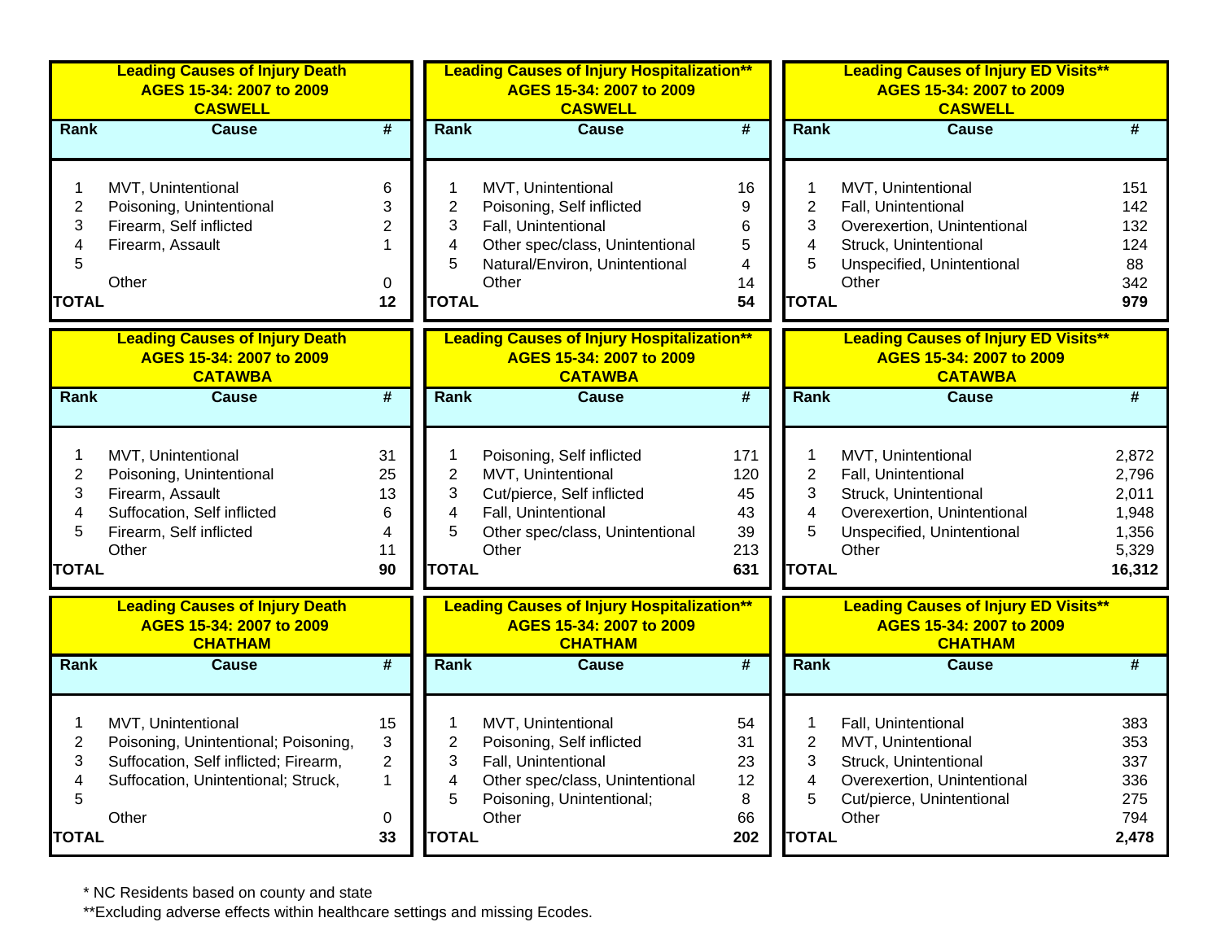| Leading Causes of Injury Death AGES 15-34: 2007 to 2009 CASWELL | | |
|---|---|---|
| **Rank** | **Cause** | **#** |
| 1 | MVT, Unintentional | 6 |
| 2 | Poisoning, Unintentional | 3 |
| 3 | Firearm, Self inflicted | 2 |
| 4 | Firearm, Assault | 1 |
| 5 | | |
| | Other | 0 |
| **TOTAL** | | **12** |

| Leading Causes of Injury Hospitalization** AGES 15-34: 2007 to 2009 CASWELL | | |
|---|---|---|
| **Rank** | **Cause** | **#** |
| 1 | MVT, Unintentional | 16 |
| 2 | Poisoning, Self inflicted | 9 |
| 3 | Fall, Unintentional | 6 |
| 4 | Other spec/class, Unintentional | 5 |
| 5 | Natural/Environ, Unintentional | 4 |
| | Other | 14 |
| **TOTAL** | | **54** |

| Leading Causes of Injury ED Visits** AGES 15-34: 2007 to 2009 CASWELL | | |
|---|---|---|
| **Rank** | **Cause** | **#** |
| 1 | MVT, Unintentional | 151 |
| 2 | Fall, Unintentional | 142 |
| 3 | Overexertion, Unintentional | 132 |
| 4 | Struck, Unintentional | 124 |
| 5 | Unspecified, Unintentional | 88 |
| | Other | 342 |
| **TOTAL** | | **979** |

| Leading Causes of Injury Death AGES 15-34: 2007 to 2009 CATAWBA | | |
|---|---|---|
| **Rank** | **Cause** | **#** |
| 1 | MVT, Unintentional | 31 |
| 2 | Poisoning, Unintentional | 25 |
| 3 | Firearm, Assault | 13 |
| 4 | Suffocation, Self inflicted | 6 |
| 5 | Firearm, Self inflicted | 4 |
| | Other | 11 |
| **TOTAL** | | **90** |

| Leading Causes of Injury Hospitalization** AGES 15-34: 2007 to 2009 CATAWBA | | |
|---|---|---|
| **Rank** | **Cause** | **#** |
| 1 | Poisoning, Self inflicted | 171 |
| 2 | MVT, Unintentional | 120 |
| 3 | Cut/pierce, Self inflicted | 45 |
| 4 | Fall, Unintentional | 43 |
| 5 | Other spec/class, Unintentional | 39 |
| | Other | 213 |
| **TOTAL** | | **631** |

| Leading Causes of Injury ED Visits** AGES 15-34: 2007 to 2009 CATAWBA | | |
|---|---|---|
| **Rank** | **Cause** | **#** |
| 1 | MVT, Unintentional | 2,872 |
| 2 | Fall, Unintentional | 2,796 |
| 3 | Struck, Unintentional | 2,011 |
| 4 | Overexertion, Unintentional | 1,948 |
| 5 | Unspecified, Unintentional | 1,356 |
| | Other | 5,329 |
| **TOTAL** | | **16,312** |

| Leading Causes of Injury Death AGES 15-34: 2007 to 2009 CHATHAM | | |
|---|---|---|
| **Rank** | **Cause** | **#** |
| 1 | MVT, Unintentional | 15 |
| 2 | Poisoning, Unintentional; Poisoning, | 3 |
| 3 | Suffocation, Self inflicted; Firearm, | 2 |
| 4 | Suffocation, Unintentional; Struck, | 1 |
| 5 | | |
| | Other | 0 |
| **TOTAL** | | **33** |

| Leading Causes of Injury Hospitalization** AGES 15-34: 2007 to 2009 CHATHAM | | |
|---|---|---|
| **Rank** | **Cause** | **#** |
| 1 | MVT, Unintentional | 54 |
| 2 | Poisoning, Self inflicted | 31 |
| 3 | Fall, Unintentional | 23 |
| 4 | Other spec/class, Unintentional | 12 |
| 5 | Poisoning, Unintentional; | 8 |
| | Other | 66 |
| **TOTAL** | | **202** |

| Leading Causes of Injury ED Visits** AGES 15-34: 2007 to 2009 CHATHAM | | |
|---|---|---|
| **Rank** | **Cause** | **#** |
| 1 | Fall, Unintentional | 383 |
| 2 | MVT, Unintentional | 353 |
| 3 | Struck, Unintentional | 337 |
| 4 | Overexertion, Unintentional | 336 |
| 5 | Cut/pierce, Unintentional | 275 |
| | Other | 794 |
| **TOTAL** | | **2,478** |

* NC Residents based on county and state

**Excluding adverse effects within healthcare settings and missing Ecodes.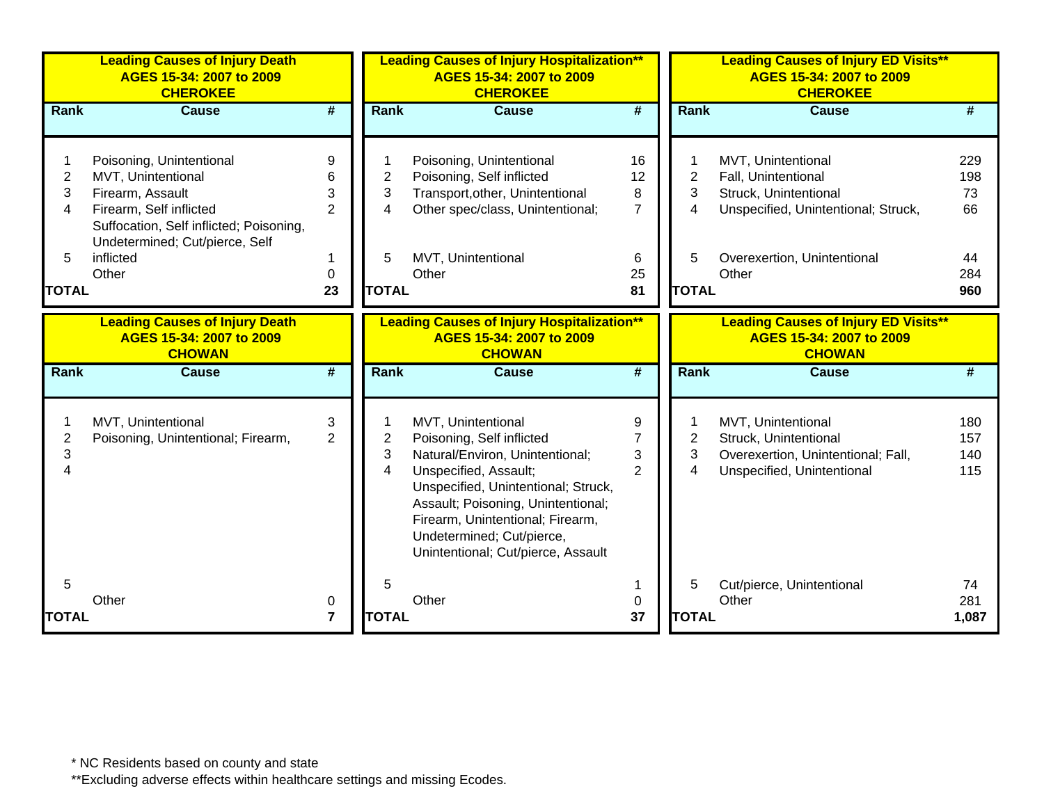**Leading Causes of Injury Death AGES 15-34: 2007 to 2009 CHEROKEE**

| Rank | Cause | # |
|---|---|---|
| 1 | Poisoning, Unintentional | 9 |
| 2 | MVT, Unintentional | 6 |
| 3 | Firearm, Assault | 3 |
| 4 | Firearm, Self inflicted | 2 |
| 5 | Suffocation, Self inflicted; Poisoning, Undetermined; Cut/pierce, Self inflicted | 1 |
| | Other | 0 |
| TOTAL | | 23 |

**Leading Causes of Injury Hospitalization** AGES 15-34: 2007 to 2009 CHEROKEE**

| Rank | Cause | # |
|---|---|---|
| 1 | Poisoning, Unintentional | 16 |
| 2 | Poisoning, Self inflicted | 12 |
| 3 | Transport,other, Unintentional | 8 |
| 4 | Other spec/class, Unintentional; | 7 |
| 5 | MVT, Unintentional | 6 |
| | Other | 25 |
| TOTAL | | 81 |

**Leading Causes of Injury ED Visits** AGES 15-34: 2007 to 2009 CHEROKEE**

| Rank | Cause | # |
|---|---|---|
| 1 | MVT, Unintentional | 229 |
| 2 | Fall, Unintentional | 198 |
| 3 | Struck, Unintentional | 73 |
| 4 | Unspecified, Unintentional; Struck, | 66 |
| 5 | Overexertion, Unintentional | 44 |
| | Other | 284 |
| TOTAL | | 960 |

**Leading Causes of Injury Death AGES 15-34: 2007 to 2009 CHOWAN**

| Rank | Cause | # |
|---|---|---|
| 1 | MVT, Unintentional | 3 |
| 2 | Poisoning, Unintentional; Firearm, | 2 |
| 3 | | |
| 4 | | |
| 5 | | |
| | Other | 0 |
| TOTAL | | 7 |

**Leading Causes of Injury Hospitalization** AGES 15-34: 2007 to 2009 CHOWAN**

| Rank | Cause | # |
|---|---|---|
| 1 | MVT, Unintentional | 9 |
| 2 | Poisoning, Self inflicted | 7 |
| 3 | Natural/Environ, Unintentional; | 3 |
| 4 | Unspecified, Assault; Unspecified, Unintentional; Struck, Assault; Poisoning, Unintentional; Firearm, Unintentional; Firearm, Undetermined; Cut/pierce, Unintentional; Cut/pierce, Assault | 2 |
| 5 | | 1 |
| | Other | 0 |
| TOTAL | | 37 |

**Leading Causes of Injury ED Visits** AGES 15-34: 2007 to 2009 CHOWAN**

| Rank | Cause | # |
|---|---|---|
| 1 | MVT, Unintentional | 180 |
| 2 | Struck, Unintentional | 157 |
| 3 | Overexertion, Unintentional; Fall, | 140 |
| 4 | Unspecified, Unintentional | 115 |
| 5 | Cut/pierce, Unintentional | 74 |
| | Other | 281 |
| TOTAL | | 1,087 |

* NC Residents based on county and state

**Excluding adverse effects within healthcare settings and missing Ecodes.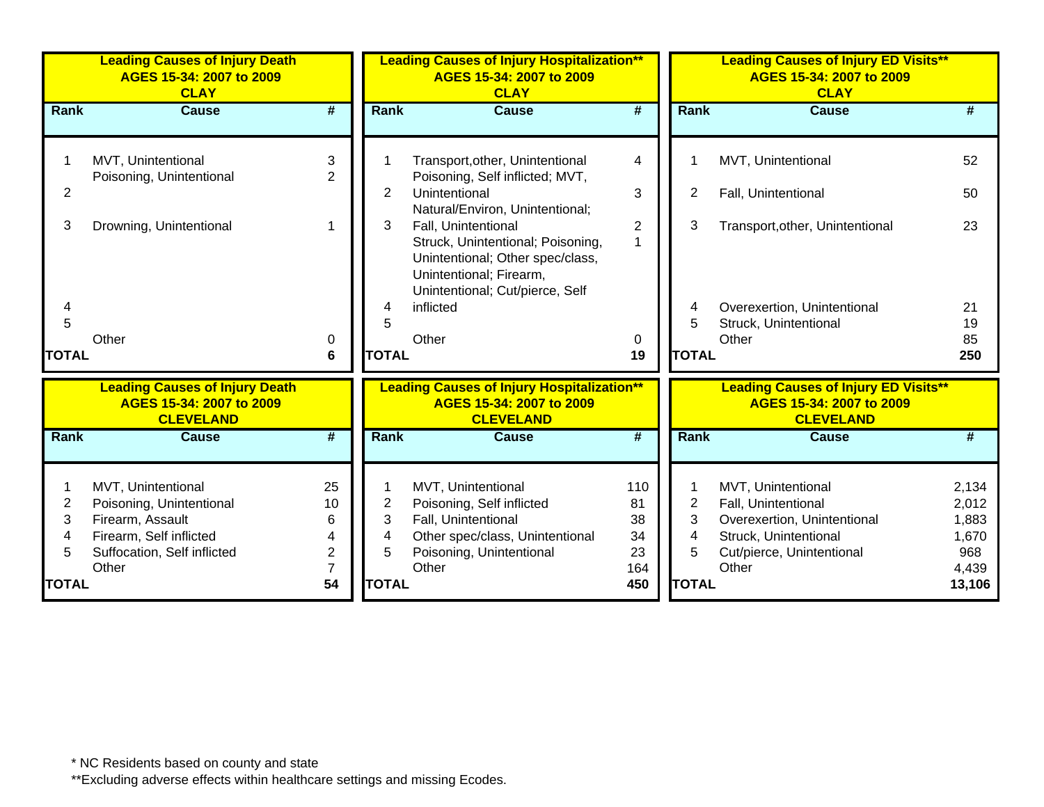**Leading Causes of Injury Death**
**AGES 15-34: 2007 to 2009**
**CLAY**

| Rank | Cause | # |
|---|---|---|
| 1 | MVT, Unintentional | 3 |
| 2 | Poisoning, Unintentional | 2 |
| 3 | Drowning, Unintentional | 1 |
| 4 | | |
| 5 | | |
| | Other | 0 |
| **TOTAL** | | **6** |

**Leading Causes of Injury Hospitalization****
**AGES 15-34: 2007 to 2009**
**CLAY**

| Rank | Cause | # |
|---|---|---|
| 1 | Transport,other, Unintentional | 4 |
| 2 | Poisoning, Self inflicted; MVT, Unintentional | 3 |
| 3 | Natural/Environ, Unintentional; Fall, Unintentional | 2 |
| 4 | Struck, Unintentional; Poisoning, Unintentional; Other spec/class, Unintentional; Firearm, Unintentional; Cut/pierce, Self inflicted | 1 |
| 5 | | |
| | Other | 0 |
| **TOTAL** | | **19** |

**Leading Causes of Injury ED Visits****
**AGES 15-34: 2007 to 2009**
**CLAY**

| Rank | Cause | # |
|---|---|---|
| 1 | MVT, Unintentional | 52 |
| 2 | Fall, Unintentional | 50 |
| 3 | Transport,other, Unintentional | 23 |
| 4 | Overexertion, Unintentional | 21 |
| 5 | Struck, Unintentional | 19 |
| | Other | 85 |
| **TOTAL** | | **250** |

**Leading Causes of Injury Death**
**AGES 15-34: 2007 to 2009**
**CLEVELAND**

| Rank | Cause | # |
|---|---|---|
| 1 | MVT, Unintentional | 25 |
| 2 | Poisoning, Unintentional | 10 |
| 3 | Firearm, Assault | 6 |
| 4 | Firearm, Self inflicted | 4 |
| 5 | Suffocation, Self inflicted | 2 |
| | Other | 7 |
| **TOTAL** | | **54** |

**Leading Causes of Injury Hospitalization****
**AGES 15-34: 2007 to 2009**
**CLEVELAND**

| Rank | Cause | # |
|---|---|---|
| 1 | MVT, Unintentional | 110 |
| 2 | Poisoning, Self inflicted | 81 |
| 3 | Fall, Unintentional | 38 |
| 4 | Other spec/class, Unintentional | 34 |
| 5 | Poisoning, Unintentional | 23 |
| | Other | 164 |
| **TOTAL** | | **450** |

**Leading Causes of Injury ED Visits****
**AGES 15-34: 2007 to 2009**
**CLEVELAND**

| Rank | Cause | # |
|---|---|---|
| 1 | MVT, Unintentional | 2,134 |
| 2 | Fall, Unintentional | 2,012 |
| 3 | Overexertion, Unintentional | 1,883 |
| 4 | Struck, Unintentional | 1,670 |
| 5 | Cut/pierce, Unintentional | 968 |
| | Other | 4,439 |
| **TOTAL** | | **13,106** |

* NC Residents based on county and state

**Excluding adverse effects within healthcare settings and missing Ecodes.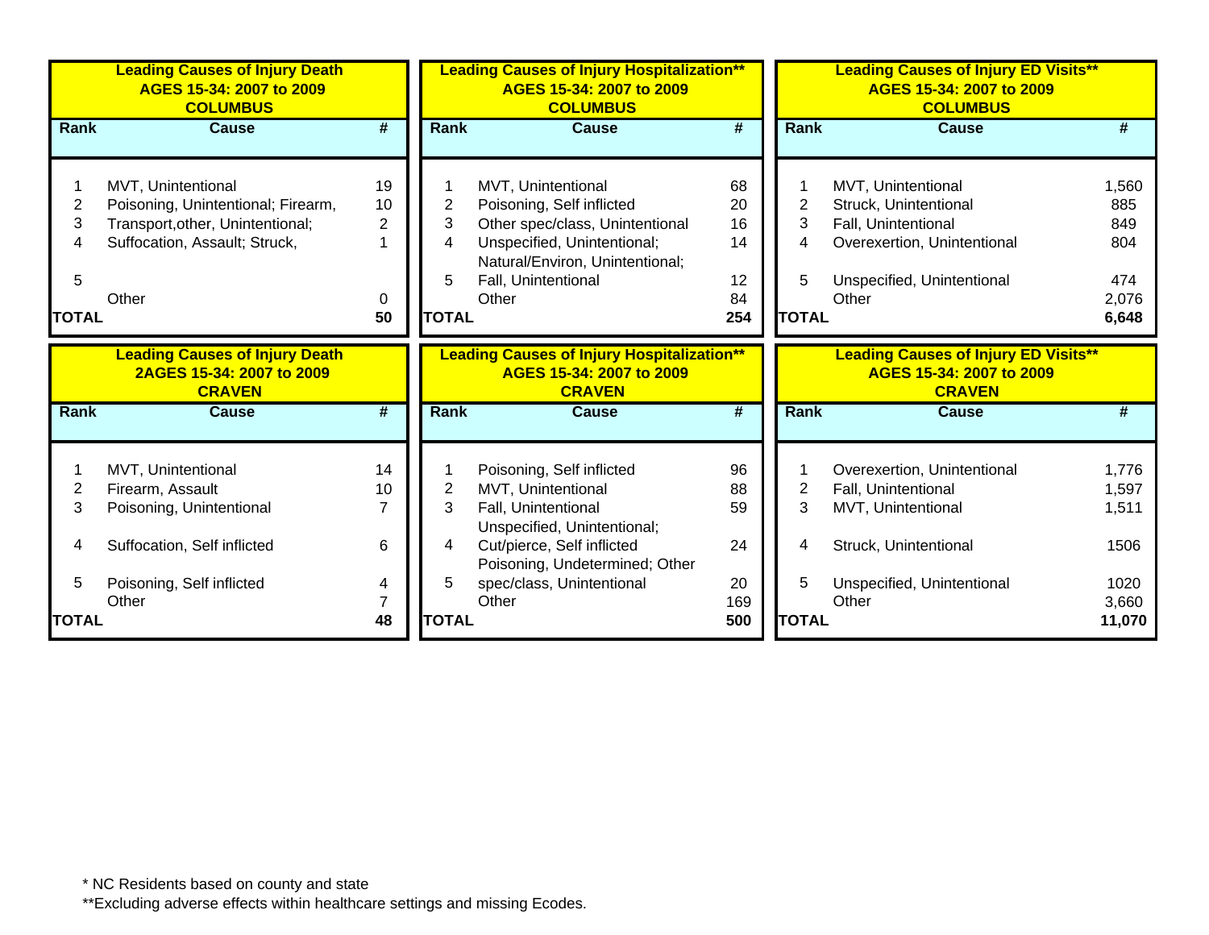**Leading Causes of Injury Death AGES 15-34: 2007 to 2009 COLUMBUS**

| Rank | Cause | # |
|---|---|---|
| 1 | MVT, Unintentional | 19 |
| 2 | Poisoning, Unintentional; Firearm, | 10 |
| 3 | Transport,other, Unintentional; | 2 |
| 4 | Suffocation, Assault; Struck, | 1 |
| 5 | | |
| | Other | 0 |
| TOTAL | | 50 |

**Leading Causes of Injury Hospitalization** AGES 15-34: 2007 to 2009 COLUMBUS**

| Rank | Cause | # |
|---|---|---|
| 1 | MVT, Unintentional | 68 |
| 2 | Poisoning, Self inflicted | 20 |
| 3 | Other spec/class, Unintentional | 16 |
| 4 | Unspecified, Unintentional; Natural/Environ, Unintentional; | 14 |
| 5 | Fall, Unintentional | 12 |
| | Other | 84 |
| TOTAL | | 254 |

**Leading Causes of Injury ED Visits** AGES 15-34: 2007 to 2009 COLUMBUS**

| Rank | Cause | # |
|---|---|---|
| 1 | MVT, Unintentional | 1,560 |
| 2 | Struck, Unintentional | 885 |
| 3 | Fall, Unintentional | 849 |
| 4 | Overexertion, Unintentional | 804 |
| 5 | Unspecified, Unintentional | 474 |
| | Other | 2,076 |
| TOTAL | | 6,648 |

**Leading Causes of Injury Death 2AGES 15-34: 2007 to 2009 CRAVEN**

| Rank | Cause | # |
|---|---|---|
| 1 | MVT, Unintentional | 14 |
| 2 | Firearm, Assault | 10 |
| 3 | Poisoning, Unintentional | 7 |
| 4 | Suffocation, Self inflicted | 6 |
| 5 | Poisoning, Self inflicted | 4 |
| | Other | 7 |
| TOTAL | | 48 |

**Leading Causes of Injury Hospitalization** AGES 15-34: 2007 to 2009 CRAVEN**

| Rank | Cause | # |
|---|---|---|
| 1 | Poisoning, Self inflicted | 96 |
| 2 | MVT, Unintentional | 88 |
| 3 | Fall, Unintentional | 59 |
| 4 | Unspecified, Unintentional; Cut/pierce, Self inflicted | 24 |
| 5 | Poisoning, Undetermined; Other spec/class, Unintentional | 20 |
| | Other | 169 |
| TOTAL | | 500 |

**Leading Causes of Injury ED Visits** AGES 15-34: 2007 to 2009 CRAVEN**

| Rank | Cause | # |
|---|---|---|
| 1 | Overexertion, Unintentional | 1,776 |
| 2 | Fall, Unintentional | 1,597 |
| 3 | MVT, Unintentional | 1,511 |
| 4 | Struck, Unintentional | 1506 |
| 5 | Unspecified, Unintentional | 1020 |
| | Other | 3,660 |
| TOTAL | | 11,070 |

* NC Residents based on county and state

**Excluding adverse effects within healthcare settings and missing Ecodes.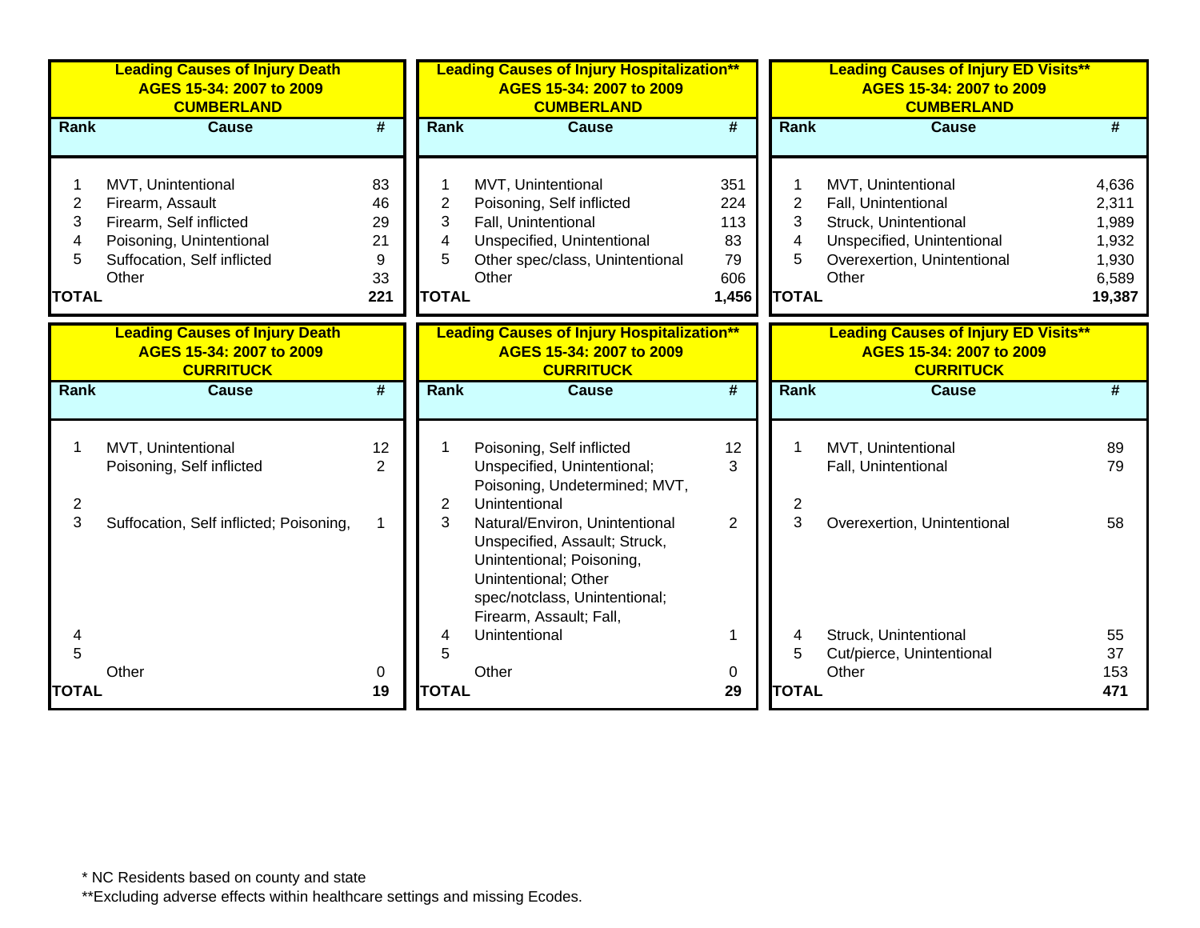**Leading Causes of Injury Death**
**AGES 15-34: 2007 to 2009**
**CUMBERLAND**

| Rank | Cause | # |
|---|---|---|
| 1 | MVT, Unintentional | 83 |
| 2 | Firearm, Assault | 46 |
| 3 | Firearm, Self inflicted | 29 |
| 4 | Poisoning, Unintentional | 21 |
| 5 | Suffocation, Self inflicted | 9 |
| | Other | 33 |
| **TOTAL** | | **221** |

**Leading Causes of Injury Hospitalization****
**AGES 15-34: 2007 to 2009**
**CUMBERLAND**

| Rank | Cause | # |
|---|---|---|
| 1 | MVT, Unintentional | 351 |
| 2 | Poisoning, Self inflicted | 224 |
| 3 | Fall, Unintentional | 113 |
| 4 | Unspecified, Unintentional | 83 |
| 5 | Other spec/class, Unintentional | 79 |
| | Other | 606 |
| **TOTAL** | | **1,456** |

**Leading Causes of Injury ED Visits****
**AGES 15-34: 2007 to 2009**
**CUMBERLAND**

| Rank | Cause | # |
|---|---|---|
| 1 | MVT, Unintentional | 4,636 |
| 2 | Fall, Unintentional | 2,311 |
| 3 | Struck, Unintentional | 1,989 |
| 4 | Unspecified, Unintentional | 1,932 |
| 5 | Overexertion, Unintentional | 1,930 |
| | Other | 6,589 |
| **TOTAL** | | **19,387** |

**Leading Causes of Injury Death**
**AGES 15-34: 2007 to 2009**
**CURRITUCK**

| Rank | Cause | # |
|---|---|---|
| 1 | MVT, Unintentional | 12 |
| 2 | Poisoning, Self inflicted | 2 |
| 3 | Suffocation, Self inflicted; Poisoning, | 1 |
| 4 | | |
| 5 | | |
| | Other | 0 |
| **TOTAL** | | **19** |

**Leading Causes of Injury Hospitalization****
**AGES 15-34: 2007 to 2009**
**CURRITUCK**

| Rank | Cause | # |
|---|---|---|
| 1 | Poisoning, Self inflicted | 12 |
| 2 | Unspecified, Unintentional; Poisoning, Undetermined; MVT, Unintentional | 3 |
| 3 | Natural/Environ, Unintentional | 2 |
| 4 | Unspecified, Assault; Struck, Unintentional; Poisoning, Unintentional; Other spec/notclass, Unintentional; Firearm, Assault; Fall, Unintentional | 1 |
| 5 | | |
| | Other | 0 |
| **TOTAL** | | **29** |

**Leading Causes of Injury ED Visits****
**AGES 15-34: 2007 to 2009**
**CURRITUCK**

| Rank | Cause | # |
|---|---|---|
| 1 | MVT, Unintentional | 89 |
| 2 | Fall, Unintentional | 79 |
| 3 | Overexertion, Unintentional | 58 |
| 4 | Struck, Unintentional | 55 |
| 5 | Cut/pierce, Unintentional | 37 |
| | Other | 153 |
| **TOTAL** | | **471** |

* NC Residents based on county and state
**Excluding adverse effects within healthcare settings and missing Ecodes.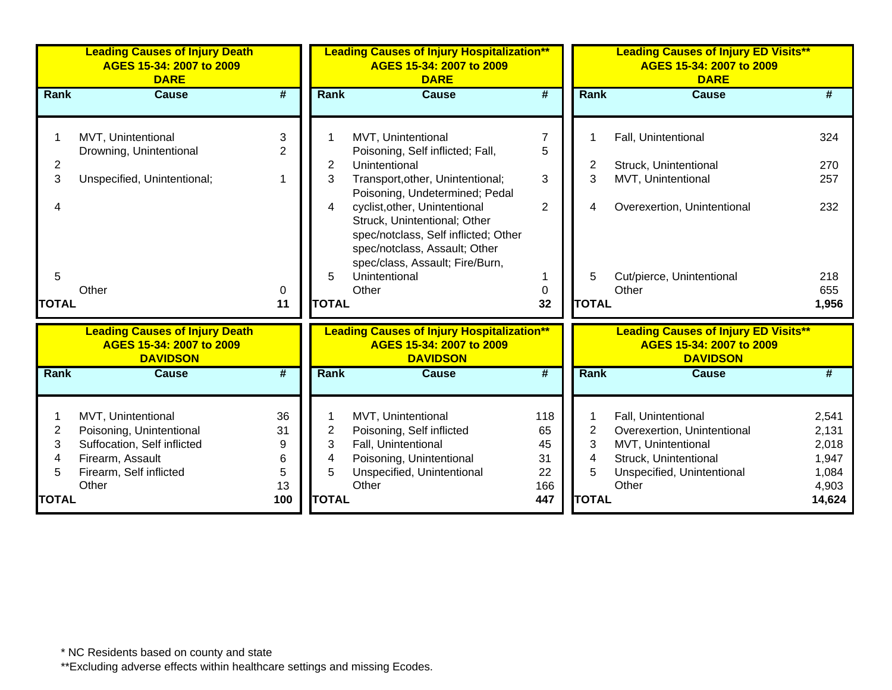| Leading Causes of Injury Death AGES 15-34: 2007 to 2009 DARE | | |
|---|---|---|
| **Rank** | **Cause** | **#** |
| 1 | MVT, Unintentional | 3 |
| 2 | Drowning, Unintentional | 2 |
| 3 | Unspecified, Unintentional; | 1 |
| 4 | | |
| 5 | | |
| | Other | 0 |
| **TOTAL** | | **11** |

| Leading Causes of Injury Hospitalization** AGES 15-34: 2007 to 2009 DARE | | |
|---|---|---|
| **Rank** | **Cause** | **#** |
| 1 | MVT, Unintentional | 7 |
| 2 | Poisoning, Self inflicted; Fall, Unintentional | 5 |
| 3 | Transport,other, Unintentional; | 3 |
| 4 | Poisoning, Undetermined; Pedal cyclist,other, Unintentional | 2 |
| 5 | Struck, Unintentional; Other spec/notclass, Self inflicted; Other spec/notclass, Assault; Other spec/class, Assault; Fire/Burn, Unintentional | 1 |
| | Other | 0 |
| **TOTAL** | | **32** |

| Leading Causes of Injury ED Visits** AGES 15-34: 2007 to 2009 DARE | | |
|---|---|---|
| **Rank** | **Cause** | **#** |
| 1 | Fall, Unintentional | 324 |
| 2 | Struck, Unintentional | 270 |
| 3 | MVT, Unintentional | 257 |
| 4 | Overexertion, Unintentional | 232 |
| 5 | Cut/pierce, Unintentional | 218 |
| | Other | 655 |
| **TOTAL** | | **1,956** |

| Leading Causes of Injury Death AGES 15-34: 2007 to 2009 DAVIDSON | | |
|---|---|---|
| **Rank** | **Cause** | **#** |
| 1 | MVT, Unintentional | 36 |
| 2 | Poisoning, Unintentional | 31 |
| 3 | Suffocation, Self inflicted | 9 |
| 4 | Firearm, Assault | 6 |
| 5 | Firearm, Self inflicted | 5 |
| | Other | 13 |
| **TOTAL** | | **100** |

| Leading Causes of Injury Hospitalization** AGES 15-34: 2007 to 2009 DAVIDSON | | |
|---|---|---|
| **Rank** | **Cause** | **#** |
| 1 | MVT, Unintentional | 118 |
| 2 | Poisoning, Self inflicted | 65 |
| 3 | Fall, Unintentional | 45 |
| 4 | Poisoning, Unintentional | 31 |
| 5 | Unspecified, Unintentional | 22 |
| | Other | 166 |
| **TOTAL** | | **447** |

| Leading Causes of Injury ED Visits** AGES 15-34: 2007 to 2009 DAVIDSON | | |
|---|---|---|
| **Rank** | **Cause** | **#** |
| 1 | Fall, Unintentional | 2,541 |
| 2 | Overexertion, Unintentional | 2,131 |
| 3 | MVT, Unintentional | 2,018 |
| 4 | Struck, Unintentional | 1,947 |
| 5 | Unspecified, Unintentional | 1,084 |
| | Other | 4,903 |
| **TOTAL** | | **14,624** |

* NC Residents based on county and state

**Excluding adverse effects within healthcare settings and missing Ecodes.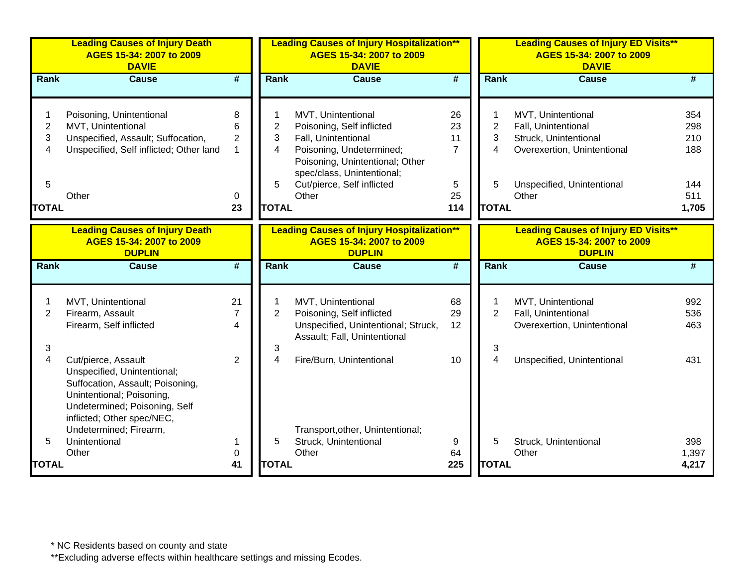## Leading Causes of Injury Death AGES 15-34: 2007 to 2009 DAVIE

| Rank | Cause | # |
|---|---|---|
| 1 | Poisoning, Unintentional | 8 |
| 2 | MVT, Unintentional | 6 |
| 3 | Unspecified, Assault; Suffocation, | 2 |
| 4 | Unspecified, Self inflicted; Other land | 1 |
| 5 | | |
| | Other | 0 |
| TOTAL | | 23 |

## Leading Causes of Injury Hospitalization** AGES 15-34: 2007 to 2009 DAVIE

| Rank | Cause | # |
|---|---|---|
| 1 | MVT, Unintentional | 26 |
| 2 | Poisoning, Self inflicted | 23 |
| 3 | Fall, Unintentional | 11 |
| 4 | Poisoning, Undetermined; Poisoning, Unintentional; Other spec/class, Unintentional; | 7 |
| 5 | Cut/pierce, Self inflicted | 5 |
| | Other | 25 |
| TOTAL | | 114 |

## Leading Causes of Injury ED Visits** AGES 15-34: 2007 to 2009 DAVIE

| Rank | Cause | # |
|---|---|---|
| 1 | MVT, Unintentional | 354 |
| 2 | Fall, Unintentional | 298 |
| 3 | Struck, Unintentional | 210 |
| 4 | Overexertion, Unintentional | 188 |
| 5 | Unspecified, Unintentional | 144 |
| | Other | 511 |
| TOTAL | | 1,705 |

## Leading Causes of Injury Death AGES 15-34: 2007 to 2009 DUPLIN

| Rank | Cause | # |
|---|---|---|
| 1 | MVT, Unintentional | 21 |
| 2 | Firearm, Assault | 7 |
| | Firearm, Self inflicted | 4 |
| 3 | | |
| 4 | Cut/pierce, Assault | 2 |
| 5 | Unspecified, Unintentional; Suffocation, Assault; Poisoning, Unintentional; Poisoning, Undetermined; Poisoning, Self inflicted; Other spec/NEC, Undetermined; Firearm, Unintentional | 1 |
| | Other | 0 |
| TOTAL | | 41 |

## Leading Causes of Injury Hospitalization** AGES 15-34: 2007 to 2009 DUPLIN

| Rank | Cause | # |
|---|---|---|
| 1 | MVT, Unintentional | 68 |
| 2 | Poisoning, Self inflicted | 29 |
| | Unspecified, Unintentional; Struck, Assault; Fall, Unintentional | 12 |
| 3 | | |
| 4 | Fire/Burn, Unintentional | 10 |
| 5 | Transport,other, Unintentional; Struck, Unintentional | 9 |
| | Other | 64 |
| TOTAL | | 225 |

## Leading Causes of Injury ED Visits** AGES 15-34: 2007 to 2009 DUPLIN

| Rank | Cause | # |
|---|---|---|
| 1 | MVT, Unintentional | 992 |
| 2 | Fall, Unintentional | 536 |
| | Overexertion, Unintentional | 463 |
| 3 | | |
| 4 | Unspecified, Unintentional | 431 |
| 5 | Struck, Unintentional | 398 |
| | Other | 1,397 |
| TOTAL | | 4,217 |

* NC Residents based on county and state
**Excluding adverse effects within healthcare settings and missing Ecodes.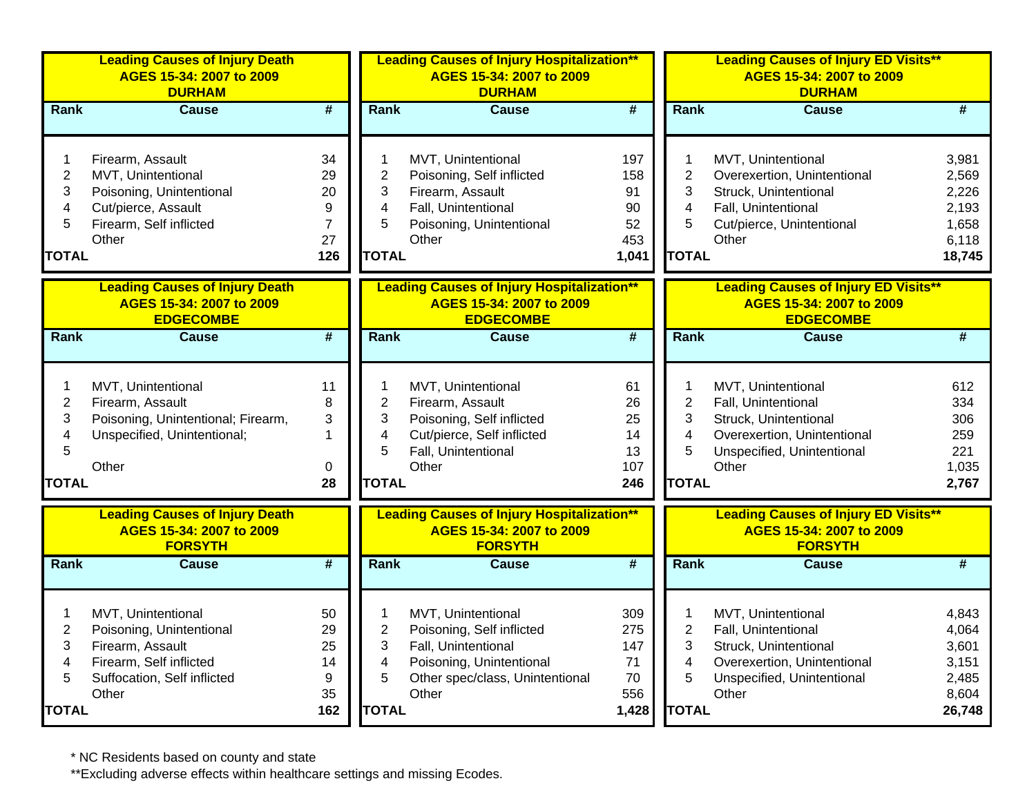| Leading Causes of Injury Death AGES 15-34: 2007 to 2009 DURHAM | | |
|---|---|---|
| Rank | Cause | # |
| 1 | Firearm, Assault | 34 |
| 2 | MVT, Unintentional | 29 |
| 3 | Poisoning, Unintentional | 20 |
| 4 | Cut/pierce, Assault | 9 |
| 5 | Firearm, Self inflicted | 7 |
| | Other | 27 |
| TOTAL | | 126 |

| Leading Causes of Injury Hospitalization** AGES 15-34: 2007 to 2009 DURHAM | | |
|---|---|---|
| Rank | Cause | # |
| 1 | MVT, Unintentional | 197 |
| 2 | Poisoning, Self inflicted | 158 |
| 3 | Firearm, Assault | 91 |
| 4 | Fall, Unintentional | 90 |
| 5 | Poisoning, Unintentional | 52 |
| | Other | 453 |
| TOTAL | | 1,041 |

| Leading Causes of Injury ED Visits** AGES 15-34: 2007 to 2009 DURHAM | | |
|---|---|---|
| Rank | Cause | # |
| 1 | MVT, Unintentional | 3,981 |
| 2 | Overexertion, Unintentional | 2,569 |
| 3 | Struck, Unintentional | 2,226 |
| 4 | Fall, Unintentional | 2,193 |
| 5 | Cut/pierce, Unintentional | 1,658 |
| | Other | 6,118 |
| TOTAL | | 18,745 |

| Leading Causes of Injury Death AGES 15-34: 2007 to 2009 EDGECOMBE | | |
|---|---|---|
| Rank | Cause | # |
| 1 | MVT, Unintentional | 11 |
| 2 | Firearm, Assault | 8 |
| 3 | Poisoning, Unintentional; Firearm, | 3 |
| 4 | Unspecified, Unintentional; | 1 |
| 5 | | |
| | Other | 0 |
| TOTAL | | 28 |

| Leading Causes of Injury Hospitalization** AGES 15-34: 2007 to 2009 EDGECOMBE | | |
|---|---|---|
| Rank | Cause | # |
| 1 | MVT, Unintentional | 61 |
| 2 | Firearm, Assault | 26 |
| 3 | Poisoning, Self inflicted | 25 |
| 4 | Cut/pierce, Self inflicted | 14 |
| 5 | Fall, Unintentional | 13 |
| | Other | 107 |
| TOTAL | | 246 |

| Leading Causes of Injury ED Visits** AGES 15-34: 2007 to 2009 EDGECOMBE | | |
|---|---|---|
| Rank | Cause | # |
| 1 | MVT, Unintentional | 612 |
| 2 | Fall, Unintentional | 334 |
| 3 | Struck, Unintentional | 306 |
| 4 | Overexertion, Unintentional | 259 |
| 5 | Unspecified, Unintentional | 221 |
| | Other | 1,035 |
| TOTAL | | 2,767 |

| Leading Causes of Injury Death AGES 15-34: 2007 to 2009 FORSYTH | | |
|---|---|---|
| Rank | Cause | # |
| 1 | MVT, Unintentional | 50 |
| 2 | Poisoning, Unintentional | 29 |
| 3 | Firearm, Assault | 25 |
| 4 | Firearm, Self inflicted | 14 |
| 5 | Suffocation, Self inflicted | 9 |
| | Other | 35 |
| TOTAL | | 162 |

| Leading Causes of Injury Hospitalization** AGES 15-34: 2007 to 2009 FORSYTH | | |
|---|---|---|
| Rank | Cause | # |
| 1 | MVT, Unintentional | 309 |
| 2 | Poisoning, Self inflicted | 275 |
| 3 | Fall, Unintentional | 147 |
| 4 | Poisoning, Unintentional | 71 |
| 5 | Other spec/class, Unintentional | 70 |
| | Other | 556 |
| TOTAL | | 1,428 |

| Leading Causes of Injury ED Visits** AGES 15-34: 2007 to 2009 FORSYTH | | |
|---|---|---|
| Rank | Cause | # |
| 1 | MVT, Unintentional | 4,843 |
| 2 | Fall, Unintentional | 4,064 |
| 3 | Struck, Unintentional | 3,601 |
| 4 | Overexertion, Unintentional | 3,151 |
| 5 | Unspecified, Unintentional | 2,485 |
| | Other | 8,604 |
| TOTAL | | 26,748 |

* NC Residents based on county and state

**Excluding adverse effects within healthcare settings and missing Ecodes.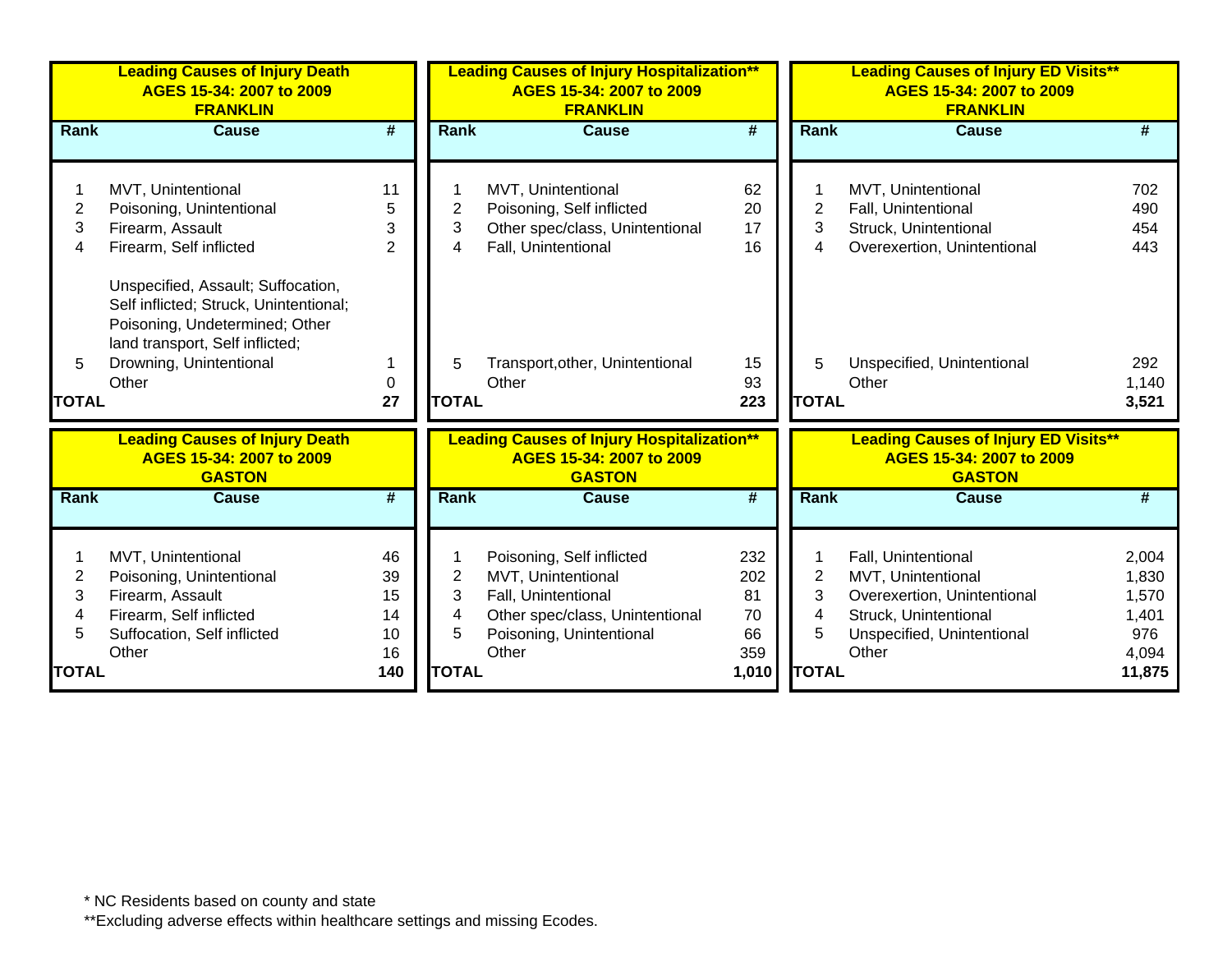## Leading Causes of Injury Death AGES 15-34: 2007 to 2009 FRANKLIN

| Rank | Cause | # |
|---|---|---|
| 1 | MVT, Unintentional | 11 |
| 2 | Poisoning, Unintentional | 5 |
| 3 | Firearm, Assault | 3 |
| 4 | Firearm, Self inflicted | 2 |
| 5 | Unspecified, Assault; Suffocation, Self inflicted; Struck, Unintentional; Poisoning, Undetermined; Other land transport, Self inflicted; Drowning, Unintentional | 1 |
| | Other | 0 |
| **TOTAL** | | **27** |

## Leading Causes of Injury Hospitalization** AGES 15-34: 2007 to 2009 FRANKLIN

| Rank | Cause | # |
|---|---|---|
| 1 | MVT, Unintentional | 62 |
| 2 | Poisoning, Self inflicted | 20 |
| 3 | Other spec/class, Unintentional | 17 |
| 4 | Fall, Unintentional | 16 |
| 5 | Transport,other, Unintentional | 15 |
| | Other | 93 |
| **TOTAL** | | **223** |

## Leading Causes of Injury ED Visits** AGES 15-34: 2007 to 2009 FRANKLIN

| Rank | Cause | # |
|---|---|---|
| 1 | MVT, Unintentional | 702 |
| 2 | Fall, Unintentional | 490 |
| 3 | Struck, Unintentional | 454 |
| 4 | Overexertion, Unintentional | 443 |
| 5 | Unspecified, Unintentional | 292 |
| | Other | 1,140 |
| **TOTAL** | | **3,521** |

## Leading Causes of Injury Death AGES 15-34: 2007 to 2009 GASTON

| Rank | Cause | # |
|---|---|---|
| 1 | MVT, Unintentional | 46 |
| 2 | Poisoning, Unintentional | 39 |
| 3 | Firearm, Assault | 15 |
| 4 | Firearm, Self inflicted | 14 |
| 5 | Suffocation, Self inflicted | 10 |
| | Other | 16 |
| **TOTAL** | | **140** |

## Leading Causes of Injury Hospitalization** AGES 15-34: 2007 to 2009 GASTON

| Rank | Cause | # |
|---|---|---|
| 1 | Poisoning, Self inflicted | 232 |
| 2 | MVT, Unintentional | 202 |
| 3 | Fall, Unintentional | 81 |
| 4 | Other spec/class, Unintentional | 70 |
| 5 | Poisoning, Unintentional | 66 |
| | Other | 359 |
| **TOTAL** | | **1,010** |

## Leading Causes of Injury ED Visits** AGES 15-34: 2007 to 2009 GASTON

| Rank | Cause | # |
|---|---|---|
| 1 | Fall, Unintentional | 2,004 |
| 2 | MVT, Unintentional | 1,830 |
| 3 | Overexertion, Unintentional | 1,570 |
| 4 | Struck, Unintentional | 1,401 |
| 5 | Unspecified, Unintentional | 976 |
| | Other | 4,094 |
| **TOTAL** | | **11,875** |

* NC Residents based on county and state

**Excluding adverse effects within healthcare settings and missing Ecodes.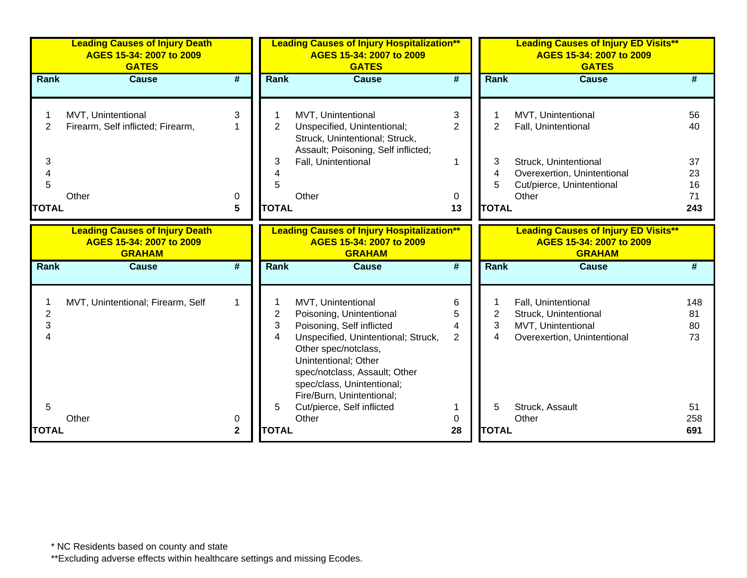### Leading Causes of Injury Death
### AGES 15-34: 2007 to 2009
### GATES

| Rank | Cause | # |
|---|---|---|
| 1 | MVT, Unintentional | 3 |
| 2 | Firearm, Self inflicted; Firearm, | 1 |
| 3 | | |
| 4 | | |
| 5 | | |
| | Other | 0 |
| TOTAL | | 5 |

### Leading Causes of Injury Hospitalization**
### AGES 15-34: 2007 to 2009
### GATES

| Rank | Cause | # |
|---|---|---|
| 1 | MVT, Unintentional | 3 |
| 2 | Unspecified, Unintentional; Struck, Unintentional; Struck, Assault; Poisoning, Self inflicted; | 2 |
| 3 | Fall, Unintentional | 1 |
| 4 | | |
| 5 | | |
| | Other | 0 |
| TOTAL | | 13 |

### Leading Causes of Injury ED Visits**
### AGES 15-34: 2007 to 2009
### GATES

| Rank | Cause | # |
|---|---|---|
| 1 | MVT, Unintentional | 56 |
| 2 | Fall, Unintentional | 40 |
| 3 | Struck, Unintentional | 37 |
| 4 | Overexertion, Unintentional | 23 |
| 5 | Cut/pierce, Unintentional | 16 |
| | Other | 71 |
| TOTAL | | 243 |

### Leading Causes of Injury Death
### AGES 15-34: 2007 to 2009
### GRAHAM

| Rank | Cause | # |
|---|---|---|
| 1 | MVT, Unintentional; Firearm, Self | 1 |
| 2 | | |
| 3 | | |
| 4 | | |
| 5 | | |
| | Other | 0 |
| TOTAL | | 2 |

### Leading Causes of Injury Hospitalization**
### AGES 15-34: 2007 to 2009
### GRAHAM

| Rank | Cause | # |
|---|---|---|
| 1 | MVT, Unintentional | 6 |
| 2 | Poisoning, Unintentional | 5 |
| 3 | Poisoning, Self inflicted | 4 |
| 4 | Unspecified, Unintentional; Struck, Other spec/notclass, Unintentional; Other spec/notclass, Assault; Other spec/class, Unintentional; Fire/Burn, Unintentional; | 2 |
| 5 | Cut/pierce, Self inflicted | 1 |
| | Other | 0 |
| TOTAL | | 28 |

### Leading Causes of Injury ED Visits**
### AGES 15-34: 2007 to 2009
### GRAHAM

| Rank | Cause | # |
|---|---|---|
| 1 | Fall, Unintentional | 148 |
| 2 | Struck, Unintentional | 81 |
| 3 | MVT, Unintentional | 80 |
| 4 | Overexertion, Unintentional | 73 |
| 5 | Struck, Assault | 51 |
| | Other | 258 |
| TOTAL | | 691 |

* NC Residents based on county and state

**Excluding adverse effects within healthcare settings and missing Ecodes.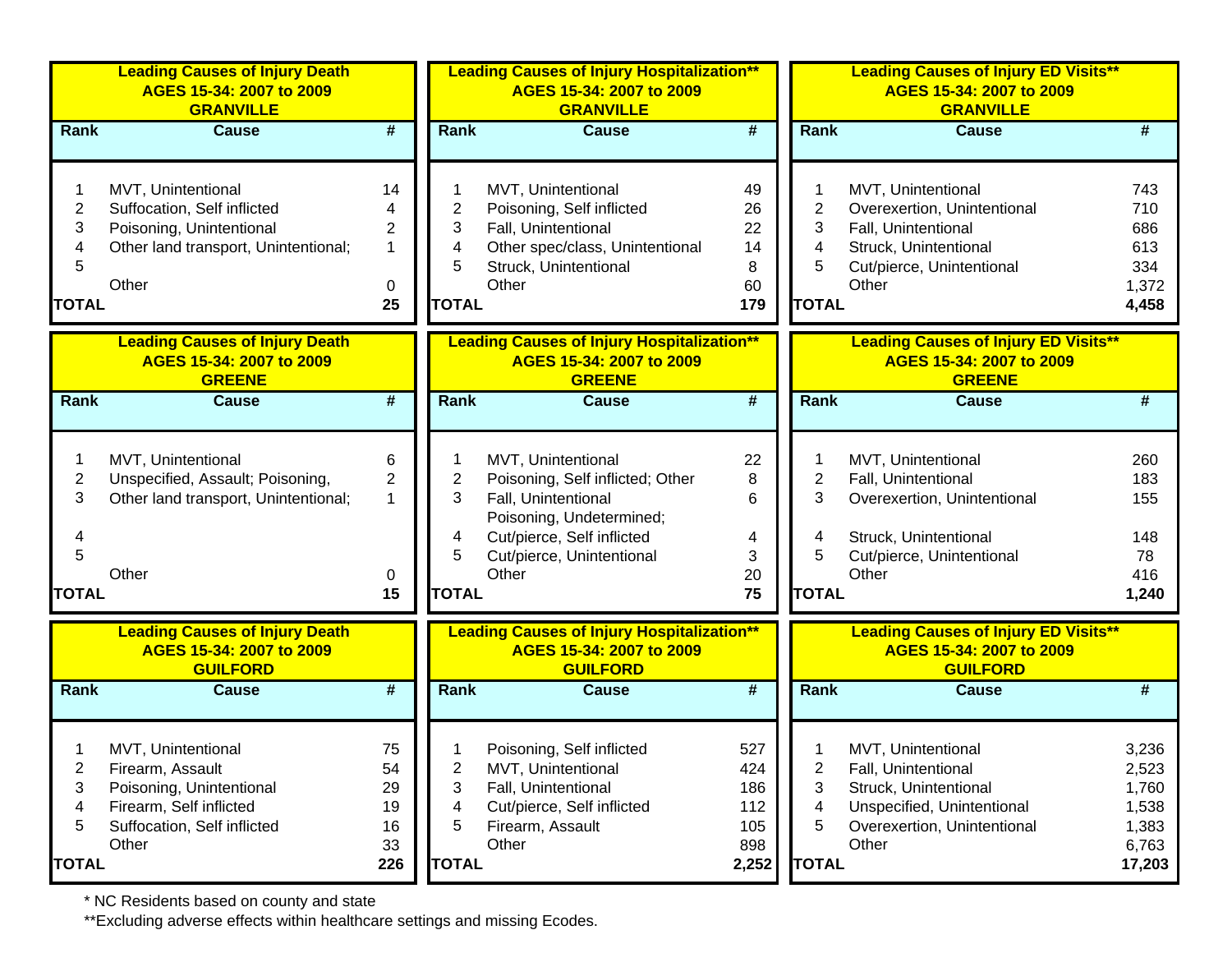## Leading Causes of Injury Death AGES 15-34: 2007 to 2009 GRANVILLE

| Rank | Cause | # |
|---|---|---|
| 1 | MVT, Unintentional | 14 |
| 2 | Suffocation, Self inflicted | 4 |
| 3 | Poisoning, Unintentional | 2 |
| 4 | Other land transport, Unintentional; | 1 |
| 5 | | |
| | Other | 0 |
| **TOTAL** | | **25** |

## Leading Causes of Injury Hospitalization** AGES 15-34: 2007 to 2009 GRANVILLE

| Rank | Cause | # |
|---|---|---|
| 1 | MVT, Unintentional | 49 |
| 2 | Poisoning, Self inflicted | 26 |
| 3 | Fall, Unintentional | 22 |
| 4 | Other spec/class, Unintentional | 14 |
| 5 | Struck, Unintentional | 8 |
| | Other | 60 |
| **TOTAL** | | **179** |

## Leading Causes of Injury ED Visits** AGES 15-34: 2007 to 2009 GRANVILLE

| Rank | Cause | # |
|---|---|---|
| 1 | MVT, Unintentional | 743 |
| 2 | Overexertion, Unintentional | 710 |
| 3 | Fall, Unintentional | 686 |
| 4 | Struck, Unintentional | 613 |
| 5 | Cut/pierce, Unintentional | 334 |
| | Other | 1,372 |
| **TOTAL** | | **4,458** |

## Leading Causes of Injury Death AGES 15-34: 2007 to 2009 GREENE

| Rank | Cause | # |
|---|---|---|
| 1 | MVT, Unintentional | 6 |
| 2 | Unspecified, Assault; Poisoning, | 2 |
| 3 | Other land transport, Unintentional; | 1 |
| 4 | | |
| 5 | | |
| | Other | 0 |
| **TOTAL** | | **15** |

## Leading Causes of Injury Hospitalization** AGES 15-34: 2007 to 2009 GREENE

| Rank | Cause | # |
|---|---|---|
| 1 | MVT, Unintentional | 22 |
| 2 | Poisoning, Self inflicted; Other | 8 |
| 3 | Fall, Unintentional<br>Poisoning, Undetermined; | 6 |
| 4 | Cut/pierce, Self inflicted | 4 |
| 5 | Cut/pierce, Unintentional | 3 |
| | Other | 20 |
| **TOTAL** | | **75** |

## Leading Causes of Injury ED Visits** AGES 15-34: 2007 to 2009 GREENE

| Rank | Cause | # |
|---|---|---|
| 1 | MVT, Unintentional | 260 |
| 2 | Fall, Unintentional | 183 |
| 3 | Overexertion, Unintentional | 155 |
| 4 | Struck, Unintentional | 148 |
| 5 | Cut/pierce, Unintentional | 78 |
| | Other | 416 |
| **TOTAL** | | **1,240** |

## Leading Causes of Injury Death AGES 15-34: 2007 to 2009 GUILFORD

| Rank | Cause | # |
|---|---|---|
| 1 | MVT, Unintentional | 75 |
| 2 | Firearm, Assault | 54 |
| 3 | Poisoning, Unintentional | 29 |
| 4 | Firearm, Self inflicted | 19 |
| 5 | Suffocation, Self inflicted | 16 |
| | Other | 33 |
| **TOTAL** | | **226** |

## Leading Causes of Injury Hospitalization** AGES 15-34: 2007 to 2009 GUILFORD

| Rank | Cause | # |
|---|---|---|
| 1 | Poisoning, Self inflicted | 527 |
| 2 | MVT, Unintentional | 424 |
| 3 | Fall, Unintentional | 186 |
| 4 | Cut/pierce, Self inflicted | 112 |
| 5 | Firearm, Assault | 105 |
| | Other | 898 |
| **TOTAL** | | **2,252** |

## Leading Causes of Injury ED Visits** AGES 15-34: 2007 to 2009 GUILFORD

| Rank | Cause | # |
|---|---|---|
| 1 | MVT, Unintentional | 3,236 |
| 2 | Fall, Unintentional | 2,523 |
| 3 | Struck, Unintentional | 1,760 |
| 4 | Unspecified, Unintentional | 1,538 |
| 5 | Overexertion, Unintentional | 1,383 |
| | Other | 6,763 |
| **TOTAL** | | **17,203** |

* NC Residents based on county and state

**Excluding adverse effects within healthcare settings and missing Ecodes.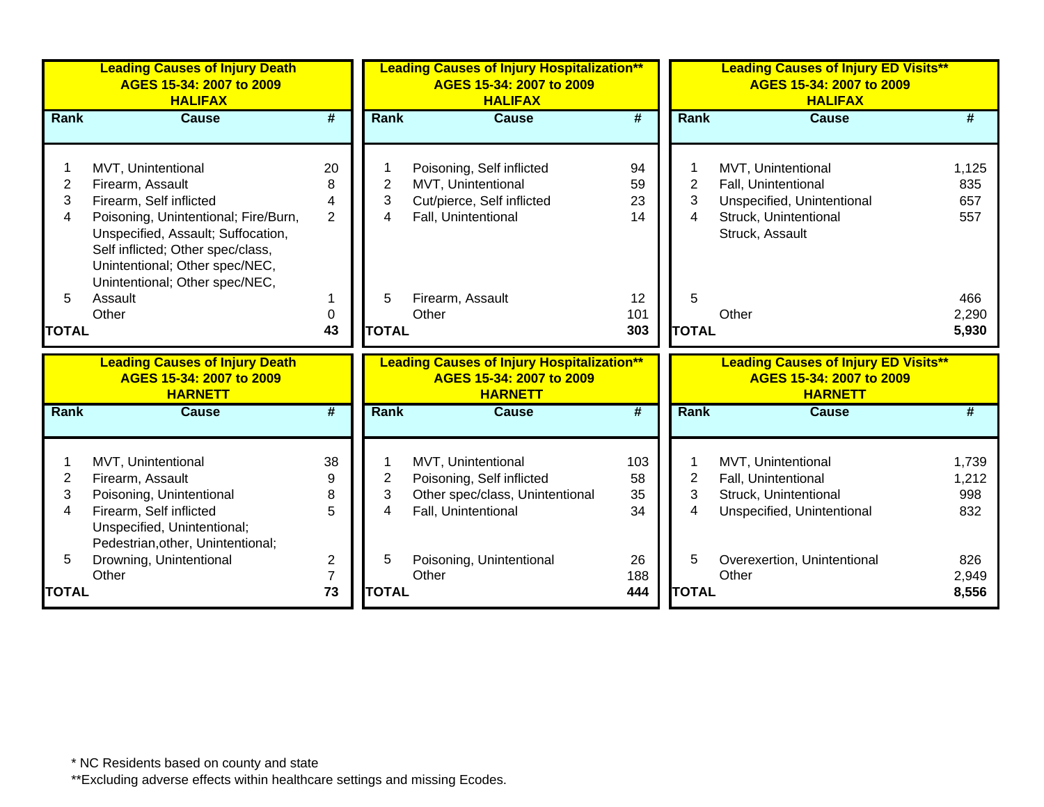### Leading Causes of Injury Death AGES 15-34: 2007 to 2009 HALIFAX

| Rank | Cause | # |
|---|---|---|
| 1 | MVT, Unintentional | 20 |
| 2 | Firearm, Assault | 8 |
| 3 | Firearm, Self inflicted | 4 |
| 4 | Poisoning, Unintentional; Fire/Burn, Unspecified, Assault; Suffocation, Self inflicted; Other spec/class, Unintentional; Other spec/NEC, Unintentional; Other spec/NEC, | 2 |
| 5 | Assault | 1 |
| | Other | 0 |
| TOTAL | | 43 |

### Leading Causes of Injury Hospitalization** AGES 15-34: 2007 to 2009 HALIFAX

| Rank | Cause | # |
|---|---|---|
| 1 | Poisoning, Self inflicted | 94 |
| 2 | MVT, Unintentional | 59 |
| 3 | Cut/pierce, Self inflicted | 23 |
| 4 | Fall, Unintentional | 14 |
| 5 | Firearm, Assault | 12 |
| | Other | 101 |
| TOTAL | | 303 |

### Leading Causes of Injury ED Visits** AGES 15-34: 2007 to 2009 HALIFAX

| Rank | Cause | # |
|---|---|---|
| 1 | MVT, Unintentional | 1,125 |
| 2 | Fall, Unintentional | 835 |
| 3 | Unspecified, Unintentional | 657 |
| 4 | Struck, Unintentional Struck, Assault | 557 |
| 5 | | 466 |
| | Other | 2,290 |
| TOTAL | | 5,930 |

### Leading Causes of Injury Death AGES 15-34: 2007 to 2009 HARNETT

| Rank | Cause | # |
|---|---|---|
| 1 | MVT, Unintentional | 38 |
| 2 | Firearm, Assault | 9 |
| 3 | Poisoning, Unintentional | 8 |
| 4 | Firearm, Self inflicted Unspecified, Unintentional; Pedestrian,other, Unintentional; | 5 |
| 5 | Drowning, Unintentional | 2 |
| | Other | 7 |
| TOTAL | | 73 |

### Leading Causes of Injury Hospitalization** AGES 15-34: 2007 to 2009 HARNETT

| Rank | Cause | # |
|---|---|---|
| 1 | MVT, Unintentional | 103 |
| 2 | Poisoning, Self inflicted | 58 |
| 3 | Other spec/class, Unintentional | 35 |
| 4 | Fall, Unintentional | 34 |
| 5 | Poisoning, Unintentional | 26 |
| | Other | 188 |
| TOTAL | | 444 |

### Leading Causes of Injury ED Visits** AGES 15-34: 2007 to 2009 HARNETT

| Rank | Cause | # |
|---|---|---|
| 1 | MVT, Unintentional | 1,739 |
| 2 | Fall, Unintentional | 1,212 |
| 3 | Struck, Unintentional | 998 |
| 4 | Unspecified, Unintentional | 832 |
| 5 | Overexertion, Unintentional | 826 |
| | Other | 2,949 |
| TOTAL | | 8,556 |

* NC Residents based on county and state

**Excluding adverse effects within healthcare settings and missing Ecodes.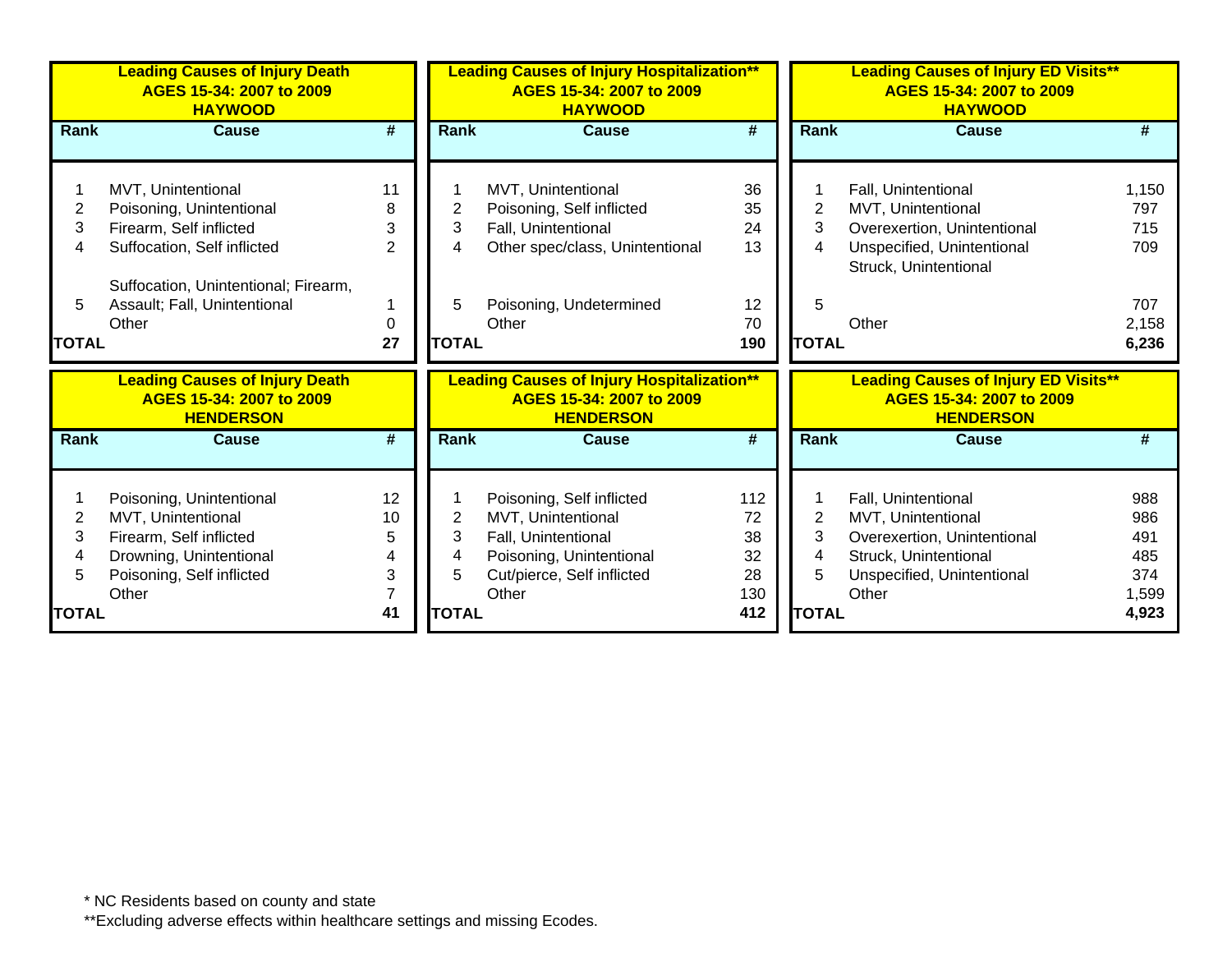## Leading Causes of Injury Death AGES 15-34: 2007 to 2009 HAYWOOD

| Rank | Cause | # |
|---|---|---|
| 1 | MVT, Unintentional | 11 |
| 2 | Poisoning, Unintentional | 8 |
| 3 | Firearm, Self inflicted | 3 |
| 4 | Suffocation, Self inflicted | 2 |
| 5 | Suffocation, Unintentional; Firearm, Assault; Fall, Unintentional | 1 |
| | Other | 0 |
| **TOTAL** | | **27** |

## Leading Causes of Injury Hospitalization** AGES 15-34: 2007 to 2009 HAYWOOD

| Rank | Cause | # |
|---|---|---|
| 1 | MVT, Unintentional | 36 |
| 2 | Poisoning, Self inflicted | 35 |
| 3 | Fall, Unintentional | 24 |
| 4 | Other spec/class, Unintentional | 13 |
| 5 | Poisoning, Undetermined | 12 |
| | Other | 70 |
| **TOTAL** | | **190** |

## Leading Causes of Injury ED Visits** AGES 15-34: 2007 to 2009 HAYWOOD

| Rank | Cause | # |
|---|---|---|
| 1 | Fall, Unintentional | 1,150 |
| 2 | MVT, Unintentional | 797 |
| 3 | Overexertion, Unintentional | 715 |
| 4 | Unspecified, Unintentional | 709 |
| 5 | Struck, Unintentional | 707 |
| | Other | 2,158 |
| **TOTAL** | | **6,236** |

## Leading Causes of Injury Death AGES 15-34: 2007 to 2009 HENDERSON

| Rank | Cause | # |
|---|---|---|
| 1 | Poisoning, Unintentional | 12 |
| 2 | MVT, Unintentional | 10 |
| 3 | Firearm, Self inflicted | 5 |
| 4 | Drowning, Unintentional | 4 |
| 5 | Poisoning, Self inflicted | 3 |
| | Other | 7 |
| **TOTAL** | | **41** |

## Leading Causes of Injury Hospitalization** AGES 15-34: 2007 to 2009 HENDERSON

| Rank | Cause | # |
|---|---|---|
| 1 | Poisoning, Self inflicted | 112 |
| 2 | MVT, Unintentional | 72 |
| 3 | Fall, Unintentional | 38 |
| 4 | Poisoning, Unintentional | 32 |
| 5 | Cut/pierce, Self inflicted | 28 |
| | Other | 130 |
| **TOTAL** | | **412** |

## Leading Causes of Injury ED Visits** AGES 15-34: 2007 to 2009 HENDERSON

| Rank | Cause | # |
|---|---|---|
| 1 | Fall, Unintentional | 988 |
| 2 | MVT, Unintentional | 986 |
| 3 | Overexertion, Unintentional | 491 |
| 4 | Struck, Unintentional | 485 |
| 5 | Unspecified, Unintentional | 374 |
| | Other | 1,599 |
| **TOTAL** | | **4,923** |

\* NC Residents based on county and state

**Excluding adverse effects within healthcare settings and missing Ecodes.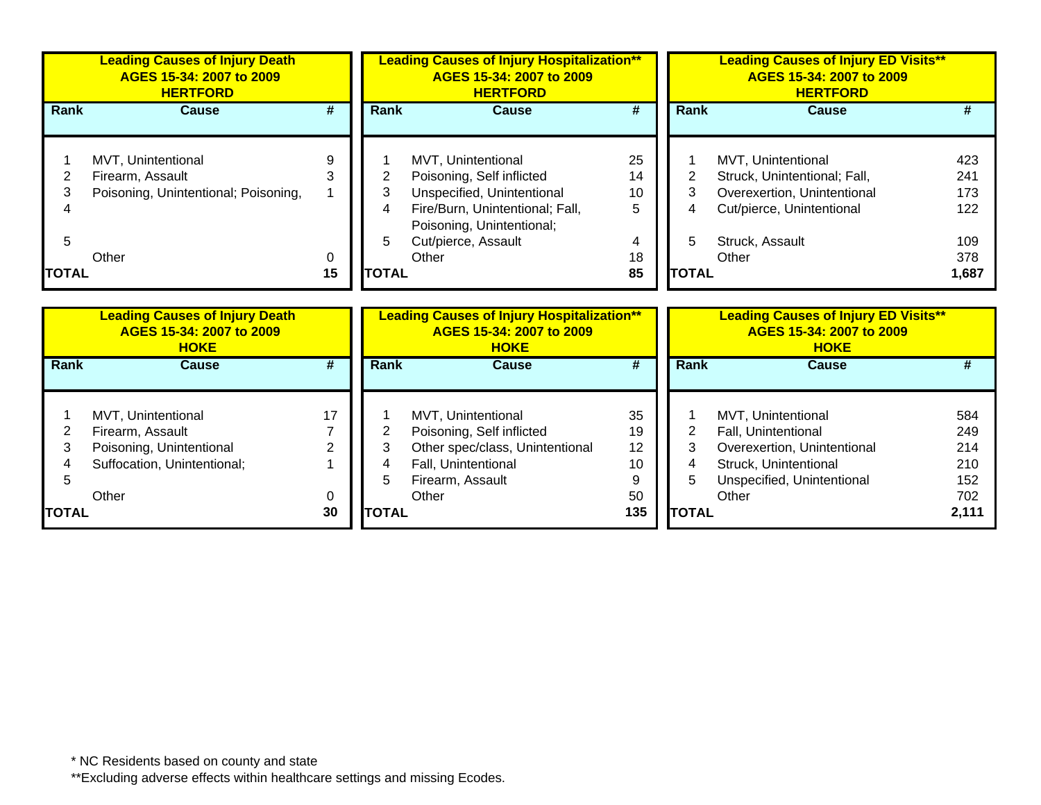### Leading Causes of Injury Death AGES 15-34: 2007 to 2009 HERTFORD

| Rank | Cause | # |
|---|---|---|
| 1 | MVT, Unintentional | 9 |
| 2 | Firearm, Assault | 3 |
| 3 | Poisoning, Unintentional; Poisoning, | 1 |
| 4 | | |
| 5 | | |
| | Other | 0 |
| **TOTAL** | | **15** |

### Leading Causes of Injury Hospitalization** AGES 15-34: 2007 to 2009 HERTFORD

| Rank | Cause | # |
|---|---|---|
| 1 | MVT, Unintentional | 25 |
| 2 | Poisoning, Self inflicted | 14 |
| 3 | Unspecified, Unintentional | 10 |
| 4 | Fire/Burn, Unintentional; Fall, Poisoning, Unintentional; | 5 |
| 5 | Cut/pierce, Assault | 4 |
| | Other | 18 |
| **TOTAL** | | **85** |

### Leading Causes of Injury ED Visits** AGES 15-34: 2007 to 2009 HERTFORD

| Rank | Cause | # |
|---|---|---|
| 1 | MVT, Unintentional | 423 |
| 2 | Struck, Unintentional; Fall, | 241 |
| 3 | Overexertion, Unintentional | 173 |
| 4 | Cut/pierce, Unintentional | 122 |
| 5 | Struck, Assault | 109 |
| | Other | 378 |
| **TOTAL** | | **1,687** |

### Leading Causes of Injury Death AGES 15-34: 2007 to 2009 HOKE

| Rank | Cause | # |
|---|---|---|
| 1 | MVT, Unintentional | 17 |
| 2 | Firearm, Assault | 7 |
| 3 | Poisoning, Unintentional | 2 |
| 4 | Suffocation, Unintentional; | 1 |
| 5 | | |
| | Other | 0 |
| **TOTAL** | | **30** |

### Leading Causes of Injury Hospitalization** AGES 15-34: 2007 to 2009 HOKE

| Rank | Cause | # |
|---|---|---|
| 1 | MVT, Unintentional | 35 |
| 2 | Poisoning, Self inflicted | 19 |
| 3 | Other spec/class, Unintentional | 12 |
| 4 | Fall, Unintentional | 10 |
| 5 | Firearm, Assault | 9 |
| | Other | 50 |
| **TOTAL** | | **135** |

### Leading Causes of Injury ED Visits** AGES 15-34: 2007 to 2009 HOKE

| Rank | Cause | # |
|---|---|---|
| 1 | MVT, Unintentional | 584 |
| 2 | Fall, Unintentional | 249 |
| 3 | Overexertion, Unintentional | 214 |
| 4 | Struck, Unintentional | 210 |
| 5 | Unspecified, Unintentional | 152 |
| | Other | 702 |
| **TOTAL** | | **2,111** |

* NC Residents based on county and state

**Excluding adverse effects within healthcare settings and missing Ecodes.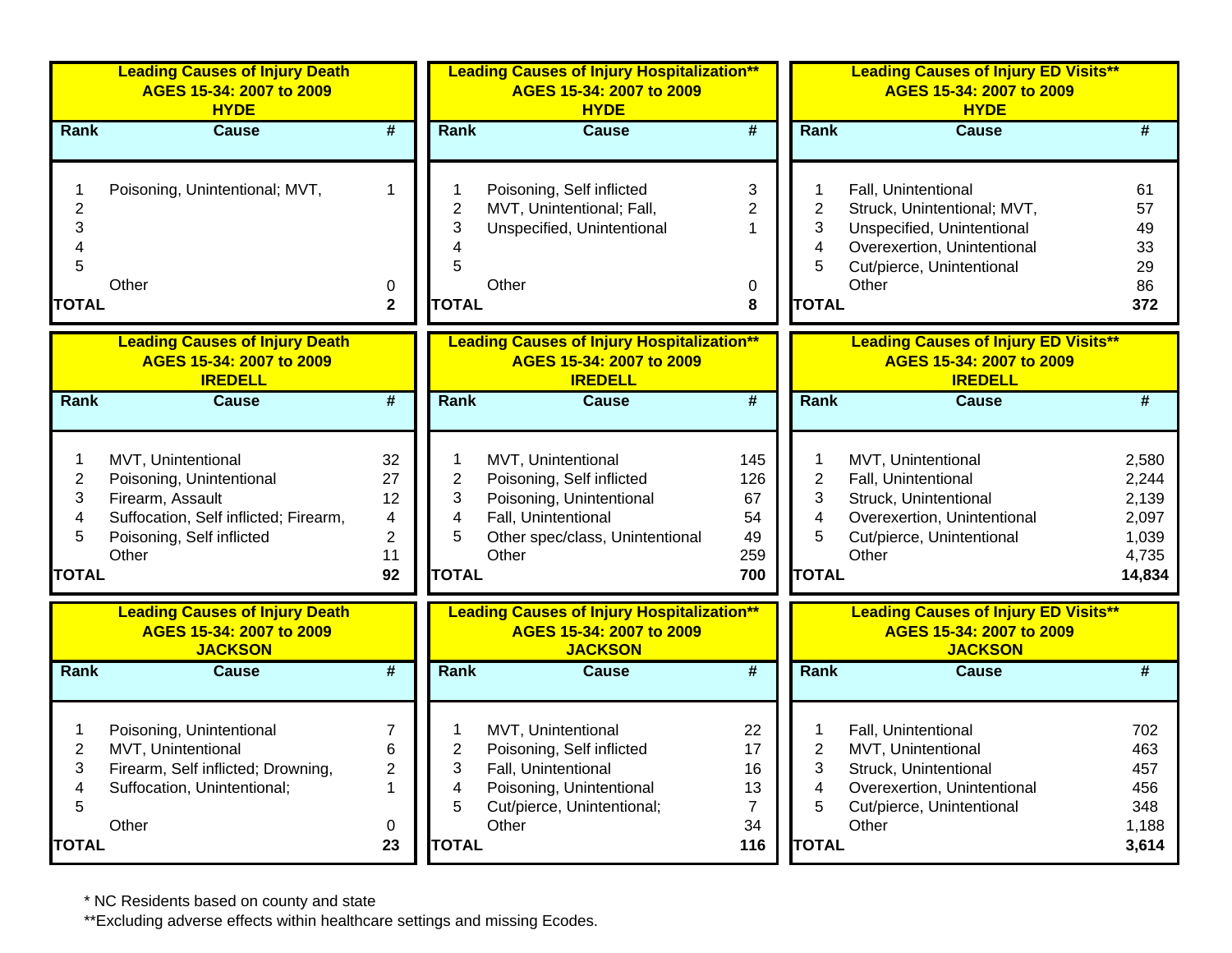### Leading Causes of Injury Death AGES 15-34: 2007 to 2009 HYDE

| Rank | Cause | # |
|---|---|---|
| 1 | Poisoning, Unintentional; MVT, | 1 |
| 2 | | |
| 3 | | |
| 4 | | |
| 5 | | |
| | Other | 0 |
| **TOTAL** | | **2** |

### Leading Causes of Injury Hospitalization** AGES 15-34: 2007 to 2009 HYDE

| Rank | Cause | # |
|---|---|---|
| 1 | Poisoning, Self inflicted | 3 |
| 2 | MVT, Unintentional; Fall, | 2 |
| 3 | Unspecified, Unintentional | 1 |
| 4 | | |
| 5 | | |
| | Other | 0 |
| **TOTAL** | | **8** |

### Leading Causes of Injury ED Visits** AGES 15-34: 2007 to 2009 HYDE

| Rank | Cause | # |
|---|---|---|
| 1 | Fall, Unintentional | 61 |
| 2 | Struck, Unintentional; MVT, | 57 |
| 3 | Unspecified, Unintentional | 49 |
| 4 | Overexertion, Unintentional | 33 |
| 5 | Cut/pierce, Unintentional | 29 |
| | Other | 86 |
| **TOTAL** | | **372** |

### Leading Causes of Injury Death AGES 15-34: 2007 to 2009 IREDELL

| Rank | Cause | # |
|---|---|---|
| 1 | MVT, Unintentional | 32 |
| 2 | Poisoning, Unintentional | 27 |
| 3 | Firearm, Assault | 12 |
| 4 | Suffocation, Self inflicted; Firearm, | 4 |
| 5 | Poisoning, Self inflicted | 2 |
| | Other | 11 |
| **TOTAL** | | **92** |

### Leading Causes of Injury Hospitalization** AGES 15-34: 2007 to 2009 IREDELL

| Rank | Cause | # |
|---|---|---|
| 1 | MVT, Unintentional | 145 |
| 2 | Poisoning, Self inflicted | 126 |
| 3 | Poisoning, Unintentional | 67 |
| 4 | Fall, Unintentional | 54 |
| 5 | Other spec/class, Unintentional | 49 |
| | Other | 259 |
| **TOTAL** | | **700** |

### Leading Causes of Injury ED Visits** AGES 15-34: 2007 to 2009 IREDELL

| Rank | Cause | # |
|---|---|---|
| 1 | MVT, Unintentional | 2,580 |
| 2 | Fall, Unintentional | 2,244 |
| 3 | Struck, Unintentional | 2,139 |
| 4 | Overexertion, Unintentional | 2,097 |
| 5 | Cut/pierce, Unintentional | 1,039 |
| | Other | 4,735 |
| **TOTAL** | | **14,834** |

### Leading Causes of Injury Death AGES 15-34: 2007 to 2009 JACKSON

| Rank | Cause | # |
|---|---|---|
| 1 | Poisoning, Unintentional | 7 |
| 2 | MVT, Unintentional | 6 |
| 3 | Firearm, Self inflicted; Drowning, | 2 |
| 4 | Suffocation, Unintentional; | 1 |
| 5 | | |
| | Other | 0 |
| **TOTAL** | | **23** |

### Leading Causes of Injury Hospitalization** AGES 15-34: 2007 to 2009 JACKSON

| Rank | Cause | # |
|---|---|---|
| 1 | MVT, Unintentional | 22 |
| 2 | Poisoning, Self inflicted | 17 |
| 3 | Fall, Unintentional | 16 |
| 4 | Poisoning, Unintentional | 13 |
| 5 | Cut/pierce, Unintentional; | 7 |
| | Other | 34 |
| **TOTAL** | | **116** |

### Leading Causes of Injury ED Visits** AGES 15-34: 2007 to 2009 JACKSON

| Rank | Cause | # |
|---|---|---|
| 1 | Fall, Unintentional | 702 |
| 2 | MVT, Unintentional | 463 |
| 3 | Struck, Unintentional | 457 |
| 4 | Overexertion, Unintentional | 456 |
| 5 | Cut/pierce, Unintentional | 348 |
| | Other | 1,188 |
| **TOTAL** | | **3,614** |

* NC Residents based on county and state

**Excluding adverse effects within healthcare settings and missing Ecodes.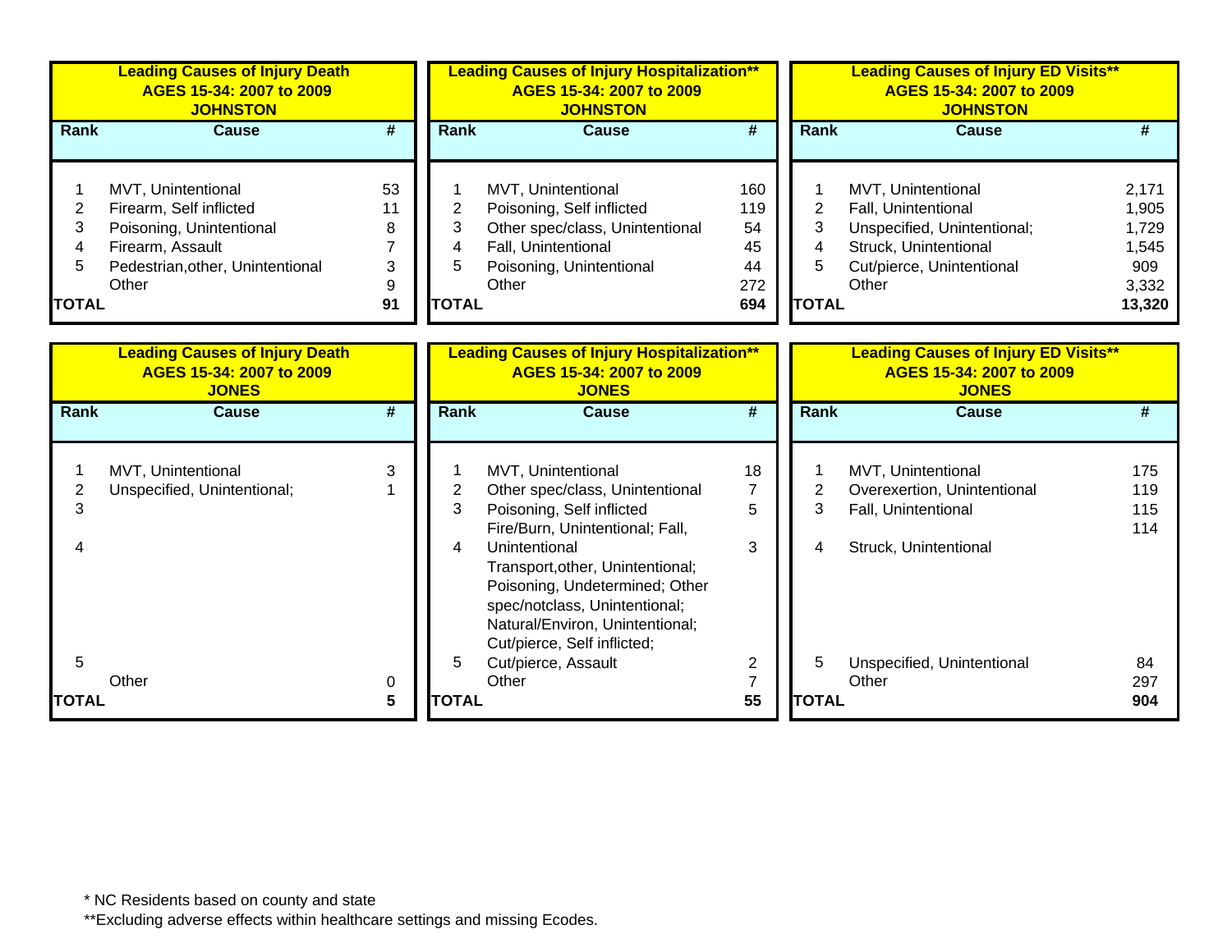| Leading Causes of Injury Death<br>AGES 15-34: 2007 to 2009<br>JOHNSTON | | |
|---|---|---|
| **Rank** | **Cause** | **#** |
| 1 | MVT, Unintentional | 53 |
| 2 | Firearm, Self inflicted | 11 |
| 3 | Poisoning, Unintentional | 8 |
| 4 | Firearm, Assault | 7 |
| 5 | Pedestrian,other, Unintentional | 3 |
| | Other | 9 |
| **TOTAL** | | **91** |

| Leading Causes of Injury Hospitalization**<br>AGES 15-34: 2007 to 2009<br>JOHNSTON | | |
|---|---|---|
| **Rank** | **Cause** | **#** |
| 1 | MVT, Unintentional | 160 |
| 2 | Poisoning, Self inflicted | 119 |
| 3 | Other spec/class, Unintentional | 54 |
| 4 | Fall, Unintentional | 45 |
| 5 | Poisoning, Unintentional | 44 |
| | Other | 272 |
| **TOTAL** | | **694** |

| Leading Causes of Injury ED Visits**<br>AGES 15-34: 2007 to 2009<br>JOHNSTON | | |
|---|---|---|
| **Rank** | **Cause** | **#** |
| 1 | MVT, Unintentional | 2,171 |
| 2 | Fall, Unintentional | 1,905 |
| 3 | Unspecified, Unintentional; | 1,729 |
| 4 | Struck, Unintentional | 1,545 |
| 5 | Cut/pierce, Unintentional | 909 |
| | Other | 3,332 |
| **TOTAL** | | **13,320** |

| Leading Causes of Injury Death<br>AGES 15-34: 2007 to 2009<br>JONES | | |
|---|---|---|
| **Rank** | **Cause** | **#** |
| 1 | MVT, Unintentional | 3 |
| 2 | Unspecified, Unintentional; | 1 |
| 3 | | |
| 4 | | |
| 5 | | |
| | Other | 0 |
| **TOTAL** | | **5** |

| Leading Causes of Injury Hospitalization**<br>AGES 15-34: 2007 to 2009<br>JONES | | |
|---|---|---|
| **Rank** | **Cause** | **#** |
| 1 | MVT, Unintentional | 18 |
| 2 | Other spec/class, Unintentional | 7 |
| 3 | Poisoning, Self inflicted | 5 |
| 4 | Fire/Burn, Unintentional; Fall, Unintentional<br>Transport,other, Unintentional; Poisoning, Undetermined; Other spec/notclass, Unintentional; Natural/Environ, Unintentional; Cut/pierce, Self inflicted; | 3 |
| 5 | Cut/pierce, Assault | 2 |
| | Other | 7 |
| **TOTAL** | | **55** |

| Leading Causes of Injury ED Visits**<br>AGES 15-34: 2007 to 2009<br>JONES | | |
|---|---|---|
| **Rank** | **Cause** | **#** |
| 1 | MVT, Unintentional | 175 |
| 2 | Overexertion, Unintentional | 119 |
| 3 | Fall, Unintentional | 115 |
| | | 114 |
| 4 | Struck, Unintentional | |
| 5 | Unspecified, Unintentional | 84 |
| | Other | 297 |
| **TOTAL** | | **904** |

* NC Residents based on county and state

**Excluding adverse effects within healthcare settings and missing Ecodes.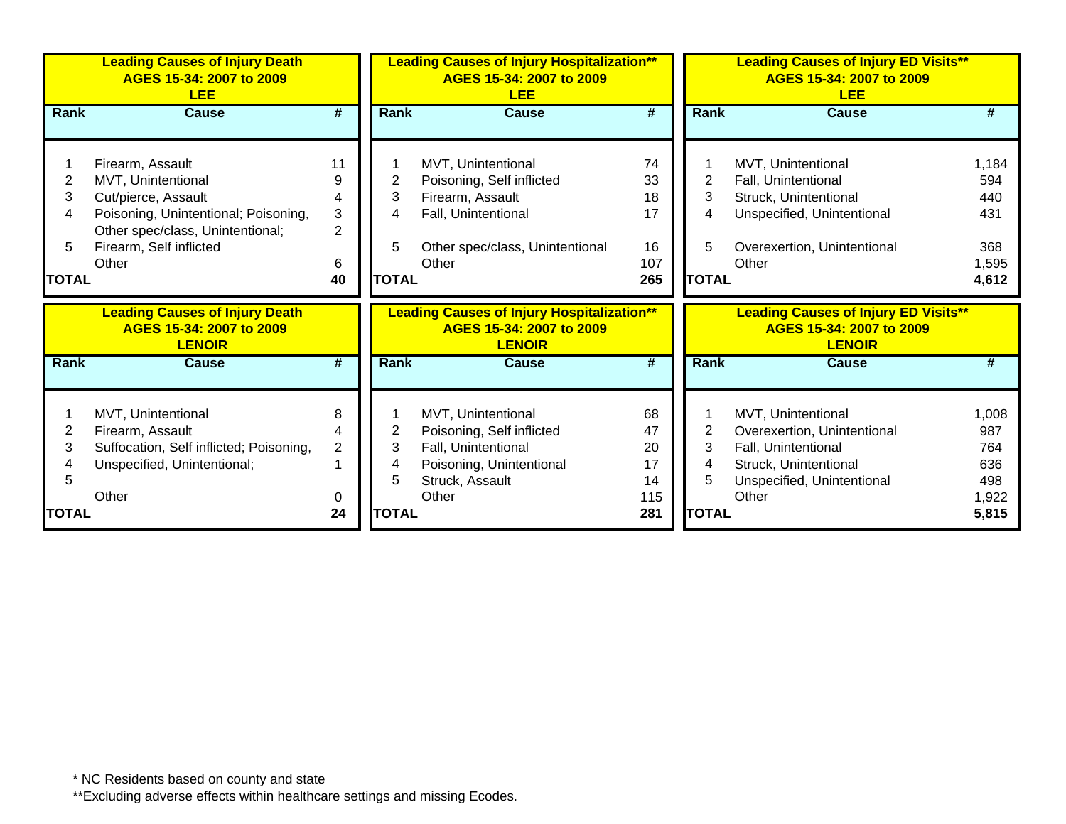### Leading Causes of Injury Death AGES 15-34: 2007 to 2009 LEE

| Rank | Cause | # |
|---|---|---|
| 1 | Firearm, Assault | 11 |
| 2 | MVT, Unintentional | 9 |
| 3 | Cut/pierce, Assault | 4 |
| 4 | Poisoning, Unintentional; Poisoning, | 3 |
| | Other spec/class, Unintentional; | 2 |
| 5 | Firearm, Self inflicted | |
| | Other | 6 |
| **TOTAL** | | **40** |

### Leading Causes of Injury Hospitalization** AGES 15-34: 2007 to 2009 LEE

| Rank | Cause | # |
|---|---|---|
| 1 | MVT, Unintentional | 74 |
| 2 | Poisoning, Self inflicted | 33 |
| 3 | Firearm, Assault | 18 |
| 4 | Fall, Unintentional | 17 |
| 5 | Other spec/class, Unintentional | 16 |
| | Other | 107 |
| **TOTAL** | | **265** |

### Leading Causes of Injury ED Visits** AGES 15-34: 2007 to 2009 LEE

| Rank | Cause | # |
|---|---|---|
| 1 | MVT, Unintentional | 1,184 |
| 2 | Fall, Unintentional | 594 |
| 3 | Struck, Unintentional | 440 |
| 4 | Unspecified, Unintentional | 431 |
| 5 | Overexertion, Unintentional | 368 |
| | Other | 1,595 |
| **TOTAL** | | **4,612** |

### Leading Causes of Injury Death AGES 15-34: 2007 to 2009 LENOIR

| Rank | Cause | # |
|---|---|---|
| 1 | MVT, Unintentional | 8 |
| 2 | Firearm, Assault | 4 |
| 3 | Suffocation, Self inflicted; Poisoning, | 2 |
| 4 | Unspecified, Unintentional; | 1 |
| 5 | | |
| | Other | 0 |
| **TOTAL** | | **24** |

### Leading Causes of Injury Hospitalization** AGES 15-34: 2007 to 2009 LENOIR

| Rank | Cause | # |
|---|---|---|
| 1 | MVT, Unintentional | 68 |
| 2 | Poisoning, Self inflicted | 47 |
| 3 | Fall, Unintentional | 20 |
| 4 | Poisoning, Unintentional | 17 |
| 5 | Struck, Assault | 14 |
| | Other | 115 |
| **TOTAL** | | **281** |

### Leading Causes of Injury ED Visits** AGES 15-34: 2007 to 2009 LENOIR

| Rank | Cause | # |
|---|---|---|
| 1 | MVT, Unintentional | 1,008 |
| 2 | Overexertion, Unintentional | 987 |
| 3 | Fall, Unintentional | 764 |
| 4 | Struck, Unintentional | 636 |
| 5 | Unspecified, Unintentional | 498 |
| | Other | 1,922 |
| **TOTAL** | | **5,815** |

* NC Residents based on county and state

**Excluding adverse effects within healthcare settings and missing Ecodes.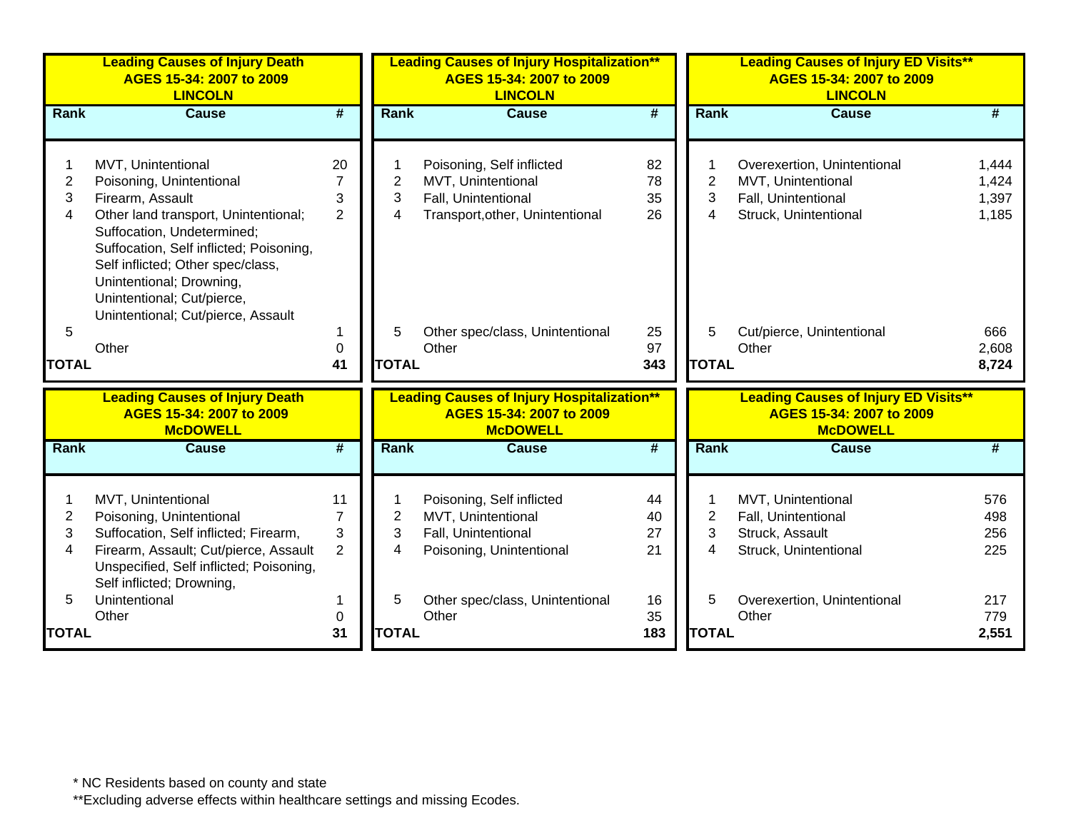| Leading Causes of Injury Death<br>AGES 15-34: 2007 to 2009<br>LINCOLN | | |
|---|---|---|
| **Rank** | **Cause** | **#** |
| 1 | MVT, Unintentional | 20 |
| 2 | Poisoning, Unintentional | 7 |
| 3 | Firearm, Assault | 3 |
| 4 | Other land transport, Unintentional; Suffocation, Undetermined; Suffocation, Self inflicted; Poisoning, Self inflicted; Other spec/class, Unintentional; Drowning, Unintentional; Cut/pierce, Unintentional; Cut/pierce, Assault | 2 |
| 5 | | 1 |
| | Other | 0 |
| **TOTAL** | | **41** |

| Leading Causes of Injury Hospitalization**<br>AGES 15-34: 2007 to 2009<br>LINCOLN | | |
|---|---|---|
| **Rank** | **Cause** | **#** |
| 1 | Poisoning, Self inflicted | 82 |
| 2 | MVT, Unintentional | 78 |
| 3 | Fall, Unintentional | 35 |
| 4 | Transport,other, Unintentional | 26 |
| 5 | Other spec/class, Unintentional | 25 |
| | Other | 97 |
| **TOTAL** | | **343** |

| Leading Causes of Injury ED Visits**<br>AGES 15-34: 2007 to 2009<br>LINCOLN | | |
|---|---|---|
| **Rank** | **Cause** | **#** |
| 1 | Overexertion, Unintentional | 1,444 |
| 2 | MVT, Unintentional | 1,424 |
| 3 | Fall, Unintentional | 1,397 |
| 4 | Struck, Unintentional | 1,185 |
| 5 | Cut/pierce, Unintentional | 666 |
| | Other | 2,608 |
| **TOTAL** | | **8,724** |

| Leading Causes of Injury Death<br>AGES 15-34: 2007 to 2009<br>McDOWELL | | |
|---|---|---|
| **Rank** | **Cause** | **#** |
| 1 | MVT, Unintentional | 11 |
| 2 | Poisoning, Unintentional | 7 |
| 3 | Suffocation, Self inflicted; Firearm, | 3 |
| 4 | Firearm, Assault; Cut/pierce, Assault | 2 |
| 5 | Unspecified, Self inflicted; Poisoning, Self inflicted; Drowning, Unintentional | 1 |
| | Other | 0 |
| **TOTAL** | | **31** |

| Leading Causes of Injury Hospitalization**<br>AGES 15-34: 2007 to 2009<br>McDOWELL | | |
|---|---|---|
| **Rank** | **Cause** | **#** |
| 1 | Poisoning, Self inflicted | 44 |
| 2 | MVT, Unintentional | 40 |
| 3 | Fall, Unintentional | 27 |
| 4 | Poisoning, Unintentional | 21 |
| 5 | Other spec/class, Unintentional | 16 |
| | Other | 35 |
| **TOTAL** | | **183** |

| Leading Causes of Injury ED Visits**<br>AGES 15-34: 2007 to 2009<br>McDOWELL | | |
|---|---|---|
| **Rank** | **Cause** | **#** |
| 1 | MVT, Unintentional | 576 |
| 2 | Fall, Unintentional | 498 |
| 3 | Struck, Assault | 256 |
| 4 | Struck, Unintentional | 225 |
| 5 | Overexertion, Unintentional | 217 |
| | Other | 779 |
| **TOTAL** | | **2,551** |

* NC Residents based on county and state

**Excluding adverse effects within healthcare settings and missing Ecodes.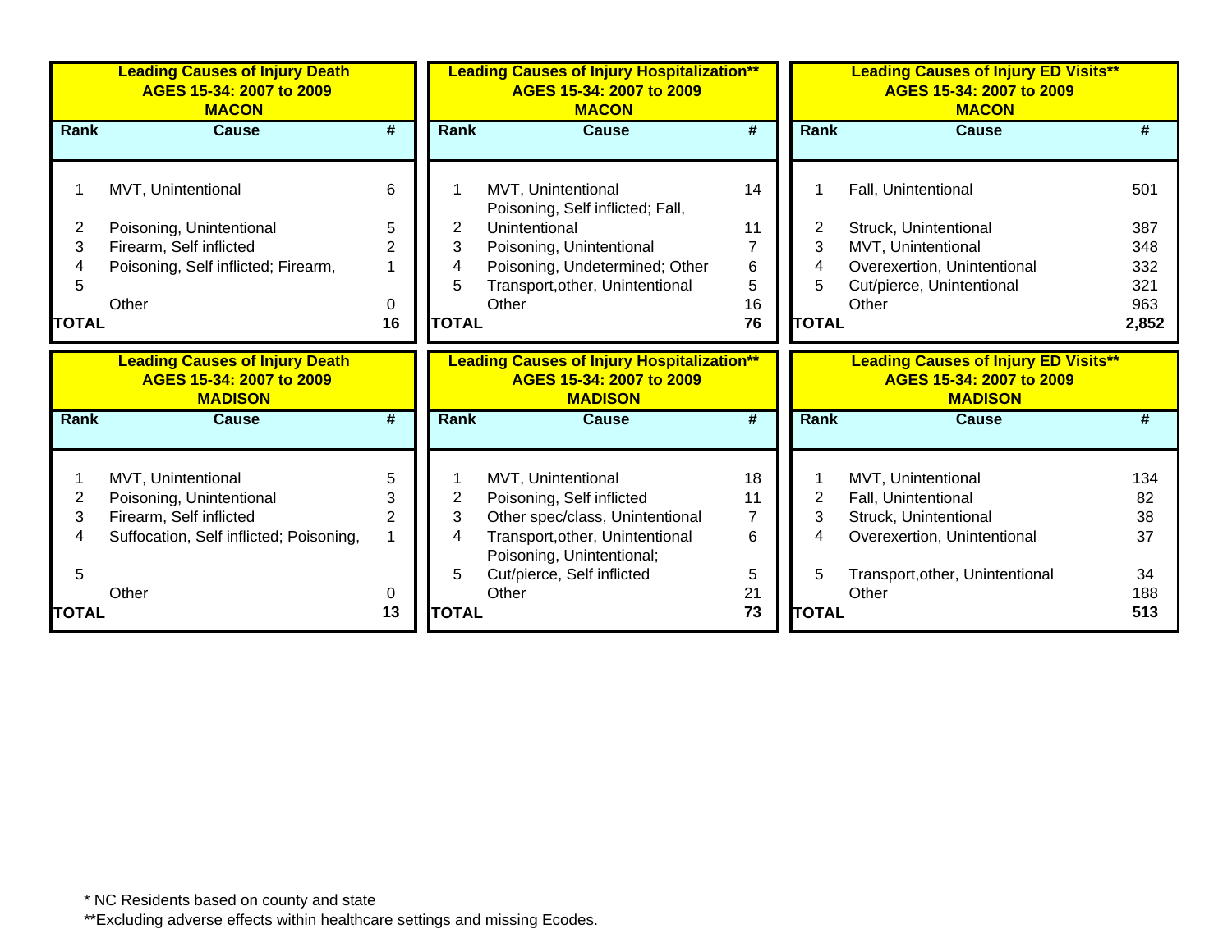**Leading Causes of Injury Death AGES 15-34: 2007 to 2009 MACON**

| Rank | Cause | # |
|---|---|---|
| 1 | MVT, Unintentional | 6 |
| 2 | Poisoning, Unintentional | 5 |
| 3 | Firearm, Self inflicted | 2 |
| 4 | Poisoning, Self inflicted; Firearm, | 1 |
| 5 | | |
| | Other | 0 |
| TOTAL | | 16 |

**Leading Causes of Injury Hospitalization** AGES 15-34: 2007 to 2009 MACON**

| Rank | Cause | # |
|---|---|---|
| 1 | MVT, Unintentional | 14 |
| 2 | Poisoning, Self inflicted; Fall, Unintentional | 11 |
| 3 | Poisoning, Unintentional | 7 |
| 4 | Poisoning, Undetermined; Other | 6 |
| 5 | Transport,other, Unintentional | 5 |
| | Other | 16 |
| TOTAL | | 76 |

**Leading Causes of Injury ED Visits** AGES 15-34: 2007 to 2009 MACON**

| Rank | Cause | # |
|---|---|---|
| 1 | Fall, Unintentional | 501 |
| 2 | Struck, Unintentional | 387 |
| 3 | MVT, Unintentional | 348 |
| 4 | Overexertion, Unintentional | 332 |
| 5 | Cut/pierce, Unintentional | 321 |
| | Other | 963 |
| TOTAL | | 2,852 |

**Leading Causes of Injury Death AGES 15-34: 2007 to 2009 MADISON**

| Rank | Cause | # |
|---|---|---|
| 1 | MVT, Unintentional | 5 |
| 2 | Poisoning, Unintentional | 3 |
| 3 | Firearm, Self inflicted | 2 |
| 4 | Suffocation, Self inflicted; Poisoning, | 1 |
| 5 | | |
| | Other | 0 |
| TOTAL | | 13 |

**Leading Causes of Injury Hospitalization** AGES 15-34: 2007 to 2009 MADISON**

| Rank | Cause | # |
|---|---|---|
| 1 | MVT, Unintentional | 18 |
| 2 | Poisoning, Self inflicted | 11 |
| 3 | Other spec/class, Unintentional | 7 |
| 4 | Transport,other, Unintentional | 6 |
| 5 | Poisoning, Unintentional; Cut/pierce, Self inflicted | 5 |
| | Other | 21 |
| TOTAL | | 73 |

**Leading Causes of Injury ED Visits** AGES 15-34: 2007 to 2009 MADISON**

| Rank | Cause | # |
|---|---|---|
| 1 | MVT, Unintentional | 134 |
| 2 | Fall, Unintentional | 82 |
| 3 | Struck, Unintentional | 38 |
| 4 | Overexertion, Unintentional | 37 |
| 5 | Transport,other, Unintentional | 34 |
| | Other | 188 |
| TOTAL | | 513 |

* NC Residents based on county and state

**Excluding adverse effects within healthcare settings and missing Ecodes.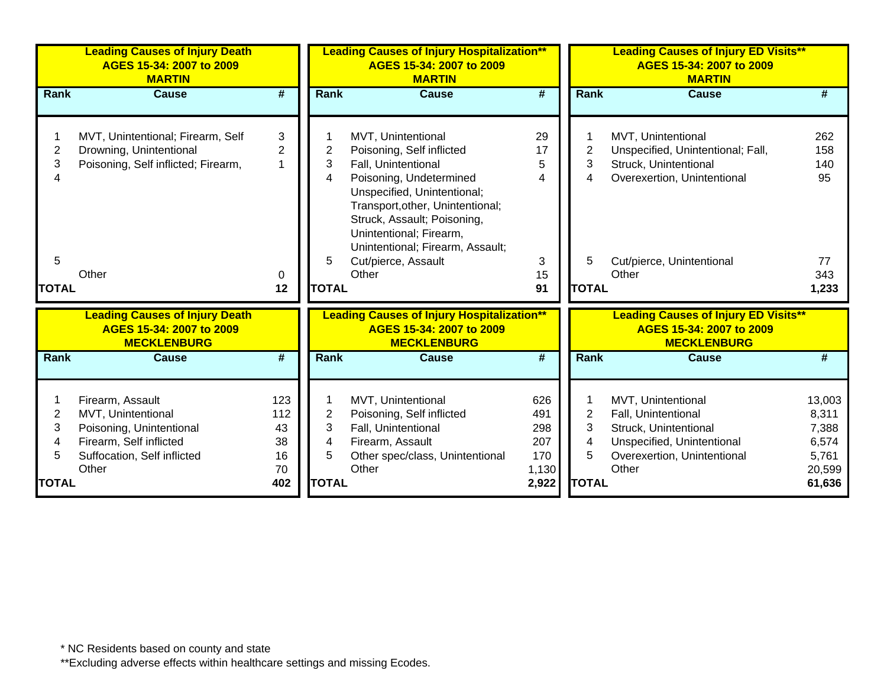## Leading Causes of Injury Death AGES 15-34: 2007 to 2009 MARTIN

| Rank | Cause | # |
|---|---|---|
| 1 | MVT, Unintentional; Firearm, Self | 3 |
| 2 | Drowning, Unintentional | 2 |
| 3 | Poisoning, Self inflicted; Firearm, | 1 |
| 4 | | |
| 5 | | |
| | Other | 0 |
| **TOTAL** | | **12** |

## Leading Causes of Injury Hospitalization** AGES 15-34: 2007 to 2009 MARTIN

| Rank | Cause | # |
|---|---|---|
| 1 | MVT, Unintentional | 29 |
| 2 | Poisoning, Self inflicted | 17 |
| 3 | Fall, Unintentional | 5 |
| 4 | Poisoning, Undetermined | 4 |
| 5 | Unspecified, Unintentional; Transport,other, Unintentional; Struck, Assault; Poisoning, Unintentional; Firearm, Unintentional; Firearm, Assault; Cut/pierce, Assault | 3 |
| | Other | 15 |
| **TOTAL** | | **91** |

## Leading Causes of Injury ED Visits** AGES 15-34: 2007 to 2009 MARTIN

| Rank | Cause | # |
|---|---|---|
| 1 | MVT, Unintentional | 262 |
| 2 | Unspecified, Unintentional; Fall, | 158 |
| 3 | Struck, Unintentional | 140 |
| 4 | Overexertion, Unintentional | 95 |
| 5 | Cut/pierce, Unintentional | 77 |
| | Other | 343 |
| **TOTAL** | | **1,233** |

## Leading Causes of Injury Death AGES 15-34: 2007 to 2009 MECKLENBURG

| Rank | Cause | # |
|---|---|---|
| 1 | Firearm, Assault | 123 |
| 2 | MVT, Unintentional | 112 |
| 3 | Poisoning, Unintentional | 43 |
| 4 | Firearm, Self inflicted | 38 |
| 5 | Suffocation, Self inflicted | 16 |
| | Other | 70 |
| **TOTAL** | | **402** |

## Leading Causes of Injury Hospitalization** AGES 15-34: 2007 to 2009 MECKLENBURG

| Rank | Cause | # |
|---|---|---|
| 1 | MVT, Unintentional | 626 |
| 2 | Poisoning, Self inflicted | 491 |
| 3 | Fall, Unintentional | 298 |
| 4 | Firearm, Assault | 207 |
| 5 | Other spec/class, Unintentional | 170 |
| | Other | 1,130 |
| **TOTAL** | | **2,922** |

## Leading Causes of Injury ED Visits** AGES 15-34: 2007 to 2009 MECKLENBURG

| Rank | Cause | # |
|---|---|---|
| 1 | MVT, Unintentional | 13,003 |
| 2 | Fall, Unintentional | 8,311 |
| 3 | Struck, Unintentional | 7,388 |
| 4 | Unspecified, Unintentional | 6,574 |
| 5 | Overexertion, Unintentional | 5,761 |
| | Other | 20,599 |
| **TOTAL** | | **61,636** |

* NC Residents based on county and state

**Excluding adverse effects within healthcare settings and missing Ecodes.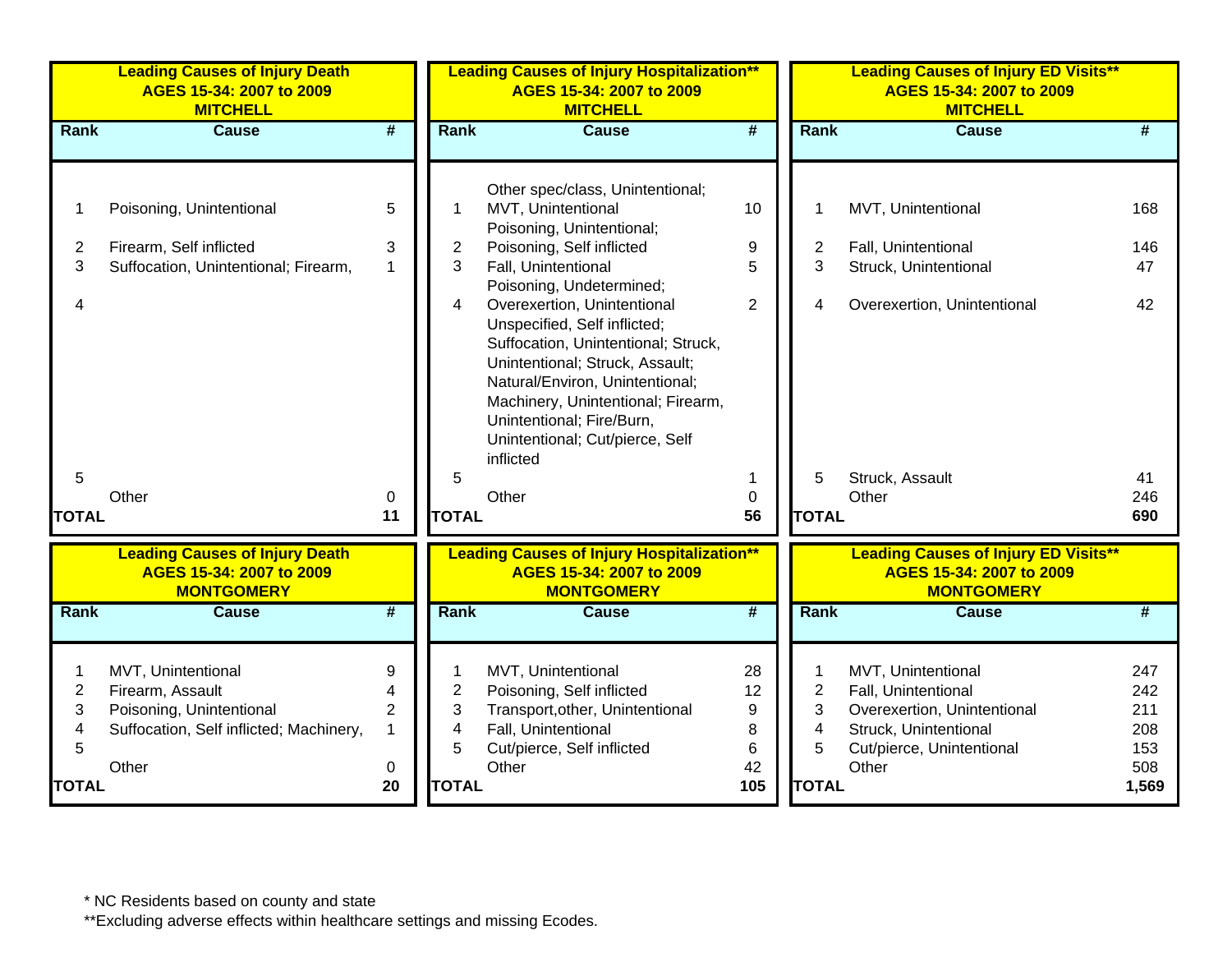**Leading Causes of Injury Death**
**AGES 15-34: 2007 to 2009**
**MITCHELL**

| Rank | Cause | # |
|---|---|---|
| 1 | Poisoning, Unintentional | 5 |
| 2 | Firearm, Self inflicted | 3 |
| 3 | Suffocation, Unintentional; Firearm, | 1 |
| 4 | | |
| 5 | | |
| | Other | 0 |
| **TOTAL** | | **11** |

**Leading Causes of Injury Hospitalization****
**AGES 15-34: 2007 to 2009**
**MITCHELL**

| Rank | Cause | # |
|---|---|---|
| 1 | Other spec/class, Unintentional; MVT, Unintentional | 10 |
| 2 | Poisoning, Unintentional; Poisoning, Self inflicted | 9 |
| 3 | Fall, Unintentional | 5 |
| 4 | Poisoning, Undetermined; Overexertion, Unintentional | 2 |
| 5 | Unspecified, Self inflicted; Suffocation, Unintentional; Struck, Unintentional; Struck, Assault; Natural/Environ, Unintentional; Machinery, Unintentional; Firearm, Unintentional; Fire/Burn, Unintentional; Cut/pierce, Self inflicted | 1 |
| | Other | 0 |
| **TOTAL** | | **56** |

**Leading Causes of Injury ED Visits****
**AGES 15-34: 2007 to 2009**
**MITCHELL**

| Rank | Cause | # |
|---|---|---|
| 1 | MVT, Unintentional | 168 |
| 2 | Fall, Unintentional | 146 |
| 3 | Struck, Unintentional | 47 |
| 4 | Overexertion, Unintentional | 42 |
| 5 | Struck, Assault | 41 |
| | Other | 246 |
| **TOTAL** | | **690** |

**Leading Causes of Injury Death**
**AGES 15-34: 2007 to 2009**
**MONTGOMERY**

| Rank | Cause | # |
|---|---|---|
| 1 | MVT, Unintentional | 9 |
| 2 | Firearm, Assault | 4 |
| 3 | Poisoning, Unintentional | 2 |
| 4 | Suffocation, Self inflicted; Machinery, | 1 |
| 5 | | |
| | Other | 0 |
| **TOTAL** | | **20** |

**Leading Causes of Injury Hospitalization****
**AGES 15-34: 2007 to 2009**
**MONTGOMERY**

| Rank | Cause | # |
|---|---|---|
| 1 | MVT, Unintentional | 28 |
| 2 | Poisoning, Self inflicted | 12 |
| 3 | Transport,other, Unintentional | 9 |
| 4 | Fall, Unintentional | 8 |
| 5 | Cut/pierce, Self inflicted | 6 |
| | Other | 42 |
| **TOTAL** | | **105** |

**Leading Causes of Injury ED Visits****
**AGES 15-34: 2007 to 2009**
**MONTGOMERY**

| Rank | Cause | # |
|---|---|---|
| 1 | MVT, Unintentional | 247 |
| 2 | Fall, Unintentional | 242 |
| 3 | Overexertion, Unintentional | 211 |
| 4 | Struck, Unintentional | 208 |
| 5 | Cut/pierce, Unintentional | 153 |
| | Other | 508 |
| **TOTAL** | | **1,569** |

* NC Residents based on county and state
**Excluding adverse effects within healthcare settings and missing Ecodes.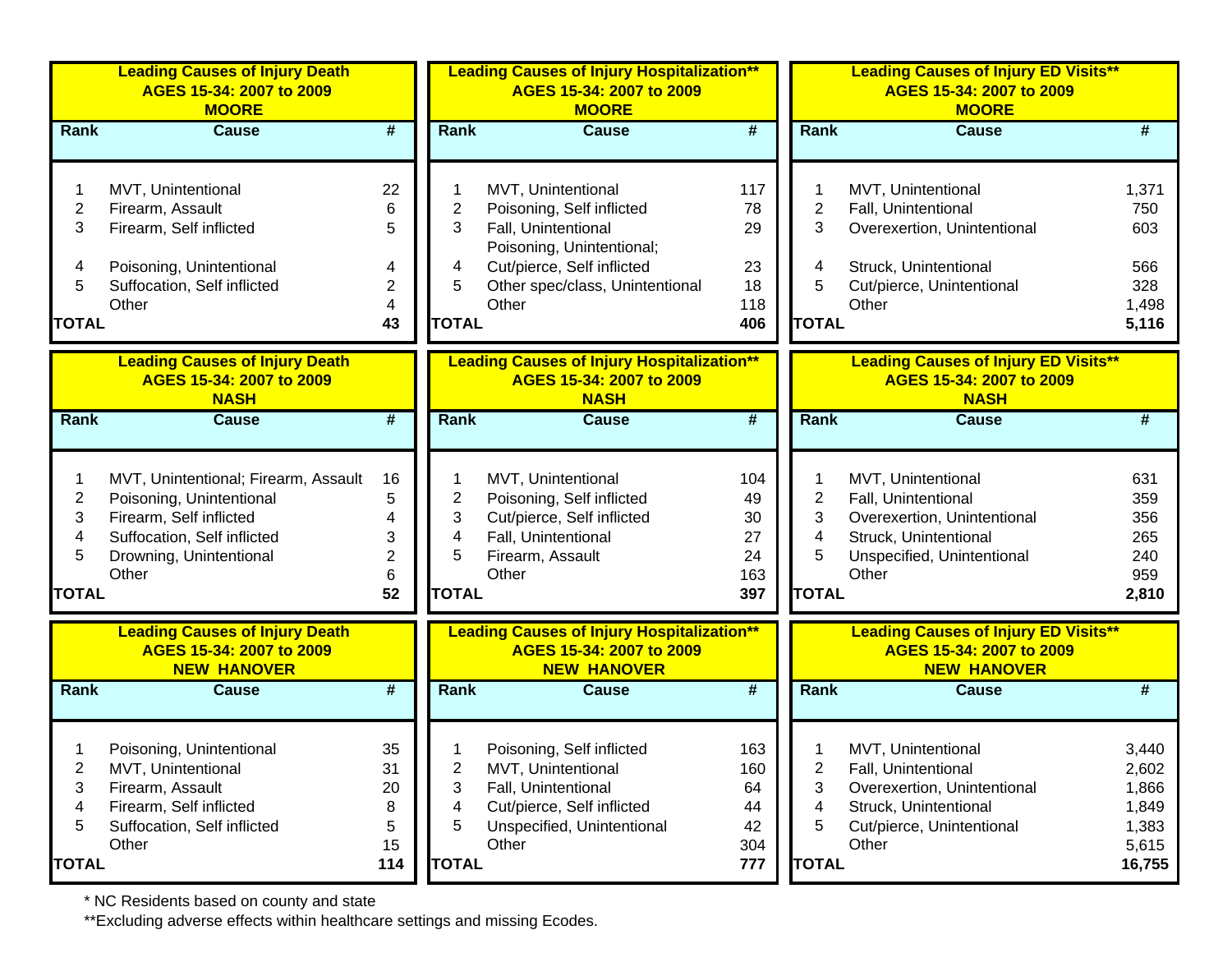### Leading Causes of Injury Death AGES 15-34: 2007 to 2009 MOORE

| Rank | Cause | # |
|---|---|---|
| 1 | MVT, Unintentional | 22 |
| 2 | Firearm, Assault | 6 |
| 3 | Firearm, Self inflicted | 5 |
| 4 | Poisoning, Unintentional | 4 |
| 5 | Suffocation, Self inflicted | 2 |
| | Other | 4 |
| **TOTAL** | | **43** |

### Leading Causes of Injury Hospitalization** AGES 15-34: 2007 to 2009 MOORE

| Rank | Cause | # |
|---|---|---|
| 1 | MVT, Unintentional | 117 |
| 2 | Poisoning, Self inflicted | 78 |
| 3 | Fall, Unintentional | 29 |
| 4 | Poisoning, Unintentional; Cut/pierce, Self inflicted | 23 |
| 5 | Other spec/class, Unintentional | 18 |
| | Other | 118 |
| **TOTAL** | | **406** |

### Leading Causes of Injury ED Visits** AGES 15-34: 2007 to 2009 MOORE

| Rank | Cause | # |
|---|---|---|
| 1 | MVT, Unintentional | 1,371 |
| 2 | Fall, Unintentional | 750 |
| 3 | Overexertion, Unintentional | 603 |
| 4 | Struck, Unintentional | 566 |
| 5 | Cut/pierce, Unintentional | 328 |
| | Other | 1,498 |
| **TOTAL** | | **5,116** |

### Leading Causes of Injury Death AGES 15-34: 2007 to 2009 NASH

| Rank | Cause | # |
|---|---|---|
| 1 | MVT, Unintentional; Firearm, Assault | 16 |
| 2 | Poisoning, Unintentional | 5 |
| 3 | Firearm, Self inflicted | 4 |
| 4 | Suffocation, Self inflicted | 3 |
| 5 | Drowning, Unintentional | 2 |
| | Other | 6 |
| **TOTAL** | | **52** |

### Leading Causes of Injury Hospitalization** AGES 15-34: 2007 to 2009 NASH

| Rank | Cause | # |
|---|---|---|
| 1 | MVT, Unintentional | 104 |
| 2 | Poisoning, Self inflicted | 49 |
| 3 | Cut/pierce, Self inflicted | 30 |
| 4 | Fall, Unintentional | 27 |
| 5 | Firearm, Assault | 24 |
| | Other | 163 |
| **TOTAL** | | **397** |

### Leading Causes of Injury ED Visits** AGES 15-34: 2007 to 2009 NASH

| Rank | Cause | # |
|---|---|---|
| 1 | MVT, Unintentional | 631 |
| 2 | Fall, Unintentional | 359 |
| 3 | Overexertion, Unintentional | 356 |
| 4 | Struck, Unintentional | 265 |
| 5 | Unspecified, Unintentional | 240 |
| | Other | 959 |
| **TOTAL** | | **2,810** |

### Leading Causes of Injury Death AGES 15-34: 2007 to 2009 NEW HANOVER

| Rank | Cause | # |
|---|---|---|
| 1 | Poisoning, Unintentional | 35 |
| 2 | MVT, Unintentional | 31 |
| 3 | Firearm, Assault | 20 |
| 4 | Firearm, Self inflicted | 8 |
| 5 | Suffocation, Self inflicted | 5 |
| | Other | 15 |
| **TOTAL** | | **114** |

### Leading Causes of Injury Hospitalization** AGES 15-34: 2007 to 2009 NEW HANOVER

| Rank | Cause | # |
|---|---|---|
| 1 | Poisoning, Self inflicted | 163 |
| 2 | MVT, Unintentional | 160 |
| 3 | Fall, Unintentional | 64 |
| 4 | Cut/pierce, Self inflicted | 44 |
| 5 | Unspecified, Unintentional | 42 |
| | Other | 304 |
| **TOTAL** | | **777** |

### Leading Causes of Injury ED Visits** AGES 15-34: 2007 to 2009 NEW HANOVER

| Rank | Cause | # |
|---|---|---|
| 1 | MVT, Unintentional | 3,440 |
| 2 | Fall, Unintentional | 2,602 |
| 3 | Overexertion, Unintentional | 1,866 |
| 4 | Struck, Unintentional | 1,849 |
| 5 | Cut/pierce, Unintentional | 1,383 |
| | Other | 5,615 |
| **TOTAL** | | **16,755** |

* NC Residents based on county and state

**Excluding adverse effects within healthcare settings and missing Ecodes.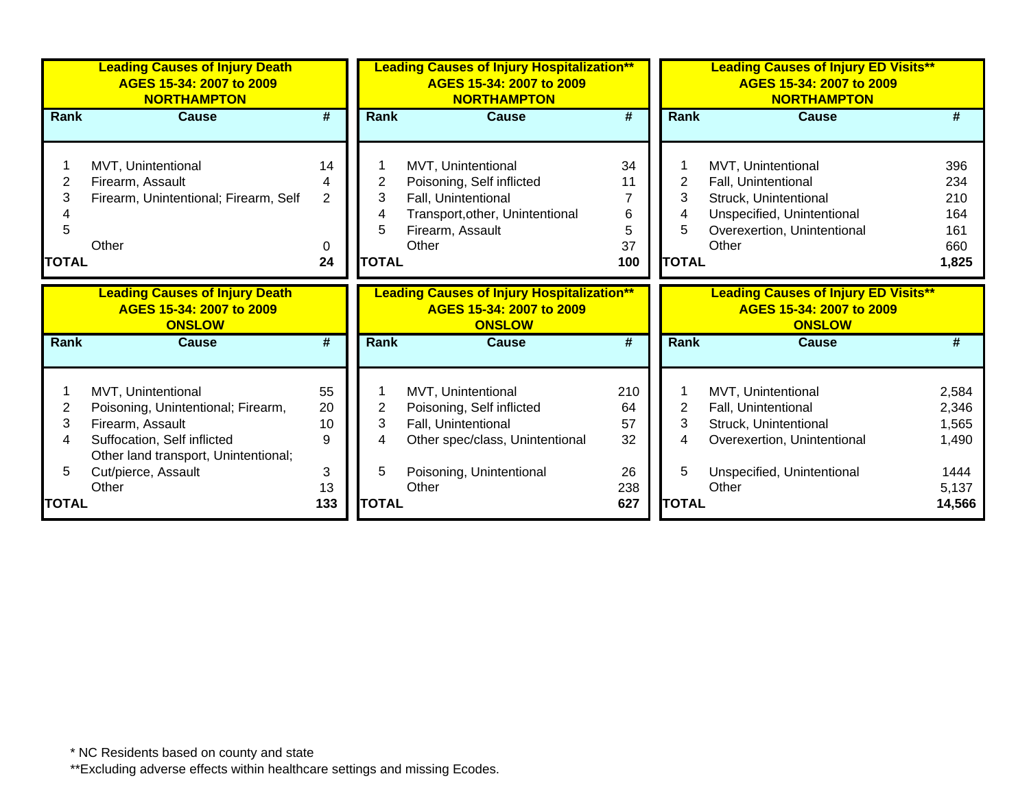## Leading Causes of Injury Death
### AGES 15-34: 2007 to 2009
### NORTHAMPTON

| Rank | Cause | # |
|---|---|---|
| 1 | MVT, Unintentional | 14 |
| 2 | Firearm, Assault | 4 |
| 3 | Firearm, Unintentional; Firearm, Self | 2 |
| 4 | | |
| 5 | | |
| | Other | 0 |
| **TOTAL** | | **24** |

## Leading Causes of Injury Hospitalization**
### AGES 15-34: 2007 to 2009
### NORTHAMPTON

| Rank | Cause | # |
|---|---|---|
| 1 | MVT, Unintentional | 34 |
| 2 | Poisoning, Self inflicted | 11 |
| 3 | Fall, Unintentional | 7 |
| 4 | Transport,other, Unintentional | 6 |
| 5 | Firearm, Assault | 5 |
| | Other | 37 |
| **TOTAL** | | **100** |

## Leading Causes of Injury ED Visits**
### AGES 15-34: 2007 to 2009
### NORTHAMPTON

| Rank | Cause | # |
|---|---|---|
| 1 | MVT, Unintentional | 396 |
| 2 | Fall, Unintentional | 234 |
| 3 | Struck, Unintentional | 210 |
| 4 | Unspecified, Unintentional | 164 |
| 5 | Overexertion, Unintentional | 161 |
| | Other | 660 |
| **TOTAL** | | **1,825** |

## Leading Causes of Injury Death
### AGES 15-34: 2007 to 2009
### ONSLOW

| Rank | Cause | # |
|---|---|---|
| 1 | MVT, Unintentional | 55 |
| 2 | Poisoning, Unintentional; Firearm, | 20 |
| 3 | Firearm, Assault | 10 |
| 4 | Suffocation, Self inflicted | 9 |
| 5 | Other land transport, Unintentional; Cut/pierce, Assault | 3 |
| | Other | 13 |
| **TOTAL** | | **133** |

## Leading Causes of Injury Hospitalization**
### AGES 15-34: 2007 to 2009
### ONSLOW

| Rank | Cause | # |
|---|---|---|
| 1 | MVT, Unintentional | 210 |
| 2 | Poisoning, Self inflicted | 64 |
| 3 | Fall, Unintentional | 57 |
| 4 | Other spec/class, Unintentional | 32 |
| 5 | Poisoning, Unintentional | 26 |
| | Other | 238 |
| **TOTAL** | | **627** |

## Leading Causes of Injury ED Visits**
### AGES 15-34: 2007 to 2009
### ONSLOW

| Rank | Cause | # |
|---|---|---|
| 1 | MVT, Unintentional | 2,584 |
| 2 | Fall, Unintentional | 2,346 |
| 3 | Struck, Unintentional | 1,565 |
| 4 | Overexertion, Unintentional | 1,490 |
| 5 | Unspecified, Unintentional | 1444 |
| | Other | 5,137 |
| **TOTAL** | | **14,566** |

* NC Residents based on county and state

**Excluding adverse effects within healthcare settings and missing Ecodes.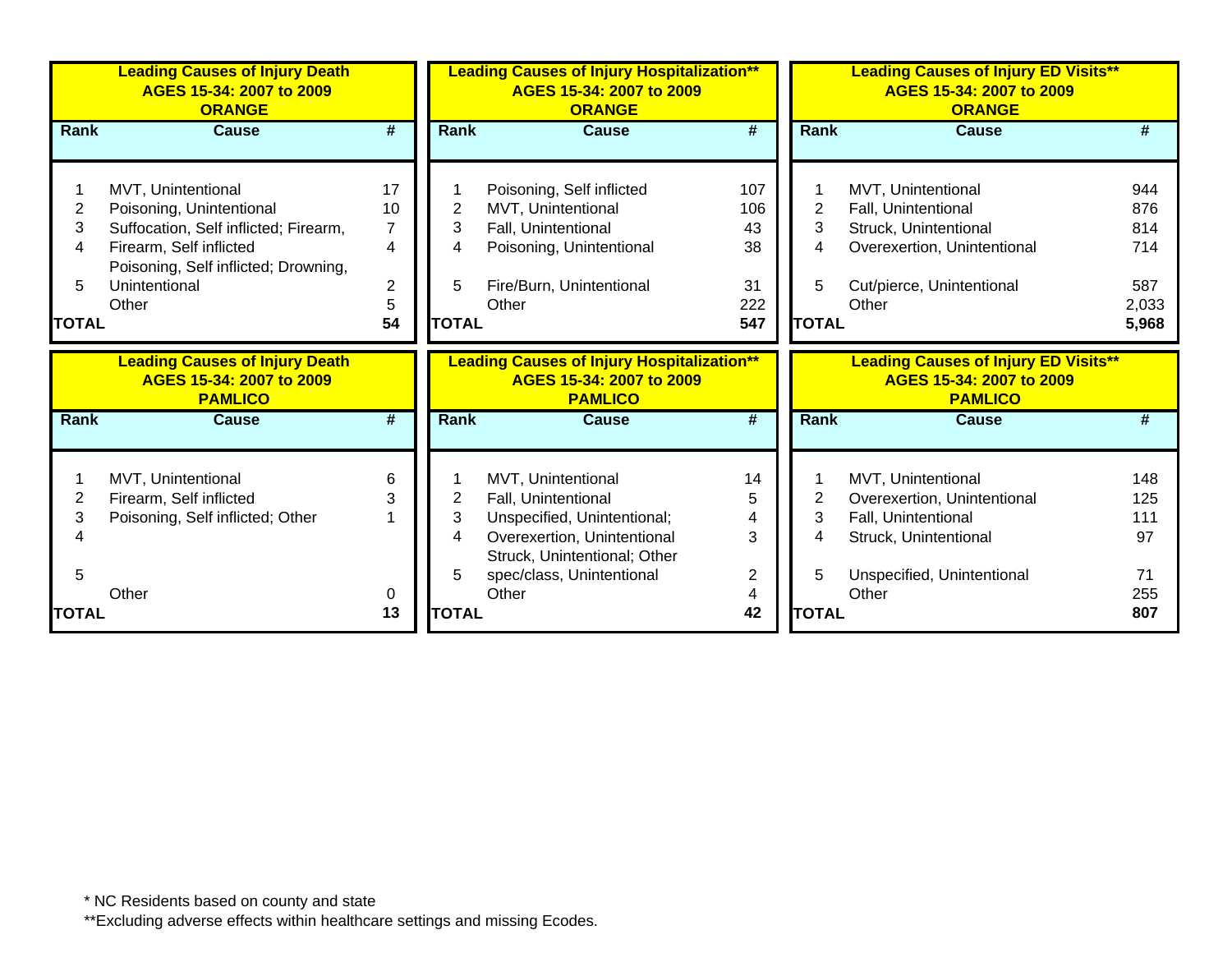**Leading Causes of Injury Death AGES 15-34: 2007 to 2009 ORANGE**

| Rank | Cause | # |
|---|---|---|
| 1 | MVT, Unintentional | 17 |
| 2 | Poisoning, Unintentional | 10 |
| 3 | Suffocation, Self inflicted; Firearm, | 7 |
| 4 | Firearm, Self inflicted | 4 |
| 5 | Poisoning, Self inflicted; Drowning, Unintentional | 2 |
| | Other | 5 |
| **TOTAL** | | **54** |

**Leading Causes of Injury Hospitalization** AGES 15-34: 2007 to 2009 ORANGE**

| Rank | Cause | # |
|---|---|---|
| 1 | Poisoning, Self inflicted | 107 |
| 2 | MVT, Unintentional | 106 |
| 3 | Fall, Unintentional | 43 |
| 4 | Poisoning, Unintentional | 38 |
| 5 | Fire/Burn, Unintentional | 31 |
| | Other | 222 |
| **TOTAL** | | **547** |

**Leading Causes of Injury ED Visits** AGES 15-34: 2007 to 2009 ORANGE**

| Rank | Cause | # |
|---|---|---|
| 1 | MVT, Unintentional | 944 |
| 2 | Fall, Unintentional | 876 |
| 3 | Struck, Unintentional | 814 |
| 4 | Overexertion, Unintentional | 714 |
| 5 | Cut/pierce, Unintentional | 587 |
| | Other | 2,033 |
| **TOTAL** | | **5,968** |

**Leading Causes of Injury Death AGES 15-34: 2007 to 2009 PAMLICO**

| Rank | Cause | # |
|---|---|---|
| 1 | MVT, Unintentional | 6 |
| 2 | Firearm, Self inflicted | 3 |
| 3 | Poisoning, Self inflicted; Other | 1 |
| 4 | | |
| 5 | | |
| | Other | 0 |
| **TOTAL** | | **13** |

**Leading Causes of Injury Hospitalization** AGES 15-34: 2007 to 2009 PAMLICO**

| Rank | Cause | # |
|---|---|---|
| 1 | MVT, Unintentional | 14 |
| 2 | Fall, Unintentional | 5 |
| 3 | Unspecified, Unintentional; | 4 |
| 4 | Overexertion, Unintentional | 3 |
| 5 | Struck, Unintentional; Other spec/class, Unintentional | 2 |
| | Other | 4 |
| **TOTAL** | | **42** |

**Leading Causes of Injury ED Visits** AGES 15-34: 2007 to 2009 PAMLICO**

| Rank | Cause | # |
|---|---|---|
| 1 | MVT, Unintentional | 148 |
| 2 | Overexertion, Unintentional | 125 |
| 3 | Fall, Unintentional | 111 |
| 4 | Struck, Unintentional | 97 |
| 5 | Unspecified, Unintentional | 71 |
| | Other | 255 |
| **TOTAL** | | **807** |

* NC Residents based on county and state

**Excluding adverse effects within healthcare settings and missing Ecodes.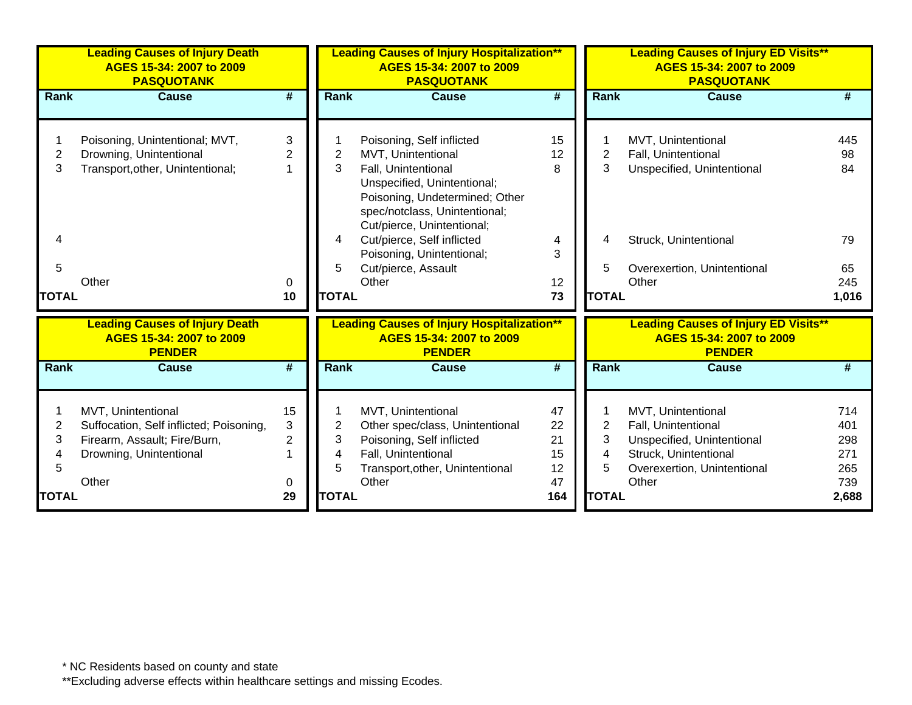| **Leading Causes of Injury Death AGES 15-34: 2007 to 2009 PASQUOTANK** | | |
|---|---|---|
| **Rank** | **Cause** | **#** |
| 1 | Poisoning, Unintentional; MVT, | 3 |
| 2 | Drowning, Unintentional | 2 |
| 3 | Transport,other, Unintentional; | 1 |
| 4 | | |
| 5 | | |
| | Other | 0 |
| **TOTAL** | | **10** |

| **Leading Causes of Injury Hospitalization** AGES 15-34: 2007 to 2009 PASQUOTANK** | | |
|---|---|---|
| **Rank** | **Cause** | **#** |
| 1 | Poisoning, Self inflicted | 15 |
| 2 | MVT, Unintentional | 12 |
| 3 | Fall, Unintentional Unspecified, Unintentional; Poisoning, Undetermined; Other spec/notclass, Unintentional; Cut/pierce, Unintentional; | 8 |
| 4 | Cut/pierce, Self inflicted Poisoning, Unintentional; | 4 3 |
| 5 | Cut/pierce, Assault | |
| | Other | 12 |
| **TOTAL** | | **73** |

| **Leading Causes of Injury ED Visits** AGES 15-34: 2007 to 2009 PASQUOTANK** | | |
|---|---|---|
| **Rank** | **Cause** | **#** |
| 1 | MVT, Unintentional | 445 |
| 2 | Fall, Unintentional | 98 |
| 3 | Unspecified, Unintentional | 84 |
| 4 | Struck, Unintentional | 79 |
| 5 | Overexertion, Unintentional | 65 |
| | Other | 245 |
| **TOTAL** | | **1,016** |

| **Leading Causes of Injury Death AGES 15-34: 2007 to 2009 PENDER** | | |
|---|---|---|
| **Rank** | **Cause** | **#** |
| 1 | MVT, Unintentional | 15 |
| 2 | Suffocation, Self inflicted; Poisoning, | 3 |
| 3 | Firearm, Assault; Fire/Burn, | 2 |
| 4 | Drowning, Unintentional | 1 |
| 5 | | |
| | Other | 0 |
| **TOTAL** | | **29** |

| **Leading Causes of Injury Hospitalization** AGES 15-34: 2007 to 2009 PENDER** | | |
|---|---|---|
| **Rank** | **Cause** | **#** |
| 1 | MVT, Unintentional | 47 |
| 2 | Other spec/class, Unintentional | 22 |
| 3 | Poisoning, Self inflicted | 21 |
| 4 | Fall, Unintentional | 15 |
| 5 | Transport,other, Unintentional | 12 |
| | Other | 47 |
| **TOTAL** | | **164** |

| **Leading Causes of Injury ED Visits** AGES 15-34: 2007 to 2009 PENDER** | | |
|---|---|---|
| **Rank** | **Cause** | **#** |
| 1 | MVT, Unintentional | 714 |
| 2 | Fall, Unintentional | 401 |
| 3 | Unspecified, Unintentional | 298 |
| 4 | Struck, Unintentional | 271 |
| 5 | Overexertion, Unintentional | 265 |
| | Other | 739 |
| **TOTAL** | | **2,688** |

* NC Residents based on county and state

**Excluding adverse effects within healthcare settings and missing Ecodes.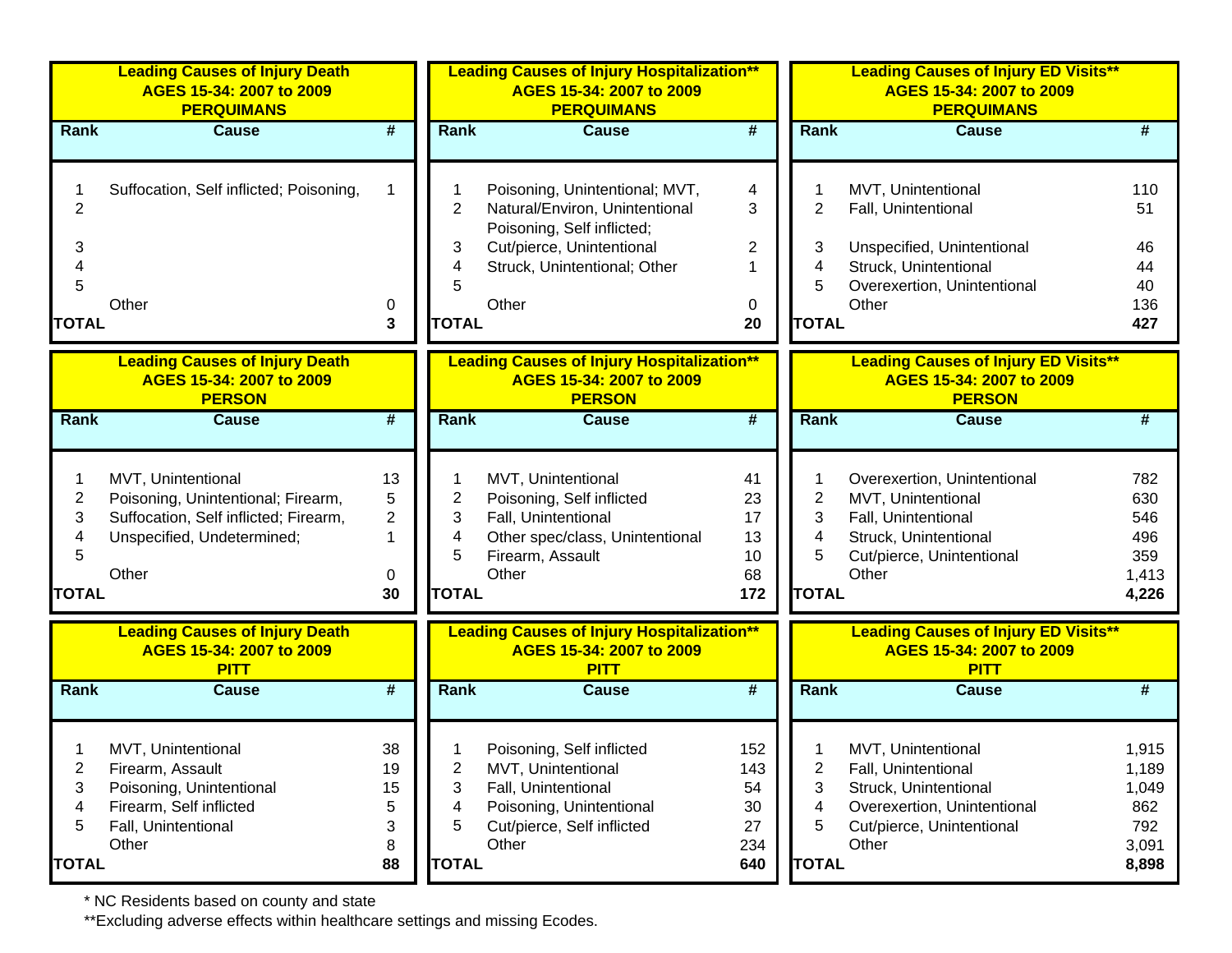**Leading Causes of Injury Death**
**AGES 15-34: 2007 to 2009**
**PERQUIMANS**

| Rank | Cause | # |
|---|---|---|
| 1 | Suffocation, Self inflicted; Poisoning, | 1 |
| 2 | | |
| 3 | | |
| 4 | | |
| 5 | | |
| | Other | 0 |
| **TOTAL** | | **3** |

**Leading Causes of Injury Hospitalization****
**AGES 15-34: 2007 to 2009**
**PERQUIMANS**

| Rank | Cause | # |
|---|---|---|
| 1 | Poisoning, Unintentional; MVT, | 4 |
| 2 | Natural/Environ, Unintentional Poisoning, Self inflicted; | 3 |
| 3 | Cut/pierce, Unintentional | 2 |
| 4 | Struck, Unintentional; Other | 1 |
| 5 | | |
| | Other | 0 |
| **TOTAL** | | **20** |

**Leading Causes of Injury ED Visits****
**AGES 15-34: 2007 to 2009**
**PERQUIMANS**

| Rank | Cause | # |
|---|---|---|
| 1 | MVT, Unintentional | 110 |
| 2 | Fall, Unintentional | 51 |
| 3 | Unspecified, Unintentional | 46 |
| 4 | Struck, Unintentional | 44 |
| 5 | Overexertion, Unintentional | 40 |
| | Other | 136 |
| **TOTAL** | | **427** |

**Leading Causes of Injury Death**
**AGES 15-34: 2007 to 2009**
**PERSON**

| Rank | Cause | # |
|---|---|---|
| 1 | MVT, Unintentional | 13 |
| 2 | Poisoning, Unintentional; Firearm, | 5 |
| 3 | Suffocation, Self inflicted; Firearm, | 2 |
| 4 | Unspecified, Undetermined; | 1 |
| 5 | | |
| | Other | 0 |
| **TOTAL** | | **30** |

**Leading Causes of Injury Hospitalization****
**AGES 15-34: 2007 to 2009**
**PERSON**

| Rank | Cause | # |
|---|---|---|
| 1 | MVT, Unintentional | 41 |
| 2 | Poisoning, Self inflicted | 23 |
| 3 | Fall, Unintentional | 17 |
| 4 | Other spec/class, Unintentional | 13 |
| 5 | Firearm, Assault | 10 |
| | Other | 68 |
| **TOTAL** | | **172** |

**Leading Causes of Injury ED Visits****
**AGES 15-34: 2007 to 2009**
**PERSON**

| Rank | Cause | # |
|---|---|---|
| 1 | Overexertion, Unintentional | 782 |
| 2 | MVT, Unintentional | 630 |
| 3 | Fall, Unintentional | 546 |
| 4 | Struck, Unintentional | 496 |
| 5 | Cut/pierce, Unintentional | 359 |
| | Other | 1,413 |
| **TOTAL** | | **4,226** |

**Leading Causes of Injury Death**
**AGES 15-34: 2007 to 2009**
**PITT**

| Rank | Cause | # |
|---|---|---|
| 1 | MVT, Unintentional | 38 |
| 2 | Firearm, Assault | 19 |
| 3 | Poisoning, Unintentional | 15 |
| 4 | Firearm, Self inflicted | 5 |
| 5 | Fall, Unintentional | 3 |
| | Other | 8 |
| **TOTAL** | | **88** |

**Leading Causes of Injury Hospitalization****
**AGES 15-34: 2007 to 2009**
**PITT**

| Rank | Cause | # |
|---|---|---|
| 1 | Poisoning, Self inflicted | 152 |
| 2 | MVT, Unintentional | 143 |
| 3 | Fall, Unintentional | 54 |
| 4 | Poisoning, Unintentional | 30 |
| 5 | Cut/pierce, Self inflicted | 27 |
| | Other | 234 |
| **TOTAL** | | **640** |

**Leading Causes of Injury ED Visits****
**AGES 15-34: 2007 to 2009**
**PITT**

| Rank | Cause | # |
|---|---|---|
| 1 | MVT, Unintentional | 1,915 |
| 2 | Fall, Unintentional | 1,189 |
| 3 | Struck, Unintentional | 1,049 |
| 4 | Overexertion, Unintentional | 862 |
| 5 | Cut/pierce, Unintentional | 792 |
| | Other | 3,091 |
| **TOTAL** | | **8,898** |

* NC Residents based on county and state

**Excluding adverse effects within healthcare settings and missing Ecodes.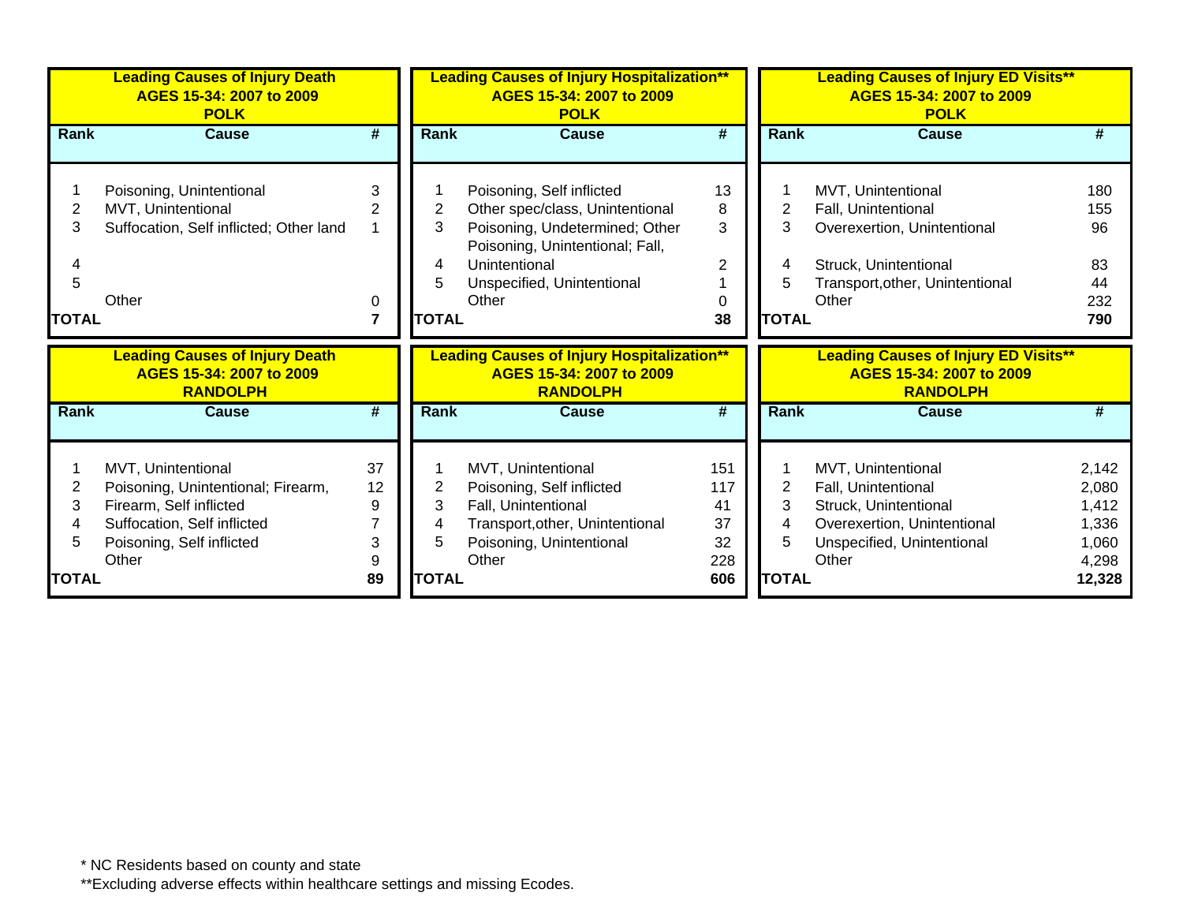| Leading Causes of Injury Death AGES 15-34: 2007 to 2009 POLK | | |
|---|---|---|
| Rank | Cause | # |
| 1 | Poisoning, Unintentional | 3 |
| 2 | MVT, Unintentional | 2 |
| 3 | Suffocation, Self inflicted; Other land | 1 |
| 4 | | |
| 5 | | |
| | Other | 0 |
| TOTAL | | 7 |

| Leading Causes of Injury Hospitalization** AGES 15-34: 2007 to 2009 POLK | | |
|---|---|---|
| Rank | Cause | # |
| 1 | Poisoning, Self inflicted | 13 |
| 2 | Other spec/class, Unintentional | 8 |
| 3 | Poisoning, Undetermined; Other | 3 |
| 4 | Poisoning, Unintentional; Fall, Unintentional | 2 |
| 5 | Unspecified, Unintentional | 1 |
| | Other | 0 |
| TOTAL | | 38 |

| Leading Causes of Injury ED Visits** AGES 15-34: 2007 to 2009 POLK | | |
|---|---|---|
| Rank | Cause | # |
| 1 | MVT, Unintentional | 180 |
| 2 | Fall, Unintentional | 155 |
| 3 | Overexertion, Unintentional | 96 |
| 4 | Struck, Unintentional | 83 |
| 5 | Transport,other, Unintentional | 44 |
| | Other | 232 |
| TOTAL | | 790 |

| Leading Causes of Injury Death AGES 15-34: 2007 to 2009 RANDOLPH | | |
|---|---|---|
| Rank | Cause | # |
| 1 | MVT, Unintentional | 37 |
| 2 | Poisoning, Unintentional; Firearm, | 12 |
| 3 | Firearm, Self inflicted | 9 |
| 4 | Suffocation, Self inflicted | 7 |
| 5 | Poisoning, Self inflicted | 3 |
| | Other | 9 |
| TOTAL | | 89 |

| Leading Causes of Injury Hospitalization** AGES 15-34: 2007 to 2009 RANDOLPH | | |
|---|---|---|
| Rank | Cause | # |
| 1 | MVT, Unintentional | 151 |
| 2 | Poisoning, Self inflicted | 117 |
| 3 | Fall, Unintentional | 41 |
| 4 | Transport,other, Unintentional | 37 |
| 5 | Poisoning, Unintentional | 32 |
| | Other | 228 |
| TOTAL | | 606 |

| Leading Causes of Injury ED Visits** AGES 15-34: 2007 to 2009 RANDOLPH | | |
|---|---|---|
| Rank | Cause | # |
| 1 | MVT, Unintentional | 2,142 |
| 2 | Fall, Unintentional | 2,080 |
| 3 | Struck, Unintentional | 1,412 |
| 4 | Overexertion, Unintentional | 1,336 |
| 5 | Unspecified, Unintentional | 1,060 |
| | Other | 4,298 |
| TOTAL | | 12,328 |

* NC Residents based on county and state

**Excluding adverse effects within healthcare settings and missing Ecodes.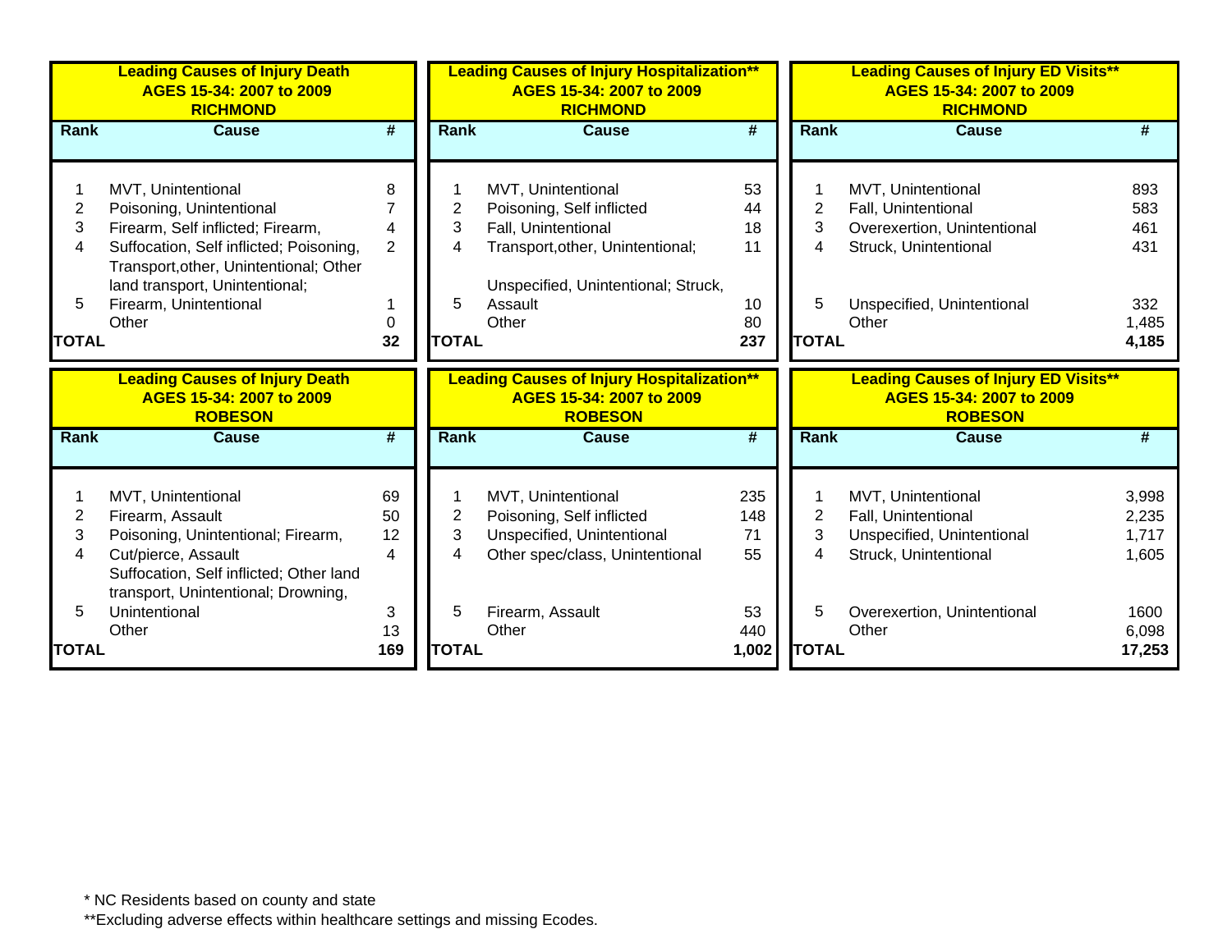**Leading Causes of Injury Death AGES 15-34: 2007 to 2009 RICHMOND**

| Rank | Cause | # |
|---|---|---|
| 1 | MVT, Unintentional | 8 |
| 2 | Poisoning, Unintentional | 7 |
| 3 | Firearm, Self inflicted; Firearm, | 4 |
| 4 | Suffocation, Self inflicted; Poisoning, Transport,other, Unintentional; Other land transport, Unintentional; | 2 |
| 5 | Firearm, Unintentional | 1 |
| | Other | 0 |
| **TOTAL** | | **32** |

**Leading Causes of Injury Hospitalization\*\* AGES 15-34: 2007 to 2009 RICHMOND**

| Rank | Cause | # |
|---|---|---|
| 1 | MVT, Unintentional | 53 |
| 2 | Poisoning, Self inflicted | 44 |
| 3 | Fall, Unintentional | 18 |
| 4 | Transport,other, Unintentional; | 11 |
| 5 | Unspecified, Unintentional; Struck, Assault | 10 |
| | Other | 80 |
| **TOTAL** | | **237** |

**Leading Causes of Injury ED Visits\*\* AGES 15-34: 2007 to 2009 RICHMOND**

| Rank | Cause | # |
|---|---|---|
| 1 | MVT, Unintentional | 893 |
| 2 | Fall, Unintentional | 583 |
| 3 | Overexertion, Unintentional | 461 |
| 4 | Struck, Unintentional | 431 |
| 5 | Unspecified, Unintentional | 332 |
| | Other | 1,485 |
| **TOTAL** | | **4,185** |

**Leading Causes of Injury Death AGES 15-34: 2007 to 2009 ROBESON**

| Rank | Cause | # |
|---|---|---|
| 1 | MVT, Unintentional | 69 |
| 2 | Firearm, Assault | 50 |
| 3 | Poisoning, Unintentional; Firearm, | 12 |
| 4 | Cut/pierce, Assault | 4 |
| 5 | Suffocation, Self inflicted; Other land transport, Unintentional; Drowning, Unintentional | 3 |
| | Other | 13 |
| **TOTAL** | | **169** |

**Leading Causes of Injury Hospitalization\*\* AGES 15-34: 2007 to 2009 ROBESON**

| Rank | Cause | # |
|---|---|---|
| 1 | MVT, Unintentional | 235 |
| 2 | Poisoning, Self inflicted | 148 |
| 3 | Unspecified, Unintentional | 71 |
| 4 | Other spec/class, Unintentional | 55 |
| 5 | Firearm, Assault | 53 |
| | Other | 440 |
| **TOTAL** | | **1,002** |

**Leading Causes of Injury ED Visits\*\* AGES 15-34: 2007 to 2009 ROBESON**

| Rank | Cause | # |
|---|---|---|
| 1 | MVT, Unintentional | 3,998 |
| 2 | Fall, Unintentional | 2,235 |
| 3 | Unspecified, Unintentional | 1,717 |
| 4 | Struck, Unintentional | 1,605 |
| 5 | Overexertion, Unintentional | 1600 |
| | Other | 6,098 |
| **TOTAL** | | **17,253** |

\* NC Residents based on county and state

\*\*Excluding adverse effects within healthcare settings and missing Ecodes.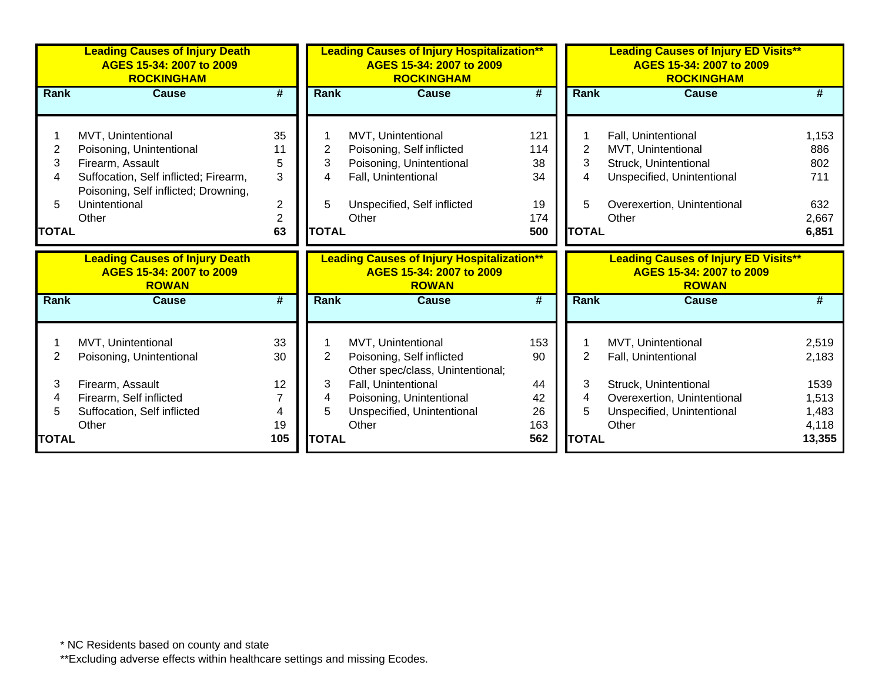| Leading Causes of Injury Death<br>AGES 15-34: 2007 to 2009<br>ROCKINGHAM | | |
|---|---|---|
| Rank | Cause | # |
| 1 | MVT, Unintentional | 35 |
| 2 | Poisoning, Unintentional | 11 |
| 3 | Firearm, Assault | 5 |
| 4 | Suffocation, Self inflicted; Firearm, Poisoning, Self inflicted; Drowning, | 3 |
| 5 | Unintentional | 2 |
| | Other | 2 |
| TOTAL | | 63 |

| Leading Causes of Injury Hospitalization**<br>AGES 15-34: 2007 to 2009<br>ROCKINGHAM | | |
|---|---|---|
| Rank | Cause | # |
| 1 | MVT, Unintentional | 121 |
| 2 | Poisoning, Self inflicted | 114 |
| 3 | Poisoning, Unintentional | 38 |
| 4 | Fall, Unintentional | 34 |
| 5 | Unspecified, Self inflicted | 19 |
| | Other | 174 |
| TOTAL | | 500 |

| Leading Causes of Injury ED Visits**<br>AGES 15-34: 2007 to 2009<br>ROCKINGHAM | | |
|---|---|---|
| Rank | Cause | # |
| 1 | Fall, Unintentional | 1,153 |
| 2 | MVT, Unintentional | 886 |
| 3 | Struck, Unintentional | 802 |
| 4 | Unspecified, Unintentional | 711 |
| 5 | Overexertion, Unintentional | 632 |
| | Other | 2,667 |
| TOTAL | | 6,851 |

| Leading Causes of Injury Death<br>AGES 15-34: 2007 to 2009<br>ROWAN | | |
|---|---|---|
| Rank | Cause | # |
| 1 | MVT, Unintentional | 33 |
| 2 | Poisoning, Unintentional | 30 |
| 3 | Firearm, Assault | 12 |
| 4 | Firearm, Self inflicted | 7 |
| 5 | Suffocation, Self inflicted | 4 |
| | Other | 19 |
| TOTAL | | 105 |

| Leading Causes of Injury Hospitalization**<br>AGES 15-34: 2007 to 2009<br>ROWAN | | |
|---|---|---|
| Rank | Cause | # |
| 1 | MVT, Unintentional | 153 |
| 2 | Poisoning, Self inflicted | 90 |
| 3 | Other spec/class, Unintentional; Fall, Unintentional | 44 |
| 4 | Poisoning, Unintentional | 42 |
| 5 | Unspecified, Unintentional | 26 |
| | Other | 163 |
| TOTAL | | 562 |

| Leading Causes of Injury ED Visits**<br>AGES 15-34: 2007 to 2009<br>ROWAN | | |
|---|---|---|
| Rank | Cause | # |
| 1 | MVT, Unintentional | 2,519 |
| 2 | Fall, Unintentional | 2,183 |
| 3 | Struck, Unintentional | 1539 |
| 4 | Overexertion, Unintentional | 1,513 |
| 5 | Unspecified, Unintentional | 1,483 |
| | Other | 4,118 |
| TOTAL | | 13,355 |

\* NC Residents based on county and state

**Excluding adverse effects within healthcare settings and missing Ecodes.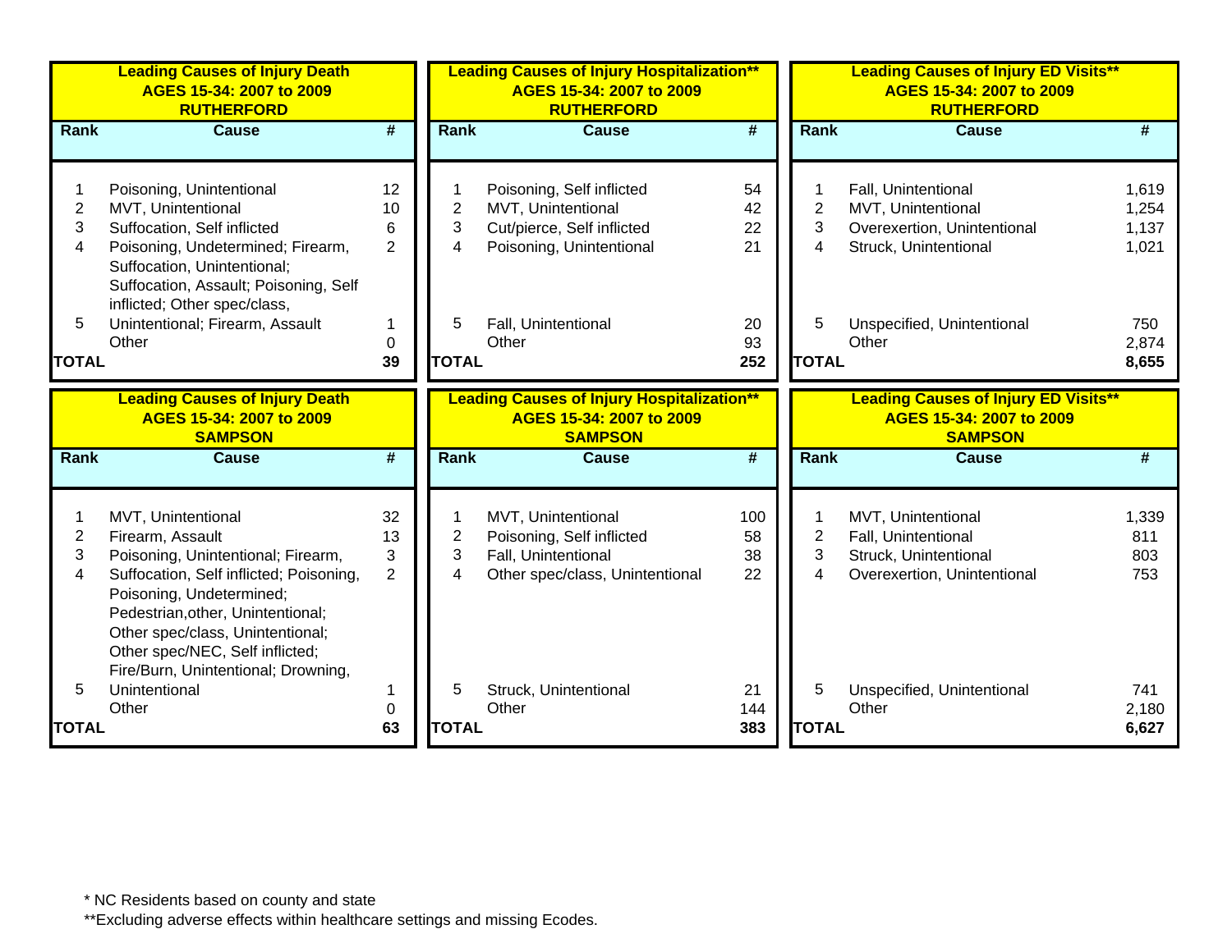| Leading Causes of Injury Death<br>AGES 15-34: 2007 to 2009<br>RUTHERFORD | | |
|---|---|---|
| **Rank** | **Cause** | **#** |
| 1 | Poisoning, Unintentional | 12 |
| 2 | MVT, Unintentional | 10 |
| 3 | Suffocation, Self inflicted | 6 |
| 4 | Poisoning, Undetermined; Firearm, Suffocation, Unintentional; Suffocation, Assault; Poisoning, Self inflicted; Other spec/class, | 2 |
| 5 | Unintentional; Firearm, Assault | 1 |
| | Other | 0 |
| **TOTAL** | | **39** |

| Leading Causes of Injury Hospitalization**<br>AGES 15-34: 2007 to 2009<br>RUTHERFORD | | |
|---|---|---|
| **Rank** | **Cause** | **#** |
| 1 | Poisoning, Self inflicted | 54 |
| 2 | MVT, Unintentional | 42 |
| 3 | Cut/pierce, Self inflicted | 22 |
| 4 | Poisoning, Unintentional | 21 |
| 5 | Fall, Unintentional | 20 |
| | Other | 93 |
| **TOTAL** | | **252** |

| Leading Causes of Injury ED Visits**<br>AGES 15-34: 2007 to 2009<br>RUTHERFORD | | |
|---|---|---|
| **Rank** | **Cause** | **#** |
| 1 | Fall, Unintentional | 1,619 |
| 2 | MVT, Unintentional | 1,254 |
| 3 | Overexertion, Unintentional | 1,137 |
| 4 | Struck, Unintentional | 1,021 |
| 5 | Unspecified, Unintentional | 750 |
| | Other | 2,874 |
| **TOTAL** | | **8,655** |

| Leading Causes of Injury Death<br>AGES 15-34: 2007 to 2009<br>SAMPSON | | |
|---|---|---|
| **Rank** | **Cause** | **#** |
| 1 | MVT, Unintentional | 32 |
| 2 | Firearm, Assault | 13 |
| 3 | Poisoning, Unintentional; Firearm, | 3 |
| 4 | Suffocation, Self inflicted; Poisoning, Poisoning, Undetermined; Pedestrian,other, Unintentional; Other spec/class, Unintentional; Other spec/NEC, Self inflicted; Fire/Burn, Unintentional; Drowning, | 2 |
| 5 | Unintentional | 1 |
| | Other | 0 |
| **TOTAL** | | **63** |

| Leading Causes of Injury Hospitalization**<br>AGES 15-34: 2007 to 2009<br>SAMPSON | | |
|---|---|---|
| **Rank** | **Cause** | **#** |
| 1 | MVT, Unintentional | 100 |
| 2 | Poisoning, Self inflicted | 58 |
| 3 | Fall, Unintentional | 38 |
| 4 | Other spec/class, Unintentional | 22 |
| 5 | Struck, Unintentional | 21 |
| | Other | 144 |
| **TOTAL** | | **383** |

| Leading Causes of Injury ED Visits**<br>AGES 15-34: 2007 to 2009<br>SAMPSON | | |
|---|---|---|
| **Rank** | **Cause** | **#** |
| 1 | MVT, Unintentional | 1,339 |
| 2 | Fall, Unintentional | 811 |
| 3 | Struck, Unintentional | 803 |
| 4 | Overexertion, Unintentional | 753 |
| 5 | Unspecified, Unintentional | 741 |
| | Other | 2,180 |
| **TOTAL** | | **6,627** |

* NC Residents based on county and state

**Excluding adverse effects within healthcare settings and missing Ecodes.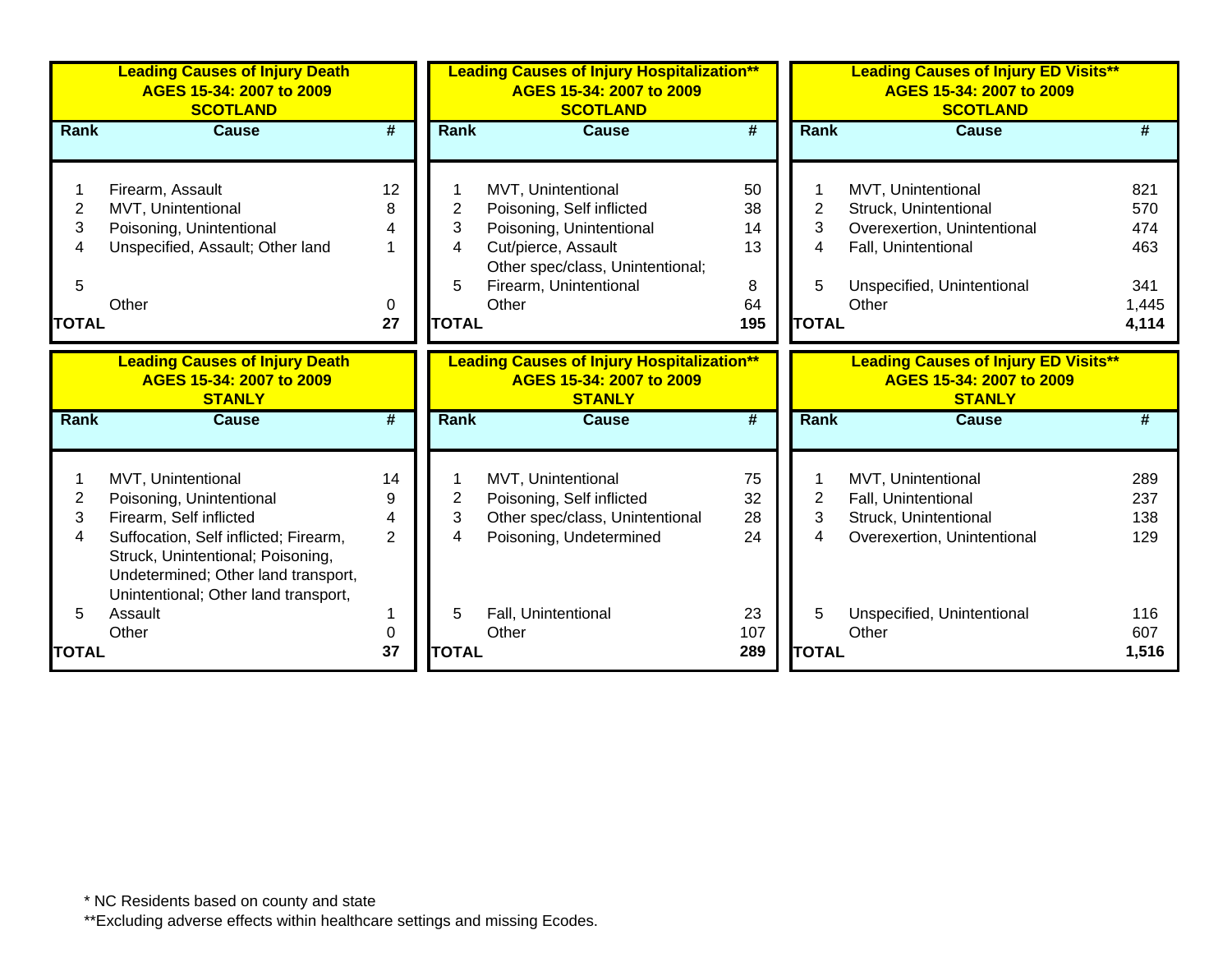| Leading Causes of Injury Death AGES 15-34: 2007 to 2009 SCOTLAND | | |
|---|---|---|
| Rank | Cause | # |
| 1 | Firearm, Assault | 12 |
| 2 | MVT, Unintentional | 8 |
| 3 | Poisoning, Unintentional | 4 |
| 4 | Unspecified, Assault; Other land | 1 |
| 5 | | |
| | Other | 0 |
| TOTAL | | 27 |

| Leading Causes of Injury Hospitalization** AGES 15-34: 2007 to 2009 SCOTLAND | | |
|---|---|---|
| Rank | Cause | # |
| 1 | MVT, Unintentional | 50 |
| 2 | Poisoning, Self inflicted | 38 |
| 3 | Poisoning, Unintentional | 14 |
| 4 | Cut/pierce, Assault | 13 |
| 5 | Other spec/class, Unintentional; Firearm, Unintentional | 8 |
| | Other | 64 |
| TOTAL | | 195 |

| Leading Causes of Injury ED Visits** AGES 15-34: 2007 to 2009 SCOTLAND | | |
|---|---|---|
| Rank | Cause | # |
| 1 | MVT, Unintentional | 821 |
| 2 | Struck, Unintentional | 570 |
| 3 | Overexertion, Unintentional | 474 |
| 4 | Fall, Unintentional | 463 |
| 5 | Unspecified, Unintentional | 341 |
| | Other | 1,445 |
| TOTAL | | 4,114 |

| Leading Causes of Injury Death AGES 15-34: 2007 to 2009 STANLY | | |
|---|---|---|
| Rank | Cause | # |
| 1 | MVT, Unintentional | 14 |
| 2 | Poisoning, Unintentional | 9 |
| 3 | Firearm, Self inflicted | 4 |
| 4 | Suffocation, Self inflicted; Firearm, | 2 |
| 5 | Struck, Unintentional; Poisoning, Undetermined; Other land transport, Unintentional; Other land transport, Assault | 1 |
| | Other | 0 |
| TOTAL | | 37 |

| Leading Causes of Injury Hospitalization** AGES 15-34: 2007 to 2009 STANLY | | |
|---|---|---|
| Rank | Cause | # |
| 1 | MVT, Unintentional | 75 |
| 2 | Poisoning, Self inflicted | 32 |
| 3 | Other spec/class, Unintentional | 28 |
| 4 | Poisoning, Undetermined | 24 |
| 5 | Fall, Unintentional | 23 |
| | Other | 107 |
| TOTAL | | 289 |

| Leading Causes of Injury ED Visits** AGES 15-34: 2007 to 2009 STANLY | | |
|---|---|---|
| Rank | Cause | # |
| 1 | MVT, Unintentional | 289 |
| 2 | Fall, Unintentional | 237 |
| 3 | Struck, Unintentional | 138 |
| 4 | Overexertion, Unintentional | 129 |
| 5 | Unspecified, Unintentional | 116 |
| | Other | 607 |
| TOTAL | | 1,516 |

* NC Residents based on county and state

**Excluding adverse effects within healthcare settings and missing Ecodes.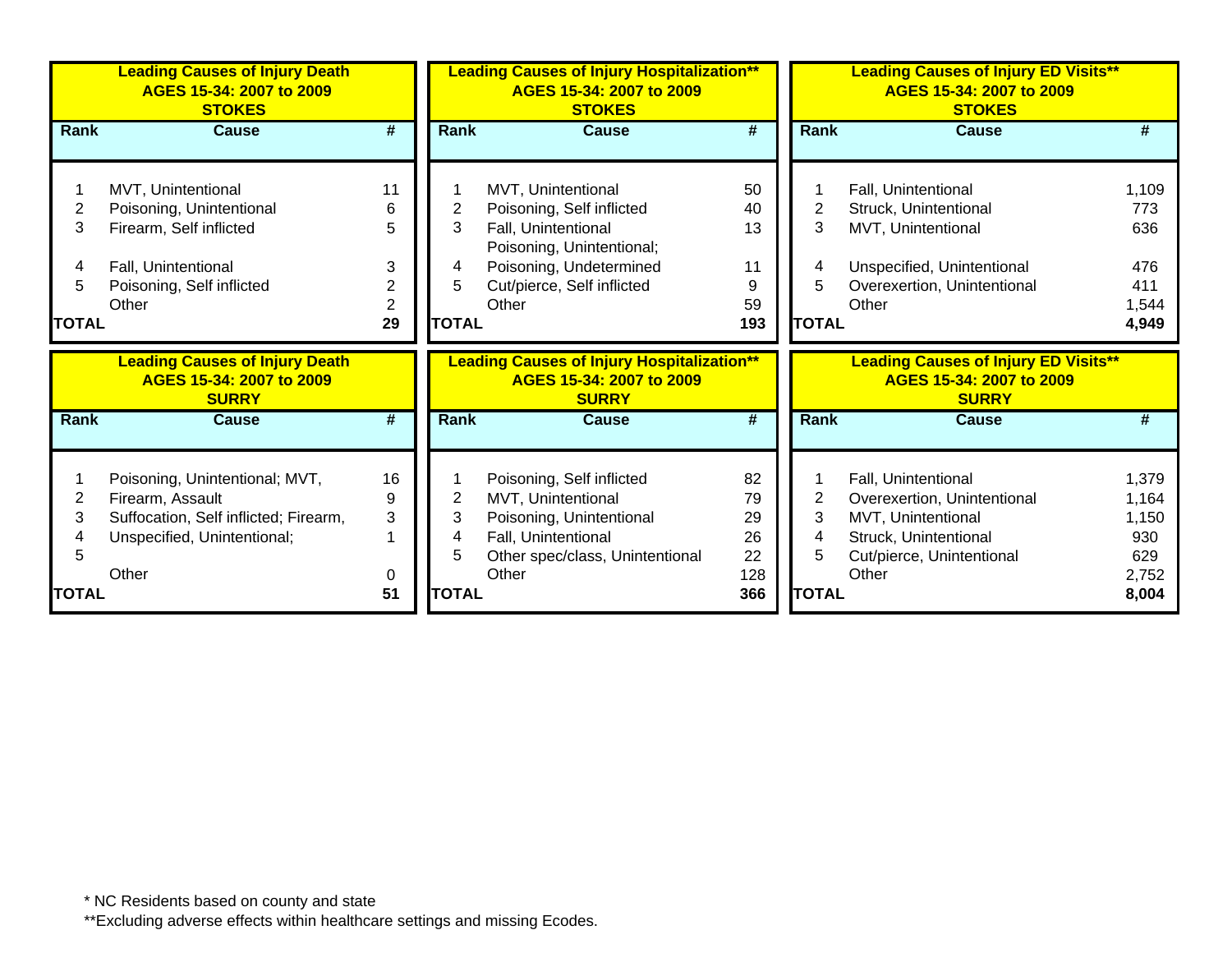### Leading Causes of Injury Death AGES 15-34: 2007 to 2009 STOKES

| Rank | Cause | # |
|---|---|---|
| 1 | MVT, Unintentional | 11 |
| 2 | Poisoning, Unintentional | 6 |
| 3 | Firearm, Self inflicted | 5 |
| 4 | Fall, Unintentional | 3 |
| 5 | Poisoning, Self inflicted | 2 |
| | Other | 2 |
| **TOTAL** | | **29** |

### Leading Causes of Injury Hospitalization** AGES 15-34: 2007 to 2009 STOKES

| Rank | Cause | # |
|---|---|---|
| 1 | MVT, Unintentional | 50 |
| 2 | Poisoning, Self inflicted | 40 |
| 3 | Fall, Unintentional | 13 |
| 4 | Poisoning, Unintentional; Poisoning, Undetermined | 11 |
| 5 | Cut/pierce, Self inflicted | 9 |
| | Other | 59 |
| **TOTAL** | | **193** |

### Leading Causes of Injury ED Visits** AGES 15-34: 2007 to 2009 STOKES

| Rank | Cause | # |
|---|---|---|
| 1 | Fall, Unintentional | 1,109 |
| 2 | Struck, Unintentional | 773 |
| 3 | MVT, Unintentional | 636 |
| 4 | Unspecified, Unintentional | 476 |
| 5 | Overexertion, Unintentional | 411 |
| | Other | 1,544 |
| **TOTAL** | | **4,949** |

### Leading Causes of Injury Death AGES 15-34: 2007 to 2009 SURRY

| Rank | Cause | # |
|---|---|---|
| 1 | Poisoning, Unintentional; MVT, | 16 |
| 2 | Firearm, Assault | 9 |
| 3 | Suffocation, Self inflicted; Firearm, | 3 |
| 4 | Unspecified, Unintentional; | 1 |
| 5 | | |
| | Other | 0 |
| **TOTAL** | | **51** |

### Leading Causes of Injury Hospitalization** AGES 15-34: 2007 to 2009 SURRY

| Rank | Cause | # |
|---|---|---|
| 1 | Poisoning, Self inflicted | 82 |
| 2 | MVT, Unintentional | 79 |
| 3 | Poisoning, Unintentional | 29 |
| 4 | Fall, Unintentional | 26 |
| 5 | Other spec/class, Unintentional | 22 |
| | Other | 128 |
| **TOTAL** | | **366** |

### Leading Causes of Injury ED Visits** AGES 15-34: 2007 to 2009 SURRY

| Rank | Cause | # |
|---|---|---|
| 1 | Fall, Unintentional | 1,379 |
| 2 | Overexertion, Unintentional | 1,164 |
| 3 | MVT, Unintentional | 1,150 |
| 4 | Struck, Unintentional | 930 |
| 5 | Cut/pierce, Unintentional | 629 |
| | Other | 2,752 |
| **TOTAL** | | **8,004** |

* NC Residents based on county and state

**Excluding adverse effects within healthcare settings and missing Ecodes.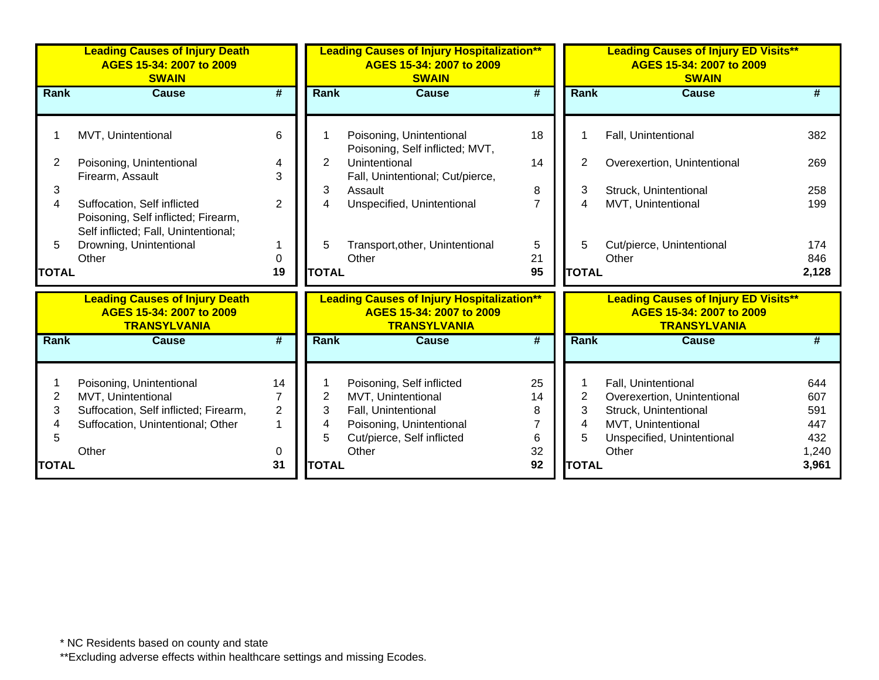| Leading Causes of Injury Death AGES 15-34: 2007 to 2009 SWAIN | | |
|---|---|---|
| Rank | Cause | # |
| 1 | MVT, Unintentional | 6 |
| 2 | Poisoning, Unintentional | 4 |
| 3 | Firearm, Assault | 3 |
| 4 | Suffocation, Self inflicted | 2 |
| 5 | Poisoning, Self inflicted; Firearm, Self inflicted; Fall, Unintentional; Drowning, Unintentional | 1 |
| | Other | 0 |
| TOTAL | | 19 |

| Leading Causes of Injury Hospitalization** AGES 15-34: 2007 to 2009 SWAIN | | |
|---|---|---|
| Rank | Cause | # |
| 1 | Poisoning, Unintentional | 18 |
| 2 | Poisoning, Self inflicted; MVT, Unintentional | 14 |
| 3 | Fall, Unintentional; Cut/pierce, Assault | 8 |
| 4 | Unspecified, Unintentional | 7 |
| 5 | Transport,other, Unintentional | 5 |
| | Other | 21 |
| TOTAL | | 95 |

| Leading Causes of Injury ED Visits** AGES 15-34: 2007 to 2009 SWAIN | | |
|---|---|---|
| Rank | Cause | # |
| 1 | Fall, Unintentional | 382 |
| 2 | Overexertion, Unintentional | 269 |
| 3 | Struck, Unintentional | 258 |
| 4 | MVT, Unintentional | 199 |
| 5 | Cut/pierce, Unintentional | 174 |
| | Other | 846 |
| TOTAL | | 2,128 |

| Leading Causes of Injury Death AGES 15-34: 2007 to 2009 TRANSYLVANIA | | |
|---|---|---|
| Rank | Cause | # |
| 1 | Poisoning, Unintentional | 14 |
| 2 | MVT, Unintentional | 7 |
| 3 | Suffocation, Self inflicted; Firearm, | 2 |
| 4 | Suffocation, Unintentional; Other | 1 |
| 5 | | |
| | Other | 0 |
| TOTAL | | 31 |

| Leading Causes of Injury Hospitalization** AGES 15-34: 2007 to 2009 TRANSYLVANIA | | |
|---|---|---|
| Rank | Cause | # |
| 1 | Poisoning, Self inflicted | 25 |
| 2 | MVT, Unintentional | 14 |
| 3 | Fall, Unintentional | 8 |
| 4 | Poisoning, Unintentional | 7 |
| 5 | Cut/pierce, Self inflicted | 6 |
| | Other | 32 |
| TOTAL | | 92 |

| Leading Causes of Injury ED Visits** AGES 15-34: 2007 to 2009 TRANSYLVANIA | | |
|---|---|---|
| Rank | Cause | # |
| 1 | Fall, Unintentional | 644 |
| 2 | Overexertion, Unintentional | 607 |
| 3 | Struck, Unintentional | 591 |
| 4 | MVT, Unintentional | 447 |
| 5 | Unspecified, Unintentional | 432 |
| | Other | 1,240 |
| TOTAL | | 3,961 |

* NC Residents based on county and state

**Excluding adverse effects within healthcare settings and missing Ecodes.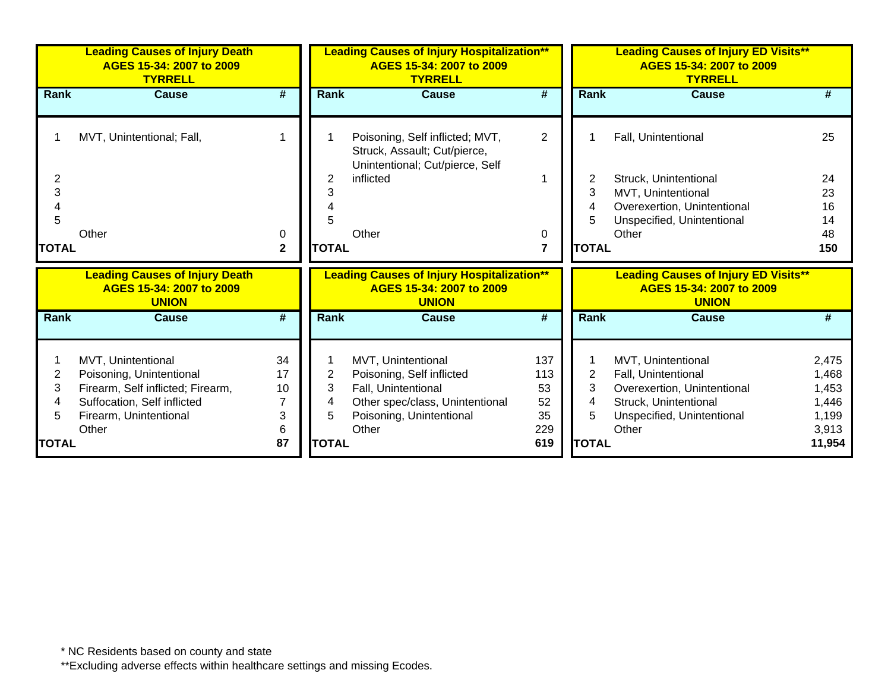### Leading Causes of Injury Death AGES 15-34: 2007 to 2009 TYRRELL

| Rank | Cause | # |
|---|---|---|
| 1 | MVT, Unintentional; Fall, | 1 |
| 2 | | |
| 3 | | |
| 4 | | |
| 5 | | |
| | Other | 0 |
| **TOTAL** | | **2** |

### Leading Causes of Injury Hospitalization** AGES 15-34: 2007 to 2009 TYRRELL

| Rank | Cause | # |
|---|---|---|
| 1 | Poisoning, Self inflicted; MVT, Struck, Assault; Cut/pierce, Unintentional; Cut/pierce, Self | 2 |
| 2 | inflicted | 1 |
| 3 | | |
| 4 | | |
| 5 | | |
| | Other | 0 |
| **TOTAL** | | **7** |

### Leading Causes of Injury ED Visits** AGES 15-34: 2007 to 2009 TYRRELL

| Rank | Cause | # |
|---|---|---|
| 1 | Fall, Unintentional | 25 |
| 2 | Struck, Unintentional | 24 |
| 3 | MVT, Unintentional | 23 |
| 4 | Overexertion, Unintentional | 16 |
| 5 | Unspecified, Unintentional | 14 |
| | Other | 48 |
| **TOTAL** | | **150** |

### Leading Causes of Injury Death AGES 15-34: 2007 to 2009 UNION

| Rank | Cause | # |
|---|---|---|
| 1 | MVT, Unintentional | 34 |
| 2 | Poisoning, Unintentional | 17 |
| 3 | Firearm, Self inflicted; Firearm, | 10 |
| 4 | Suffocation, Self inflicted | 7 |
| 5 | Firearm, Unintentional | 3 |
| | Other | 6 |
| **TOTAL** | | **87** |

### Leading Causes of Injury Hospitalization** AGES 15-34: 2007 to 2009 UNION

| Rank | Cause | # |
|---|---|---|
| 1 | MVT, Unintentional | 137 |
| 2 | Poisoning, Self inflicted | 113 |
| 3 | Fall, Unintentional | 53 |
| 4 | Other spec/class, Unintentional | 52 |
| 5 | Poisoning, Unintentional | 35 |
| | Other | 229 |
| **TOTAL** | | **619** |

### Leading Causes of Injury ED Visits** AGES 15-34: 2007 to 2009 UNION

| Rank | Cause | # |
|---|---|---|
| 1 | MVT, Unintentional | 2,475 |
| 2 | Fall, Unintentional | 1,468 |
| 3 | Overexertion, Unintentional | 1,453 |
| 4 | Struck, Unintentional | 1,446 |
| 5 | Unspecified, Unintentional | 1,199 |
| | Other | 3,913 |
| **TOTAL** | | **11,954** |

* NC Residents based on county and state

**Excluding adverse effects within healthcare settings and missing Ecodes.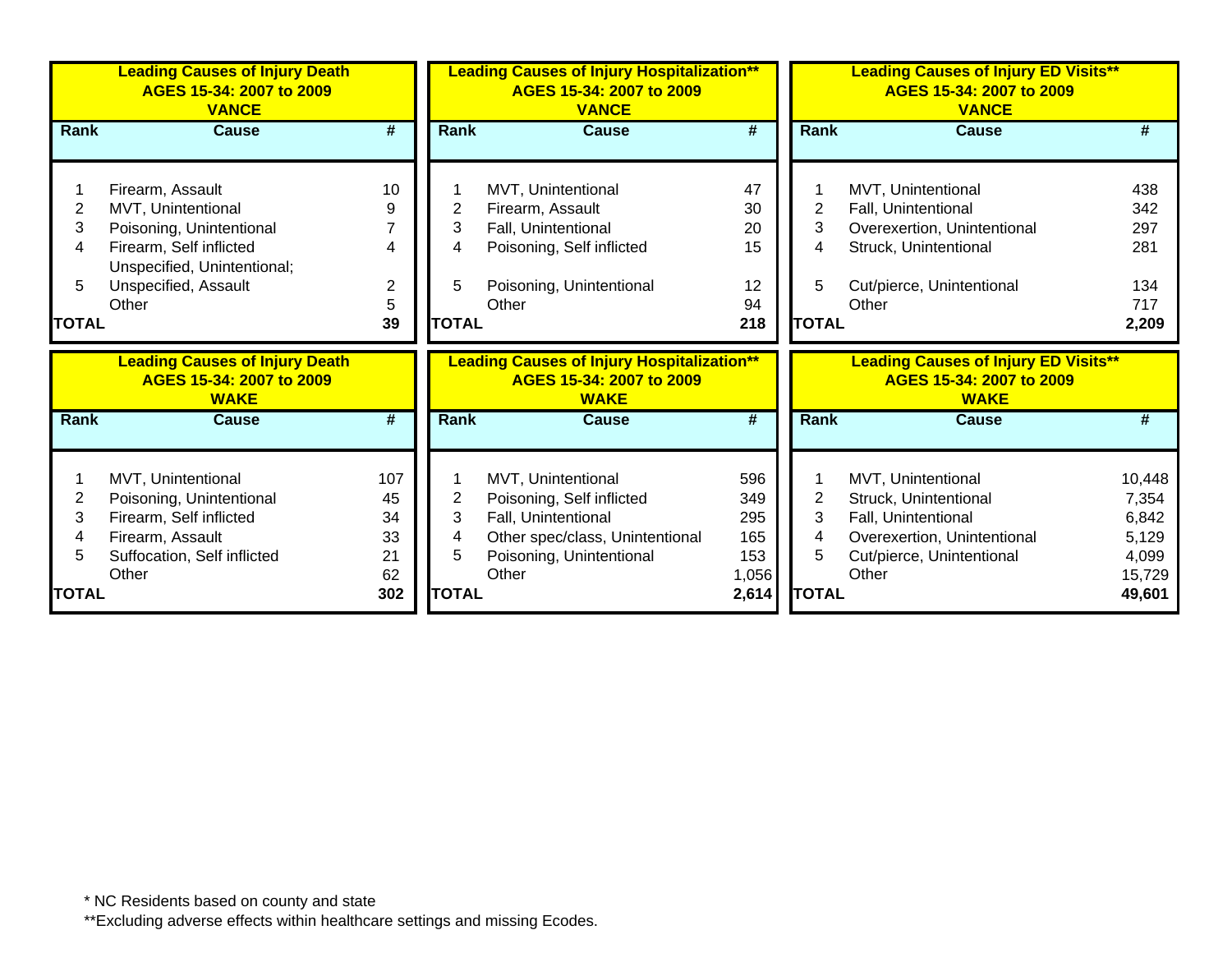**Leading Causes of Injury Death**
**AGES 15-34: 2007 to 2009**
**VANCE**

| Rank | Cause | # |
|---|---|---|
| 1 | Firearm, Assault | 10 |
| 2 | MVT, Unintentional | 9 |
| 3 | Poisoning, Unintentional | 7 |
| 4 | Firearm, Self inflicted | 4 |
| 5 | Unspecified, Unintentional; Unspecified, Assault | 2 |
| | Other | 5 |
| **TOTAL** | | **39** |

**Leading Causes of Injury Hospitalization****
**AGES 15-34: 2007 to 2009**
**VANCE**

| Rank | Cause | # |
|---|---|---|
| 1 | MVT, Unintentional | 47 |
| 2 | Firearm, Assault | 30 |
| 3 | Fall, Unintentional | 20 |
| 4 | Poisoning, Self inflicted | 15 |
| 5 | Poisoning, Unintentional | 12 |
| | Other | 94 |
| **TOTAL** | | **218** |

**Leading Causes of Injury ED Visits****
**AGES 15-34: 2007 to 2009**
**VANCE**

| Rank | Cause | # |
|---|---|---|
| 1 | MVT, Unintentional | 438 |
| 2 | Fall, Unintentional | 342 |
| 3 | Overexertion, Unintentional | 297 |
| 4 | Struck, Unintentional | 281 |
| 5 | Cut/pierce, Unintentional | 134 |
| | Other | 717 |
| **TOTAL** | | **2,209** |

**Leading Causes of Injury Death**
**AGES 15-34: 2007 to 2009**
**WAKE**

| Rank | Cause | # |
|---|---|---|
| 1 | MVT, Unintentional | 107 |
| 2 | Poisoning, Unintentional | 45 |
| 3 | Firearm, Self inflicted | 34 |
| 4 | Firearm, Assault | 33 |
| 5 | Suffocation, Self inflicted | 21 |
| | Other | 62 |
| **TOTAL** | | **302** |

**Leading Causes of Injury Hospitalization****
**AGES 15-34: 2007 to 2009**
**WAKE**

| Rank | Cause | # |
|---|---|---|
| 1 | MVT, Unintentional | 596 |
| 2 | Poisoning, Self inflicted | 349 |
| 3 | Fall, Unintentional | 295 |
| 4 | Other spec/class, Unintentional | 165 |
| 5 | Poisoning, Unintentional | 153 |
| | Other | 1,056 |
| **TOTAL** | | **2,614** |

**Leading Causes of Injury ED Visits****
**AGES 15-34: 2007 to 2009**
**WAKE**

| Rank | Cause | # |
|---|---|---|
| 1 | MVT, Unintentional | 10,448 |
| 2 | Struck, Unintentional | 7,354 |
| 3 | Fall, Unintentional | 6,842 |
| 4 | Overexertion, Unintentional | 5,129 |
| 5 | Cut/pierce, Unintentional | 4,099 |
| | Other | 15,729 |
| **TOTAL** | | **49,601** |

* NC Residents based on county and state

**Excluding adverse effects within healthcare settings and missing Ecodes.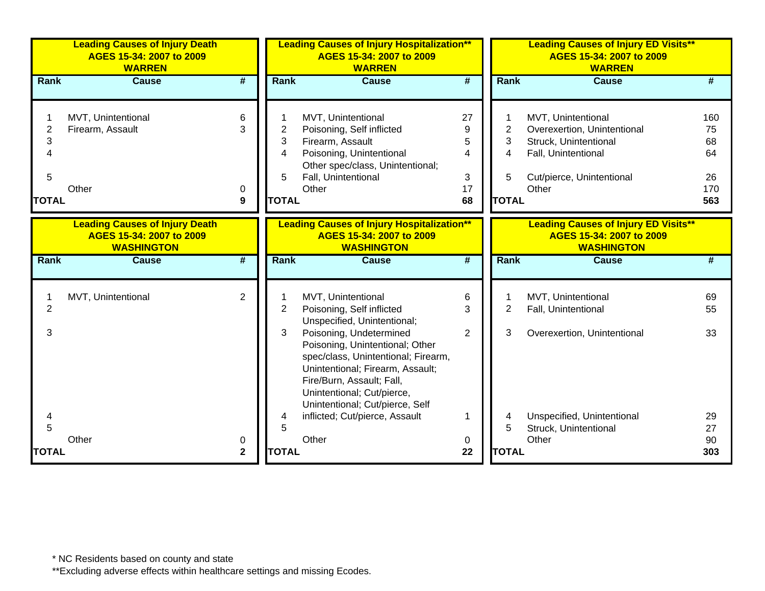### Leading Causes of Injury Death AGES 15-34: 2007 to 2009 WARREN

| Rank | Cause | # |
|---|---|---|
| 1 | MVT, Unintentional | 6 |
| 2 | Firearm, Assault | 3 |
| 3 | | |
| 4 | | |
| 5 | | |
| | Other | 0 |
| TOTAL | | 9 |

### Leading Causes of Injury Hospitalization** AGES 15-34: 2007 to 2009 WARREN

| Rank | Cause | # |
|---|---|---|
| 1 | MVT, Unintentional | 27 |
| 2 | Poisoning, Self inflicted | 9 |
| 3 | Firearm, Assault | 5 |
| 4 | Poisoning, Unintentional | 4 |
| 5 | Other spec/class, Unintentional; Fall, Unintentional | 3 |
| | Other | 17 |
| TOTAL | | 68 |

### Leading Causes of Injury ED Visits** AGES 15-34: 2007 to 2009 WARREN

| Rank | Cause | # |
|---|---|---|
| 1 | MVT, Unintentional | 160 |
| 2 | Overexertion, Unintentional | 75 |
| 3 | Struck, Unintentional | 68 |
| 4 | Fall, Unintentional | 64 |
| 5 | Cut/pierce, Unintentional | 26 |
| | Other | 170 |
| TOTAL | | 563 |

### Leading Causes of Injury Death AGES 15-34: 2007 to 2009 WASHINGTON

| Rank | Cause | # |
|---|---|---|
| 1 | MVT, Unintentional | 2 |
| 2 | | |
| 3 | | |
| 4 | | |
| 5 | | |
| | Other | 0 |
| TOTAL | | 2 |

### Leading Causes of Injury Hospitalization** AGES 15-34: 2007 to 2009 WASHINGTON

| Rank | Cause | # |
|---|---|---|
| 1 | MVT, Unintentional | 6 |
| 2 | Poisoning, Self inflicted | 3 |
| 3 | Unspecified, Unintentional; Poisoning, Undetermined | 2 |
| 4 | Poisoning, Unintentional; Other spec/class, Unintentional; Firearm, Unintentional; Firearm, Assault; Fire/Burn, Assault; Fall, Unintentional; Cut/pierce, Unintentional; Cut/pierce, Self inflicted; Cut/pierce, Assault | 1 |
| 5 | | |
| | Other | 0 |
| TOTAL | | 22 |

### Leading Causes of Injury ED Visits** AGES 15-34: 2007 to 2009 WASHINGTON

| Rank | Cause | # |
|---|---|---|
| 1 | MVT, Unintentional | 69 |
| 2 | Fall, Unintentional | 55 |
| 3 | Overexertion, Unintentional | 33 |
| 4 | Unspecified, Unintentional | 29 |
| 5 | Struck, Unintentional | 27 |
| | Other | 90 |
| TOTAL | | 303 |

* NC Residents based on county and state

**Excluding adverse effects within healthcare settings and missing Ecodes.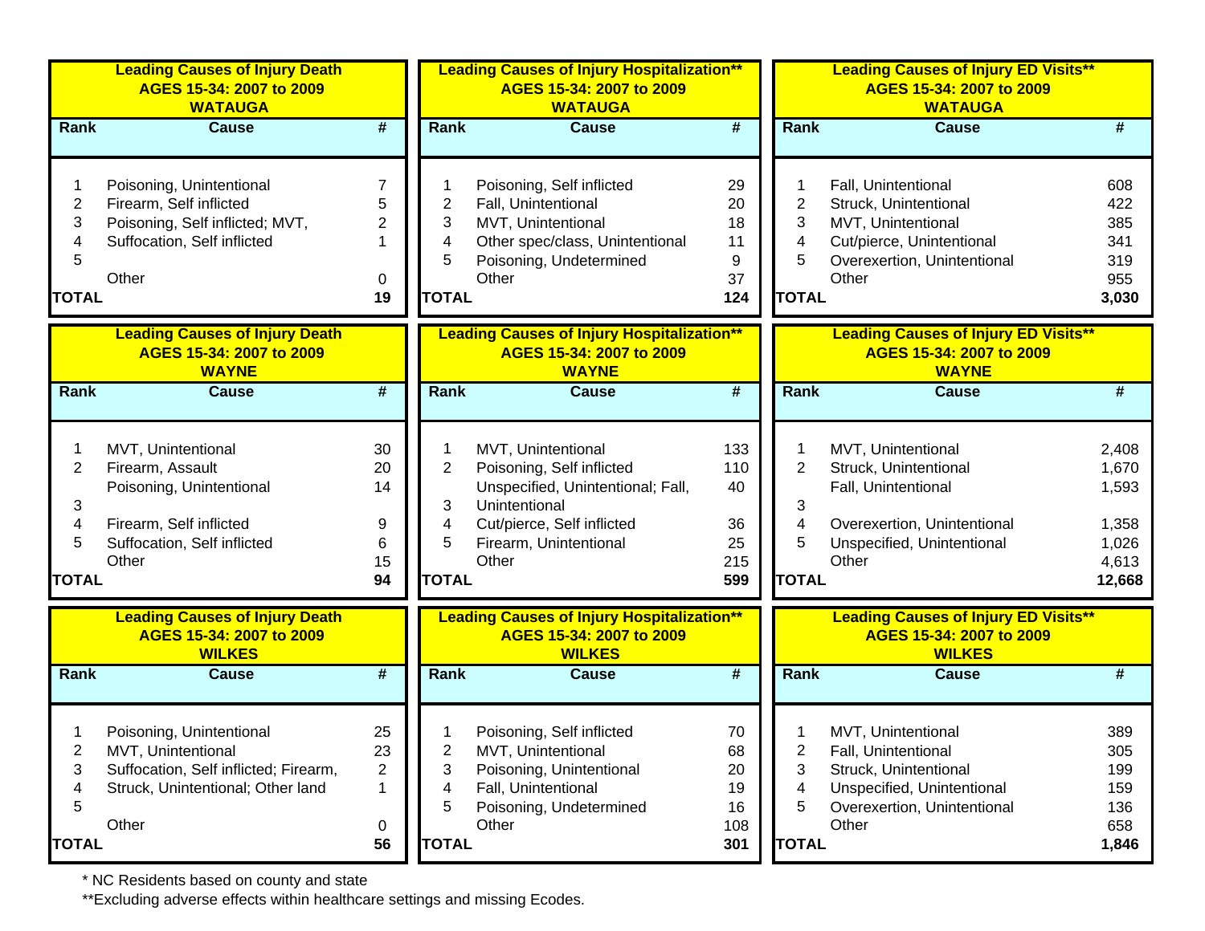**Leading Causes of Injury Death AGES 15-34: 2007 to 2009 WATAUGA**

| Rank | Cause | # |
|---|---|---|
| 1 | Poisoning, Unintentional | 7 |
| 2 | Firearm, Self inflicted | 5 |
| 3 | Poisoning, Self inflicted; MVT, | 2 |
| 4 | Suffocation, Self inflicted | 1 |
| 5 | | |
| | Other | 0 |
| TOTAL | | 19 |

**Leading Causes of Injury Hospitalization** AGES 15-34: 2007 to 2009 WATAUGA**

| Rank | Cause | # |
|---|---|---|
| 1 | Poisoning, Self inflicted | 29 |
| 2 | Fall, Unintentional | 20 |
| 3 | MVT, Unintentional | 18 |
| 4 | Other spec/class, Unintentional | 11 |
| 5 | Poisoning, Undetermined | 9 |
| | Other | 37 |
| TOTAL | | 124 |

**Leading Causes of Injury ED Visits** AGES 15-34: 2007 to 2009 WATAUGA**

| Rank | Cause | # |
|---|---|---|
| 1 | Fall, Unintentional | 608 |
| 2 | Struck, Unintentional | 422 |
| 3 | MVT, Unintentional | 385 |
| 4 | Cut/pierce, Unintentional | 341 |
| 5 | Overexertion, Unintentional | 319 |
| | Other | 955 |
| TOTAL | | 3,030 |

**Leading Causes of Injury Death AGES 15-34: 2007 to 2009 WAYNE**

| Rank | Cause | # |
|---|---|---|
| 1 | MVT, Unintentional | 30 |
| 2 | Firearm, Assault | 20 |
| 3 | Poisoning, Unintentional | 14 |
| 4 | Firearm, Self inflicted | 9 |
| 5 | Suffocation, Self inflicted | 6 |
| | Other | 15 |
| TOTAL | | 94 |

**Leading Causes of Injury Hospitalization** AGES 15-34: 2007 to 2009 WAYNE**

| Rank | Cause | # |
|---|---|---|
| 1 | MVT, Unintentional | 133 |
| 2 | Poisoning, Self inflicted | 110 |
| 3 | Unspecified, Unintentional; Fall, Unintentional | 40 |
| 4 | Cut/pierce, Self inflicted | 36 |
| 5 | Firearm, Unintentional | 25 |
| | Other | 215 |
| TOTAL | | 599 |

**Leading Causes of Injury ED Visits** AGES 15-34: 2007 to 2009 WAYNE**

| Rank | Cause | # |
|---|---|---|
| 1 | MVT, Unintentional | 2,408 |
| 2 | Struck, Unintentional | 1,670 |
| 3 | Fall, Unintentional | 1,593 |
| 4 | Overexertion, Unintentional | 1,358 |
| 5 | Unspecified, Unintentional | 1,026 |
| | Other | 4,613 |
| TOTAL | | 12,668 |

**Leading Causes of Injury Death AGES 15-34: 2007 to 2009 WILKES**

| Rank | Cause | # |
|---|---|---|
| 1 | Poisoning, Unintentional | 25 |
| 2 | MVT, Unintentional | 23 |
| 3 | Suffocation, Self inflicted; Firearm, | 2 |
| 4 | Struck, Unintentional; Other land | 1 |
| 5 | | |
| | Other | 0 |
| TOTAL | | 56 |

**Leading Causes of Injury Hospitalization** AGES 15-34: 2007 to 2009 WILKES**

| Rank | Cause | # |
|---|---|---|
| 1 | Poisoning, Self inflicted | 70 |
| 2 | MVT, Unintentional | 68 |
| 3 | Poisoning, Unintentional | 20 |
| 4 | Fall, Unintentional | 19 |
| 5 | Poisoning, Undetermined | 16 |
| | Other | 108 |
| TOTAL | | 301 |

**Leading Causes of Injury ED Visits** AGES 15-34: 2007 to 2009 WILKES**

| Rank | Cause | # |
|---|---|---|
| 1 | MVT, Unintentional | 389 |
| 2 | Fall, Unintentional | 305 |
| 3 | Struck, Unintentional | 199 |
| 4 | Unspecified, Unintentional | 159 |
| 5 | Overexertion, Unintentional | 136 |
| | Other | 658 |
| TOTAL | | 1,846 |

\* NC Residents based on county and state

**Excluding adverse effects within healthcare settings and missing Ecodes.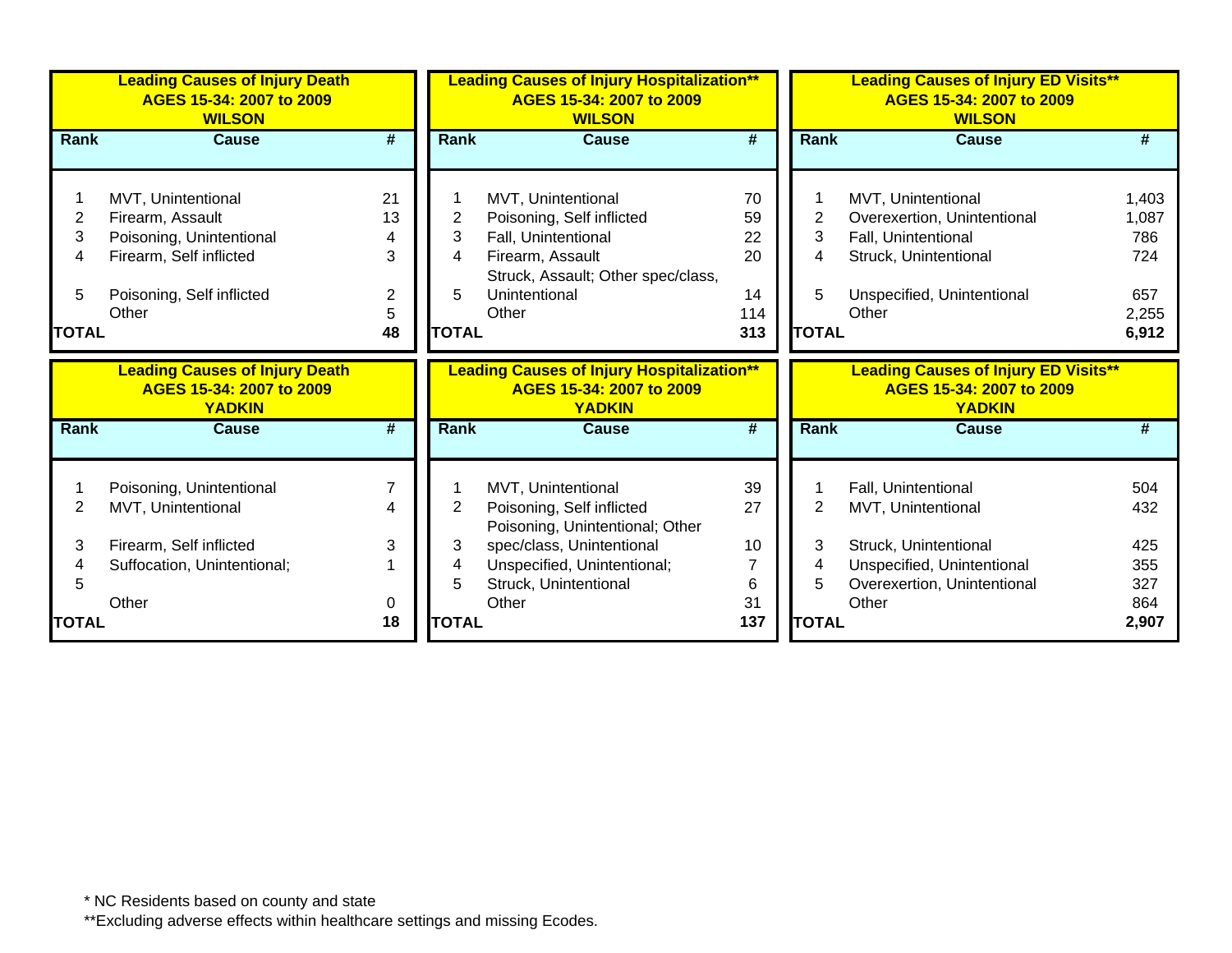| Leading Causes of Injury Death AGES 15-34: 2007 to 2009 WILSON | | |
|---|---|---|
| **Rank** | **Cause** | **#** |
| 1 | MVT, Unintentional | 21 |
| 2 | Firearm, Assault | 13 |
| 3 | Poisoning, Unintentional | 4 |
| 4 | Firearm, Self inflicted | 3 |
| 5 | Poisoning, Self inflicted | 2 |
| | Other | 5 |
| **TOTAL** | | **48** |

| Leading Causes of Injury Hospitalization** AGES 15-34: 2007 to 2009 WILSON | | |
|---|---|---|
| **Rank** | **Cause** | **#** |
| 1 | MVT, Unintentional | 70 |
| 2 | Poisoning, Self inflicted | 59 |
| 3 | Fall, Unintentional | 22 |
| 4 | Firearm, Assault | 20 |
| 5 | Struck, Assault; Other spec/class, Unintentional | 14 |
| | Other | 114 |
| **TOTAL** | | **313** |

| Leading Causes of Injury ED Visits** AGES 15-34: 2007 to 2009 WILSON | | |
|---|---|---|
| **Rank** | **Cause** | **#** |
| 1 | MVT, Unintentional | 1,403 |
| 2 | Overexertion, Unintentional | 1,087 |
| 3 | Fall, Unintentional | 786 |
| 4 | Struck, Unintentional | 724 |
| 5 | Unspecified, Unintentional | 657 |
| | Other | 2,255 |
| **TOTAL** | | **6,912** |

| Leading Causes of Injury Death AGES 15-34: 2007 to 2009 YADKIN | | |
|---|---|---|
| **Rank** | **Cause** | **#** |
| 1 | Poisoning, Unintentional | 7 |
| 2 | MVT, Unintentional | 4 |
| 3 | Firearm, Self inflicted | 3 |
| 4 | Suffocation, Unintentional; | 1 |
| 5 | | |
| | Other | 0 |
| **TOTAL** | | **18** |

| Leading Causes of Injury Hospitalization** AGES 15-34: 2007 to 2009 YADKIN | | |
|---|---|---|
| **Rank** | **Cause** | **#** |
| 1 | MVT, Unintentional | 39 |
| 2 | Poisoning, Self inflicted | 27 |
| 3 | Poisoning, Unintentional; Other spec/class, Unintentional | 10 |
| 4 | Unspecified, Unintentional; | 7 |
| 5 | Struck, Unintentional | 6 |
| | Other | 31 |
| **TOTAL** | | **137** |

| Leading Causes of Injury ED Visits** AGES 15-34: 2007 to 2009 YADKIN | | |
|---|---|---|
| **Rank** | **Cause** | **#** |
| 1 | Fall, Unintentional | 504 |
| 2 | MVT, Unintentional | 432 |
| 3 | Struck, Unintentional | 425 |
| 4 | Unspecified, Unintentional | 355 |
| 5 | Overexertion, Unintentional | 327 |
| | Other | 864 |
| **TOTAL** | | **2,907** |

* NC Residents based on county and state

**Excluding adverse effects within healthcare settings and missing Ecodes.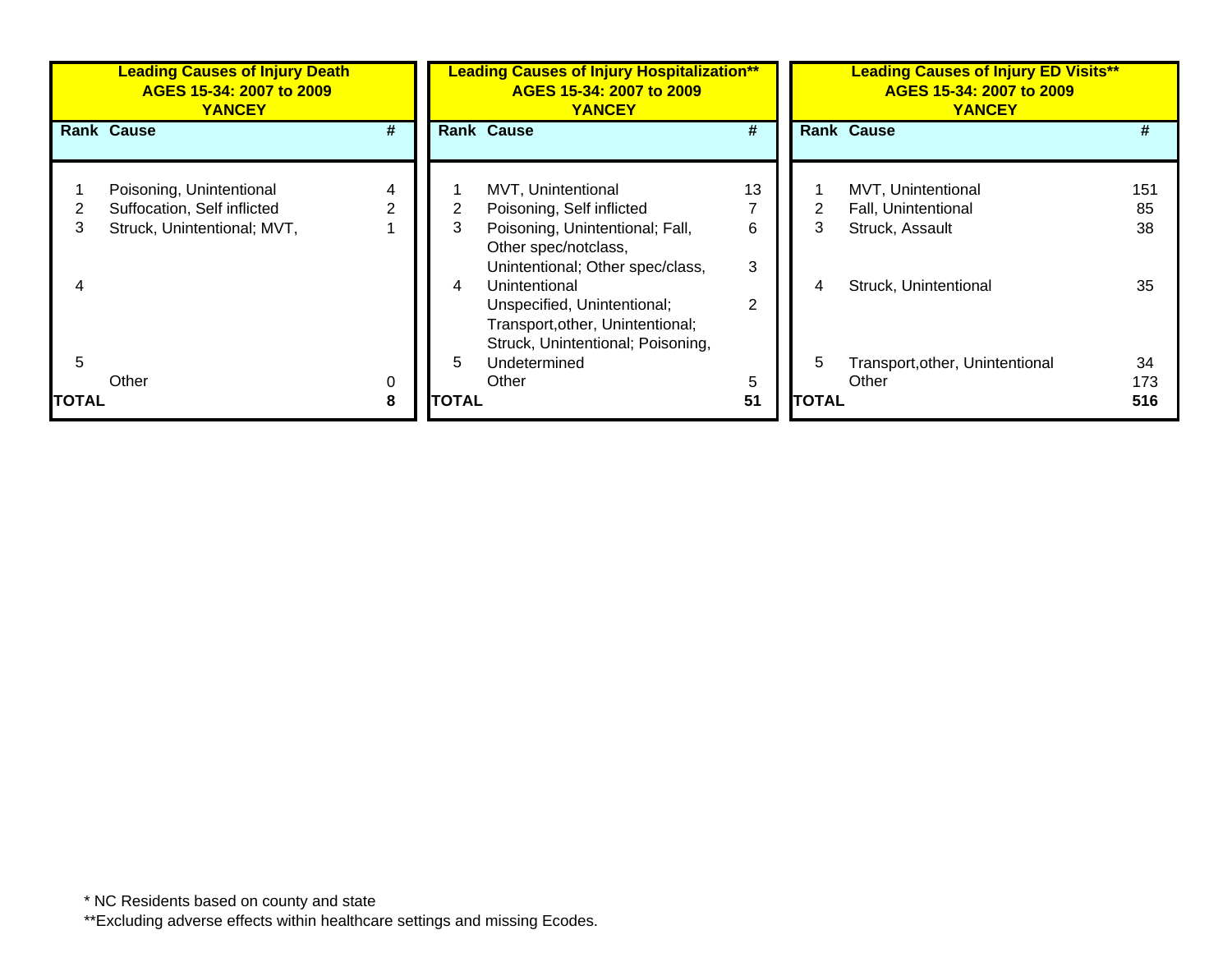| Leading Causes of Injury Death AGES 15-34: 2007 to 2009 YANCEY | | |
|---|---|---|
| **Rank** | **Cause** | **#** |
| 1 | Poisoning, Unintentional | 4 |
| 2 | Suffocation, Self inflicted | 2 |
| 3 | Struck, Unintentional; MVT, | 1 |
| 4 | | |
| 5 | | |
| | Other | 0 |
| **TOTAL** | | **8** |

| Leading Causes of Injury Hospitalization** AGES 15-34: 2007 to 2009 YANCEY | | |
|---|---|---|
| **Rank** | **Cause** | **#** |
| 1 | MVT, Unintentional | 13 |
| 2 | Poisoning, Self inflicted | 7 |
| 3 | Poisoning, Unintentional; Fall, Other spec/notclass, | 6 |
| 4 | Unintentional; Other spec/class, Unintentional | 3 |
| 5 | Unspecified, Unintentional; Transport,other, Unintentional; Struck, Unintentional; Poisoning, Undetermined | 2 |
| | Other | 5 |
| **TOTAL** | | **51** |

| Leading Causes of Injury ED Visits** AGES 15-34: 2007 to 2009 YANCEY | | |
|---|---|---|
| **Rank** | **Cause** | **#** |
| 1 | MVT, Unintentional | 151 |
| 2 | Fall, Unintentional | 85 |
| 3 | Struck, Assault | 38 |
| 4 | Struck, Unintentional | 35 |
| 5 | Transport,other, Unintentional | 34 |
| | Other | 173 |
| **TOTAL** | | **516** |

* NC Residents based on county and state

**Excluding adverse effects within healthcare settings and missing Ecodes.